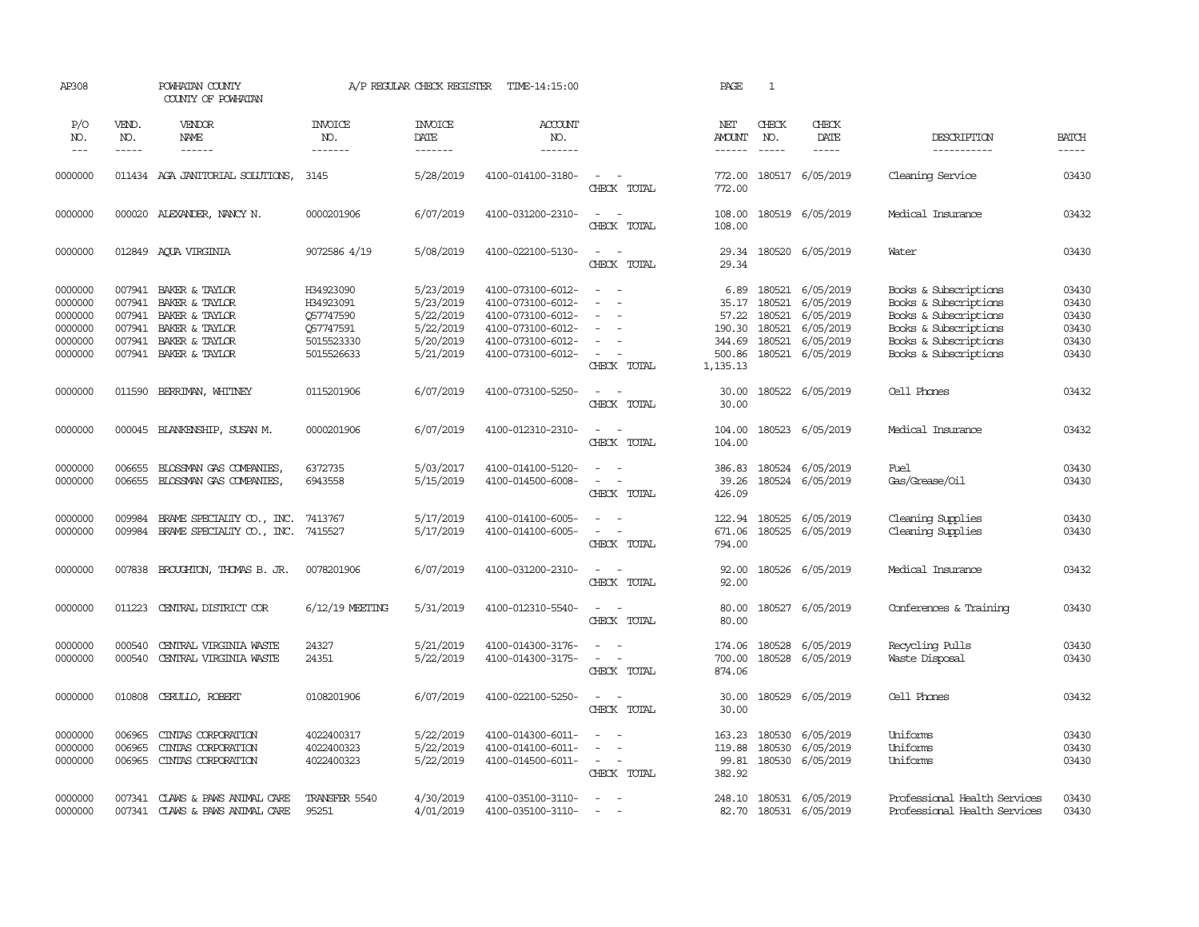AP308 POWHATAN COUNTY A/P REGULAR CHECK REGISTER TIME-14:15:00 PAGE 1

COUNTY OF POWHATAN

| P/O NO. | VEND. NO. | VENDOR NAME | INVOICE NO. | INVOICE DATE | ACCOUNT NO. | | NET AMOUNT | CHECK NO. | CHECK DATE | DESCRIPTION | BATCH |
|---|---|---|---|---|---|---|---|---|---|---|---|
| --- | ----- | ------ | ------- | ------- | ------- | | ------ | ----- | ----- | ----------- | ----- |
| 0000000 | 011434 | AGA JANITORIAL SOLUTIONS, | 3145 | 5/28/2019 | 4100-014100-3180- | - - | 772.00 | 180517 | 6/05/2019 | Cleaning Service | 03430 |
| | | | | | | CHECK TOTAL | 772.00 | | | | |
| 0000000 | 000020 | ALEXANDER, NANCY N. | 0000201906 | 6/07/2019 | 4100-031200-2310- | - - | 108.00 | 180519 | 6/05/2019 | Medical Insurance | 03432 |
| | | | | | | CHECK TOTAL | 108.00 | | | | |
| 0000000 | 012849 | AQUA VIRGINIA | 9072586 4/19 | 5/08/2019 | 4100-022100-5130- | - - | 29.34 | 180520 | 6/05/2019 | Water | 03430 |
| | | | | | | CHECK TOTAL | 29.34 | | | | |
| 0000000 | 007941 | BAKER & TAYLOR | H34923090 | 5/23/2019 | 4100-073100-6012- | - - | 6.89 | 180521 | 6/05/2019 | Books & Subscriptions | 03430 |
| 0000000 | 007941 | BAKER & TAYLOR | H34923091 | 5/23/2019 | 4100-073100-6012- | - - | 35.17 | 180521 | 6/05/2019 | Books & Subscriptions | 03430 |
| 0000000 | 007941 | BAKER & TAYLOR | Q57747590 | 5/22/2019 | 4100-073100-6012- | - - | 57.22 | 180521 | 6/05/2019 | Books & Subscriptions | 03430 |
| 0000000 | 007941 | BAKER & TAYLOR | Q57747591 | 5/22/2019 | 4100-073100-6012- | - - | 190.30 | 180521 | 6/05/2019 | Books & Subscriptions | 03430 |
| 0000000 | 007941 | BAKER & TAYLOR | 5015523330 | 5/20/2019 | 4100-073100-6012- | - - | 344.69 | 180521 | 6/05/2019 | Books & Subscriptions | 03430 |
| 0000000 | 007941 | BAKER & TAYLOR | 5015526633 | 5/21/2019 | 4100-073100-6012- | - - | 500.86 | 180521 | 6/05/2019 | Books & Subscriptions | 03430 |
| | | | | | | CHECK TOTAL | 1,135.13 | | | | |
| 0000000 | 011590 | BERRIMAN, WHITNEY | 0115201906 | 6/07/2019 | 4100-073100-5250- | - - | 30.00 | 180522 | 6/05/2019 | Cell Phones | 03432 |
| | | | | | | CHECK TOTAL | 30.00 | | | | |
| 0000000 | 000045 | BLANKENSHIP, SUSAN M. | 0000201906 | 6/07/2019 | 4100-012310-2310- | - - | 104.00 | 180523 | 6/05/2019 | Medical Insurance | 03432 |
| | | | | | | CHECK TOTAL | 104.00 | | | | |
| 0000000 | 006655 | BLOSSMAN GAS COMPANIES, | 6372735 | 5/03/2017 | 4100-014100-5120- | - - | 386.83 | 180524 | 6/05/2019 | Fuel | 03430 |
| 0000000 | 006655 | BLOSSMAN GAS COMPANIES, | 6943558 | 5/15/2019 | 4100-014500-6008- | - - | 39.26 | 180524 | 6/05/2019 | Gas/Grease/Oil | 03430 |
| | | | | | | CHECK TOTAL | 426.09 | | | | |
| 0000000 | 009984 | BRAME SPECIALTY CO., INC. | 7413767 | 5/17/2019 | 4100-014100-6005- | - - | 122.94 | 180525 | 6/05/2019 | Cleaning Supplies | 03430 |
| 0000000 | 009984 | BRAME SPECIALTY CO., INC. | 7415527 | 5/17/2019 | 4100-014100-6005- | - - | 671.06 | 180525 | 6/05/2019 | Cleaning Supplies | 03430 |
| | | | | | | CHECK TOTAL | 794.00 | | | | |
| 0000000 | 007838 | BROUGHTON, THOMAS B. JR. | 0078201906 | 6/07/2019 | 4100-031200-2310- | - - | 92.00 | 180526 | 6/05/2019 | Medical Insurance | 03432 |
| | | | | | | CHECK TOTAL | 92.00 | | | | |
| 0000000 | 011223 | CENTRAL DISTRICT COR | 6/12/19 MEETING | 5/31/2019 | 4100-012310-5540- | - - | 80.00 | 180527 | 6/05/2019 | Conferences & Training | 03430 |
| | | | | | | CHECK TOTAL | 80.00 | | | | |
| 0000000 | 000540 | CENTRAL VIRGINIA WASTE | 24327 | 5/21/2019 | 4100-014300-3176- | - - | 174.06 | 180528 | 6/05/2019 | Recycling Pulls | 03430 |
| 0000000 | 000540 | CENTRAL VIRGINIA WASTE | 24351 | 5/22/2019 | 4100-014300-3175- | - - | 700.00 | 180528 | 6/05/2019 | Waste Disposal | 03430 |
| | | | | | | CHECK TOTAL | 874.06 | | | | |
| 0000000 | 010808 | CERULLO, ROBERT | 0108201906 | 6/07/2019 | 4100-022100-5250- | - - | 30.00 | 180529 | 6/05/2019 | Cell Phones | 03432 |
| | | | | | | CHECK TOTAL | 30.00 | | | | |
| 0000000 | 006965 | CINTAS CORPORATION | 4022400317 | 5/22/2019 | 4100-014300-6011- | - - | 163.23 | 180530 | 6/05/2019 | Uniforms | 03430 |
| 0000000 | 006965 | CINTAS CORPORATION | 4022400323 | 5/22/2019 | 4100-014100-6011- | - - | 119.88 | 180530 | 6/05/2019 | Uniforms | 03430 |
| 0000000 | 006965 | CINTAS CORPORATION | 4022400323 | 5/22/2019 | 4100-014500-6011- | - - | 99.81 | 180530 | 6/05/2019 | Uniforms | 03430 |
| | | | | | | CHECK TOTAL | 382.92 | | | | |
| 0000000 | 007341 | CLAWS & PAWS ANIMAL CARE | TRANSFER 5540 | 4/30/2019 | 4100-035100-3110- | - - | 248.10 | 180531 | 6/05/2019 | Professional Health Services | 03430 |
| 0000000 | 007341 | CLAWS & PAWS ANIMAL CARE | 95251 | 4/01/2019 | 4100-035100-3110- | - - | 82.70 | 180531 | 6/05/2019 | Professional Health Services | 03430 |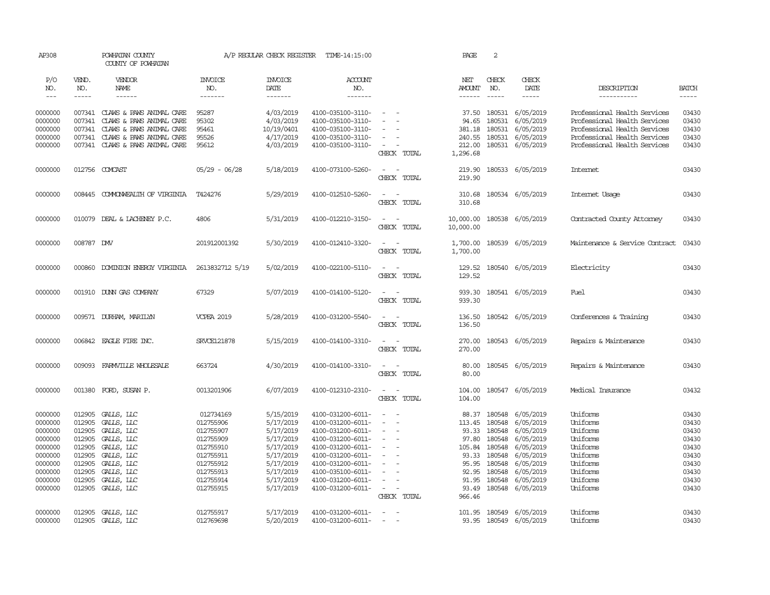AP308 POWHATAN COUNTY A/P REGULAR CHECK REGISTER TIME-14:15:00 PAGE 2

COUNTY OF POWHATAN

| P/O NO. | VEND. NO. | VENDOR NAME | INVOICE NO. | INVOICE DATE | ACCOUNT NO. | | NET AMOUNT | CHECK NO. | CHECK DATE | DESCRIPTION | BATCH |
|---|---|---|---|---|---|---|---|---|---|---|---|
| 0000000 | 007341 | CLAWS & PAWS ANIMAL CARE | 95287 | 4/03/2019 | 4100-035100-3110- | - - | 37.50 | 180531 | 6/05/2019 | Professional Health Services | 03430 |
| 0000000 | 007341 | CLAWS & PAWS ANIMAL CARE | 95302 | 4/03/2019 | 4100-035100-3110- | - - | 94.65 | 180531 | 6/05/2019 | Professional Health Services | 03430 |
| 0000000 | 007341 | CLAWS & PAWS ANIMAL CARE | 95461 | 10/19/0401 | 4100-035100-3110- | - - | 381.18 | 180531 | 6/05/2019 | Professional Health Services | 03430 |
| 0000000 | 007341 | CLAWS & PAWS ANIMAL CARE | 95526 | 4/17/2019 | 4100-035100-3110- | - - | 240.55 | 180531 | 6/05/2019 | Professional Health Services | 03430 |
| 0000000 | 007341 | CLAWS & PAWS ANIMAL CARE | 95612 | 4/03/2019 | 4100-035100-3110- | - - | 212.00 | 180531 | 6/05/2019 | Professional Health Services | 03430 |
| | | | | | | CHECK TOTAL | 1,296.68 | | | | |
| 0000000 | 012756 | COMCAST | 05/29 - 06/28 | 5/18/2019 | 4100-073100-5260- | - - | 219.90 | 180533 | 6/05/2019 | Internet | 03430 |
| | | | | | | CHECK TOTAL | 219.90 | | | | |
| 0000000 | 008445 | COMMONWEALTH OF VIRGINIA | T424276 | 5/29/2019 | 4100-012510-5260- | - - | 310.68 | 180534 | 6/05/2019 | Internet Usage | 03430 |
| | | | | | | CHECK TOTAL | 310.68 | | | | |
| 0000000 | 010079 | DEAL & LACHENEY P.C. | 4806 | 5/31/2019 | 4100-012210-3150- | - - | 10,000.00 | 180538 | 6/05/2019 | Contracted County Attorney | 03430 |
| | | | | | | CHECK TOTAL | 10,000.00 | | | | |
| 0000000 | 008787 | DMV | 201912001392 | 5/30/2019 | 4100-012410-3320- | - - | 1,700.00 | 180539 | 6/05/2019 | Maintenance & Service Contract | 03430 |
| | | | | | | CHECK TOTAL | 1,700.00 | | | | |
| 0000000 | 000860 | DOMINION ENERGY VIRGINIA | 2613832712 5/19 | 5/02/2019 | 4100-022100-5110- | - - | 129.52 | 180540 | 6/05/2019 | Electricity | 03430 |
| | | | | | | CHECK TOTAL | 129.52 | | | | |
| 0000000 | 001910 | DUNN GAS COMPANY | 67329 | 5/07/2019 | 4100-014100-5120- | - - | 939.30 | 180541 | 6/05/2019 | Fuel | 03430 |
| | | | | | | CHECK TOTAL | 939.30 | | | | |
| 0000000 | 009571 | DURHAM, MARILYN | VCPEA 2019 | 5/28/2019 | 4100-031200-5540- | - - | 136.50 | 180542 | 6/05/2019 | Conferences & Training | 03430 |
| | | | | | | CHECK TOTAL | 136.50 | | | | |
| 0000000 | 006842 | EAGLE FIRE INC. | SRVCE121878 | 5/15/2019 | 4100-014100-3310- | - - | 270.00 | 180543 | 6/05/2019 | Repairs & Maintenance | 03430 |
| | | | | | | CHECK TOTAL | 270.00 | | | | |
| 0000000 | 009093 | FARMVILLE WHOLESALE | 663724 | 4/30/2019 | 4100-014100-3310- | - - | 80.00 | 180545 | 6/05/2019 | Repairs & Maintenance | 03430 |
| | | | | | | CHECK TOTAL | 80.00 | | | | |
| 0000000 | 001380 | FORD, SUSAN P. | 0013201906 | 6/07/2019 | 4100-012310-2310- | - - | 104.00 | 180547 | 6/05/2019 | Medical Insurance | 03432 |
| | | | | | | CHECK TOTAL | 104.00 | | | | |
| 0000000 | 012905 | GALLS, LLC | 012734169 | 5/15/2019 | 4100-031200-6011- | - - | 88.37 | 180548 | 6/05/2019 | Uniforms | 03430 |
| 0000000 | 012905 | GALLS, LLC | 012755906 | 5/17/2019 | 4100-031200-6011- | - - | 113.45 | 180548 | 6/05/2019 | Uniforms | 03430 |
| 0000000 | 012905 | GALLS, LLC | 012755907 | 5/17/2019 | 4100-031200-6011- | - - | 93.33 | 180548 | 6/05/2019 | Uniforms | 03430 |
| 0000000 | 012905 | GALLS, LLC | 012755909 | 5/17/2019 | 4100-031200-6011- | - - | 97.80 | 180548 | 6/05/2019 | Uniforms | 03430 |
| 0000000 | 012905 | GALLS, LLC | 012755910 | 5/17/2019 | 4100-031200-6011- | - - | 105.84 | 180548 | 6/05/2019 | Uniforms | 03430 |
| 0000000 | 012905 | GALLS, LLC | 012755911 | 5/17/2019 | 4100-031200-6011- | - - | 93.33 | 180548 | 6/05/2019 | Uniforms | 03430 |
| 0000000 | 012905 | GALLS, LLC | 012755912 | 5/17/2019 | 4100-031200-6011- | - - | 95.95 | 180548 | 6/05/2019 | Uniforms | 03430 |
| 0000000 | 012905 | GALLS, LLC | 012755913 | 5/17/2019 | 4100-035100-6011- | - - | 92.95 | 180548 | 6/05/2019 | Uniforms | 03430 |
| 0000000 | 012905 | GALLS, LLC | 012755914 | 5/17/2019 | 4100-031200-6011- | - - | 91.95 | 180548 | 6/05/2019 | Uniforms | 03430 |
| 0000000 | 012905 | GALLS, LLC | 012755915 | 5/17/2019 | 4100-031200-6011- | - - | 93.49 | 180548 | 6/05/2019 | Uniforms | 03430 |
| | | | | | | CHECK TOTAL | 966.46 | | | | |
| 0000000 | 012905 | GALLS, LLC | 012755917 | 5/17/2019 | 4100-031200-6011- | - - | 101.95 | 180549 | 6/05/2019 | Uniforms | 03430 |
| 0000000 | 012905 | GALLS, LLC | 012769698 | 5/20/2019 | 4100-031200-6011- | - - | 93.95 | 180549 | 6/05/2019 | Uniforms | 03430 |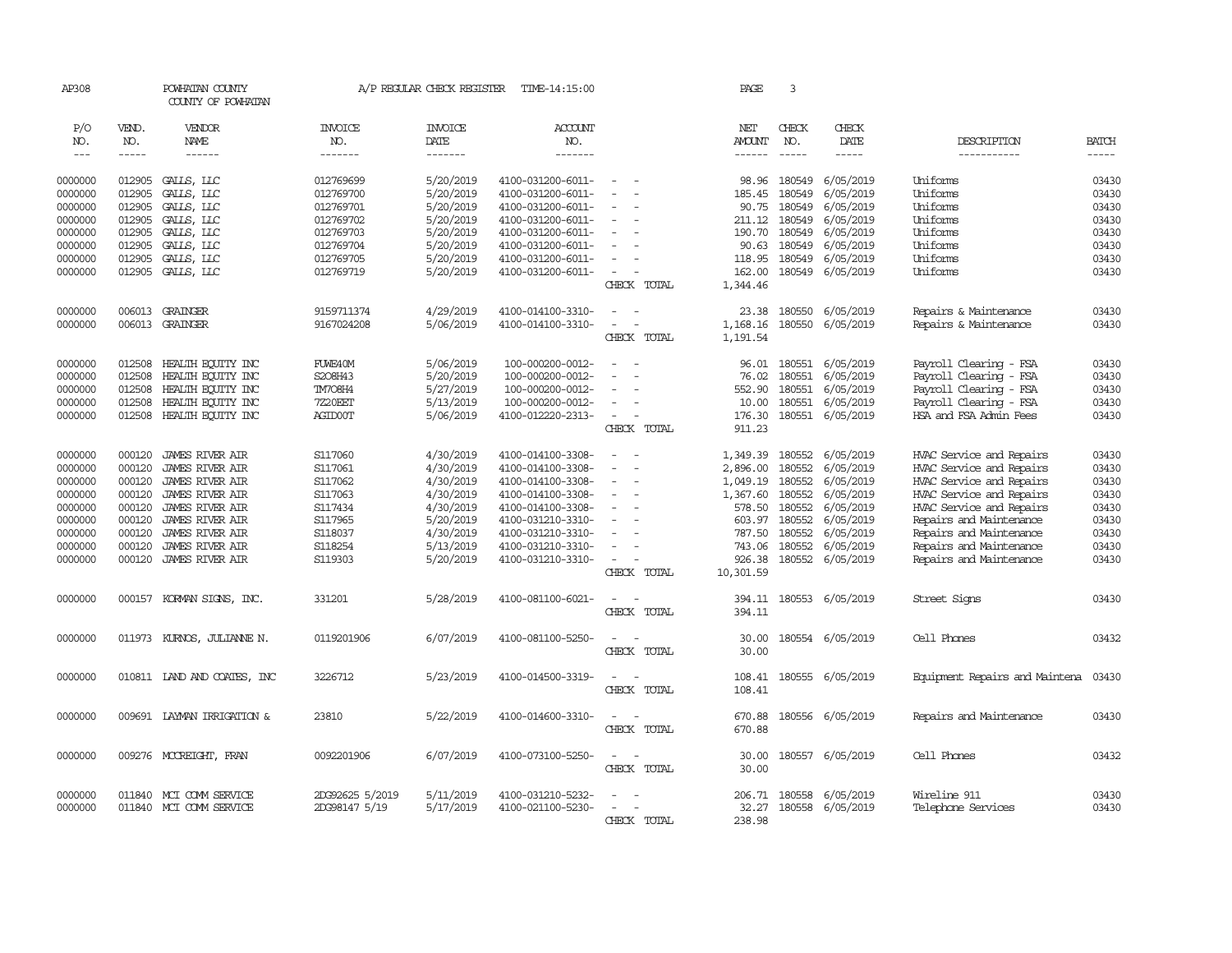AP308 POWHATAN COUNTY A/P REGULAR CHECK REGISTER TIME-14:15:00
COUNTY OF POWHATAN

| P/O NO. | VEND. NO. | VENDOR NAME | INVOICE NO. | INVOICE DATE | ACCOUNT NO. | | NET AMOUNT | CHECK NO. | CHECK DATE | DESCRIPTION | BATCH |
|---|---|---|---|---|---|---|---|---|---|---|---|
| 0000000 | 012905 | GALLS, LLC | 012769699 | 5/20/2019 | 4100-031200-6011- | - - | 98.96 | 180549 | 6/05/2019 | Uniforms | 03430 |
| 0000000 | 012905 | GALLS, LLC | 012769700 | 5/20/2019 | 4100-031200-6011- | - - | 185.45 | 180549 | 6/05/2019 | Uniforms | 03430 |
| 0000000 | 012905 | GALLS, LLC | 012769701 | 5/20/2019 | 4100-031200-6011- | - - | 90.75 | 180549 | 6/05/2019 | Uniforms | 03430 |
| 0000000 | 012905 | GALLS, LLC | 012769702 | 5/20/2019 | 4100-031200-6011- | - - | 211.12 | 180549 | 6/05/2019 | Uniforms | 03430 |
| 0000000 | 012905 | GALLS, LLC | 012769703 | 5/20/2019 | 4100-031200-6011- | - - | 190.70 | 180549 | 6/05/2019 | Uniforms | 03430 |
| 0000000 | 012905 | GALLS, LLC | 012769704 | 5/20/2019 | 4100-031200-6011- | - - | 90.63 | 180549 | 6/05/2019 | Uniforms | 03430 |
| 0000000 | 012905 | GALLS, LLC | 012769705 | 5/20/2019 | 4100-031200-6011- | - - | 118.95 | 180549 | 6/05/2019 | Uniforms | 03430 |
| 0000000 | 012905 | GALLS, LLC | 012769719 | 5/20/2019 | 4100-031200-6011- | - - | 162.00 | 180549 | 6/05/2019 | Uniforms | 03430 |
| | | | | | | CHECK TOTAL | 1,344.46 | | | | |
| 0000000 | 006013 | GRAINGER | 9159711374 | 4/29/2019 | 4100-014100-3310- | - - | 23.38 | 180550 | 6/05/2019 | Repairs & Maintenance | 03430 |
| 0000000 | 006013 | GRAINGER | 9167024208 | 5/06/2019 | 4100-014100-3310- | - - | 1,168.16 | 180550 | 6/05/2019 | Repairs & Maintenance | 03430 |
| | | | | | | CHECK TOTAL | 1,191.54 | | | | |
| 0000000 | 012508 | HEALTH EQUITY INC | FUWE40M | 5/06/2019 | 100-000200-0012- | - - | 96.01 | 180551 | 6/05/2019 | Payroll Clearing - FSA | 03430 |
| 0000000 | 012508 | HEALTH EQUITY INC | S2O8H43 | 5/20/2019 | 100-000200-0012- | - - | 76.02 | 180551 | 6/05/2019 | Payroll Clearing - FSA | 03430 |
| 0000000 | 012508 | HEALTH EQUITY INC | TM7O8H4 | 5/27/2019 | 100-000200-0012- | - - | 552.90 | 180551 | 6/05/2019 | Payroll Clearing - FSA | 03430 |
| 0000000 | 012508 | HEALTH EQUITY INC | 7Z20EET | 5/13/2019 | 100-000200-0012- | - - | 10.00 | 180551 | 6/05/2019 | Payroll Clearing - FSA | 03430 |
| 0000000 | 012508 | HEALTH EQUITY INC | AGID0OT | 5/06/2019 | 4100-012220-2313- | - - | 176.30 | 180551 | 6/05/2019 | HSA and FSA Admin Fees | 03430 |
| | | | | | | CHECK TOTAL | 911.23 | | | | |
| 0000000 | 000120 | JAMES RIVER AIR | S117060 | 4/30/2019 | 4100-014100-3308- | - - | 1,349.39 | 180552 | 6/05/2019 | HVAC Service and Repairs | 03430 |
| 0000000 | 000120 | JAMES RIVER AIR | S117061 | 4/30/2019 | 4100-014100-3308- | - - | 2,896.00 | 180552 | 6/05/2019 | HVAC Service and Repairs | 03430 |
| 0000000 | 000120 | JAMES RIVER AIR | S117062 | 4/30/2019 | 4100-014100-3308- | - - | 1,049.19 | 180552 | 6/05/2019 | HVAC Service and Repairs | 03430 |
| 0000000 | 000120 | JAMES RIVER AIR | S117063 | 4/30/2019 | 4100-014100-3308- | - - | 1,367.60 | 180552 | 6/05/2019 | HVAC Service and Repairs | 03430 |
| 0000000 | 000120 | JAMES RIVER AIR | S117434 | 4/30/2019 | 4100-014100-3308- | - - | 578.50 | 180552 | 6/05/2019 | HVAC Service and Repairs | 03430 |
| 0000000 | 000120 | JAMES RIVER AIR | S117965 | 5/20/2019 | 4100-031210-3310- | - - | 603.97 | 180552 | 6/05/2019 | Repairs and Maintenance | 03430 |
| 0000000 | 000120 | JAMES RIVER AIR | S118037 | 4/30/2019 | 4100-031210-3310- | - - | 787.50 | 180552 | 6/05/2019 | Repairs and Maintenance | 03430 |
| 0000000 | 000120 | JAMES RIVER AIR | S118254 | 5/13/2019 | 4100-031210-3310- | - - | 743.06 | 180552 | 6/05/2019 | Repairs and Maintenance | 03430 |
| 0000000 | 000120 | JAMES RIVER AIR | S119303 | 5/20/2019 | 4100-031210-3310- | - - | 926.38 | 180552 | 6/05/2019 | Repairs and Maintenance | 03430 |
| | | | | | | CHECK TOTAL | 10,301.59 | | | | |
| 0000000 | 000157 | KORMAN SIGNS, INC. | 331201 | 5/28/2019 | 4100-081100-6021- | - - | 394.11 | 180553 | 6/05/2019 | Street Signs | 03430 |
| | | | | | | CHECK TOTAL | 394.11 | | | | |
| 0000000 | 011973 | KURNOS, JULIANNE N. | 0119201906 | 6/07/2019 | 4100-081100-5250- | - - | 30.00 | 180554 | 6/05/2019 | Cell Phones | 03432 |
| | | | | | | CHECK TOTAL | 30.00 | | | | |
| 0000000 | 010811 | LAND AND COATES, INC | 3226712 | 5/23/2019 | 4100-014500-3319- | - - | 108.41 | 180555 | 6/05/2019 | Equipment Repairs and Maintena | 03430 |
| | | | | | | CHECK TOTAL | 108.41 | | | | |
| 0000000 | 009691 | LAYMAN IRRIGATION & | 23810 | 5/22/2019 | 4100-014600-3310- | - - | 670.88 | 180556 | 6/05/2019 | Repairs and Maintenance | 03430 |
| | | | | | | CHECK TOTAL | 670.88 | | | | |
| 0000000 | 009276 | MCCREIGHT, FRAN | 0092201906 | 6/07/2019 | 4100-073100-5250- | - - | 30.00 | 180557 | 6/05/2019 | Cell Phones | 03432 |
| | | | | | | CHECK TOTAL | 30.00 | | | | |
| 0000000 | 011840 | MCI COMM SERVICE | 2DG92625 5/2019 | 5/11/2019 | 4100-031210-5232- | - - | 206.71 | 180558 | 6/05/2019 | Wireline 911 | 03430 |
| 0000000 | 011840 | MCI COMM SERVICE | 2DG98147 5/19 | 5/17/2019 | 4100-021100-5230- | - - | 32.27 | 180558 | 6/05/2019 | Telephone Services | 03430 |
| | | | | | | CHECK TOTAL | 238.98 | | | | |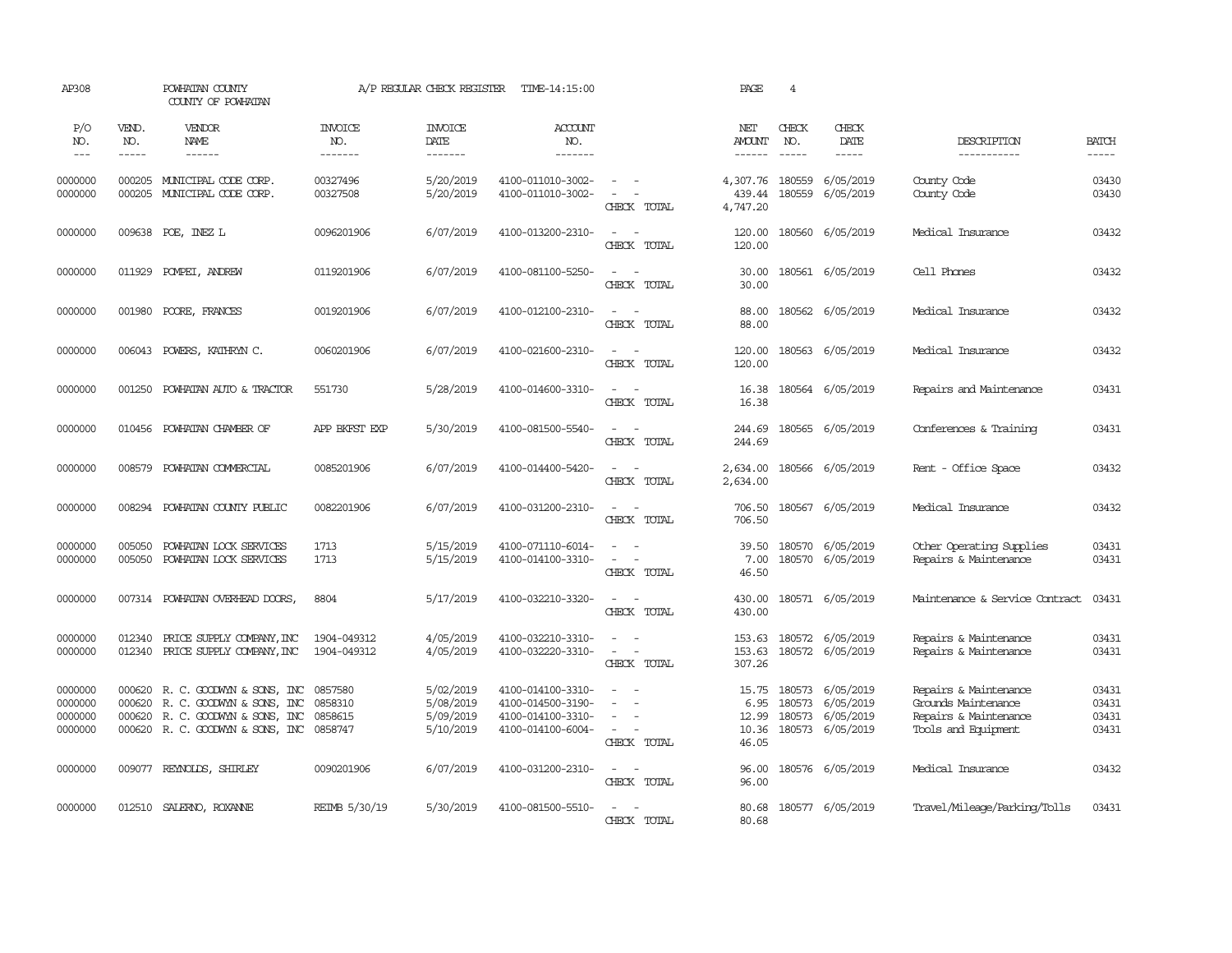AP308 POWHATAN COUNTY A/P REGULAR CHECK REGISTER TIME-14:15:00 PAGE 4

COUNTY OF POWHATAN

| P/O NO. | VEND. NO. | VENDOR NAME | INVOICE NO. | INVOICE DATE | ACCOUNT NO. | | NET AMOUNT | CHECK NO. | CHECK DATE | DESCRIPTION | BATCH |
|---|---|---|---|---|---|---|---|---|---|---|---|
| --- | ----- | ------ | ------- | ------- | ------- | | ------ | ----- | ----- | ----------- | ----- |
| 0000000 | 000205 | MUNICIPAL CODE CORP. | 00327496 | 5/20/2019 | 4100-011010-3002- | - - | 4,307.76 | 180559 | 6/05/2019 | County Code | 03430 |
| 0000000 | 000205 | MUNICIPAL CODE CORP. | 00327508 | 5/20/2019 | 4100-011010-3002- | - - | 439.44 | 180559 | 6/05/2019 | County Code | 03430 |
| | | | | | | CHECK TOTAL | 4,747.20 | | | | |
| 0000000 | 009638 | POE, INEZ L | 0096201906 | 6/07/2019 | 4100-013200-2310- | - - | 120.00 | 180560 | 6/05/2019 | Medical Insurance | 03432 |
| | | | | | | CHECK TOTAL | 120.00 | | | | |
| 0000000 | 011929 | POMPEI, ANDREW | 0119201906 | 6/07/2019 | 4100-081100-5250- | - - | 30.00 | 180561 | 6/05/2019 | Cell Phones | 03432 |
| | | | | | | CHECK TOTAL | 30.00 | | | | |
| 0000000 | 001980 | POORE, FRANCES | 0019201906 | 6/07/2019 | 4100-012100-2310- | - - | 88.00 | 180562 | 6/05/2019 | Medical Insurance | 03432 |
| | | | | | | CHECK TOTAL | 88.00 | | | | |
| 0000000 | 006043 | POWERS, KATHRYN C. | 0060201906 | 6/07/2019 | 4100-021600-2310- | - - | 120.00 | 180563 | 6/05/2019 | Medical Insurance | 03432 |
| | | | | | | CHECK TOTAL | 120.00 | | | | |
| 0000000 | 001250 | POWHATAN AUTO & TRACTOR | 551730 | 5/28/2019 | 4100-014600-3310- | - - | 16.38 | 180564 | 6/05/2019 | Repairs and Maintenance | 03431 |
| | | | | | | CHECK TOTAL | 16.38 | | | | |
| 0000000 | 010456 | POWHATAN CHAMBER OF | APP BKFST EXP | 5/30/2019 | 4100-081500-5540- | - - | 244.69 | 180565 | 6/05/2019 | Conferences & Training | 03431 |
| | | | | | | CHECK TOTAL | 244.69 | | | | |
| 0000000 | 008579 | POWHATAN COMMERCIAL | 0085201906 | 6/07/2019 | 4100-014400-5420- | - - | 2,634.00 | 180566 | 6/05/2019 | Rent - Office Space | 03432 |
| | | | | | | CHECK TOTAL | 2,634.00 | | | | |
| 0000000 | 008294 | POWHATAN COUNTY PUBLIC | 0082201906 | 6/07/2019 | 4100-031200-2310- | - - | 706.50 | 180567 | 6/05/2019 | Medical Insurance | 03432 |
| | | | | | | CHECK TOTAL | 706.50 | | | | |
| 0000000 | 005050 | POWHATAN LOCK SERVICES | 1713 | 5/15/2019 | 4100-071110-6014- | - - | 39.50 | 180570 | 6/05/2019 | Other Operating Supplies | 03431 |
| 0000000 | 005050 | POWHATAN LOCK SERVICES | 1713 | 5/15/2019 | 4100-014100-3310- | - - | 7.00 | 180570 | 6/05/2019 | Repairs & Maintenance | 03431 |
| | | | | | | CHECK TOTAL | 46.50 | | | | |
| 0000000 | 007314 | POWHATAN OVERHEAD DOORS, | 8804 | 5/17/2019 | 4100-032210-3320- | - - | 430.00 | 180571 | 6/05/2019 | Maintenance & Service Contract | 03431 |
| | | | | | | CHECK TOTAL | 430.00 | | | | |
| 0000000 | 012340 | PRICE SUPPLY COMPANY, INC | 1904-049312 | 4/05/2019 | 4100-032210-3310- | - - | 153.63 | 180572 | 6/05/2019 | Repairs & Maintenance | 03431 |
| 0000000 | 012340 | PRICE SUPPLY COMPANY, INC | 1904-049312 | 4/05/2019 | 4100-032220-3310- | - - | 153.63 | 180572 | 6/05/2019 | Repairs & Maintenance | 03431 |
| | | | | | | CHECK TOTAL | 307.26 | | | | |
| 0000000 | 000620 | R. C. GOODWYN & SONS, INC | 0857580 | 5/02/2019 | 4100-014100-3310- | - - | 15.75 | 180573 | 6/05/2019 | Repairs & Maintenance | 03431 |
| 0000000 | 000620 | R. C. GOODWYN & SONS, INC | 0858310 | 5/08/2019 | 4100-014500-3190- | - - | 6.95 | 180573 | 6/05/2019 | Grounds Maintenance | 03431 |
| 0000000 | 000620 | R. C. GOODWYN & SONS, INC | 0858615 | 5/09/2019 | 4100-014100-3310- | - - | 12.99 | 180573 | 6/05/2019 | Repairs & Maintenance | 03431 |
| 0000000 | 000620 | R. C. GOODWYN & SONS, INC | 0858747 | 5/10/2019 | 4100-014100-6004- | - - | 10.36 | 180573 | 6/05/2019 | Tools and Equipment | 03431 |
| | | | | | | CHECK TOTAL | 46.05 | | | | |
| 0000000 | 009077 | REYNOLDS, SHIRLEY | 0090201906 | 6/07/2019 | 4100-031200-2310- | - - | 96.00 | 180576 | 6/05/2019 | Medical Insurance | 03432 |
| | | | | | | CHECK TOTAL | 96.00 | | | | |
| 0000000 | 012510 | SALERNO, ROXANNE | REIMB 5/30/19 | 5/30/2019 | 4100-081500-5510- | - - | 80.68 | 180577 | 6/05/2019 | Travel/Mileage/Parking/Tolls | 03431 |
| | | | | | | CHECK TOTAL | 80.68 | | | | |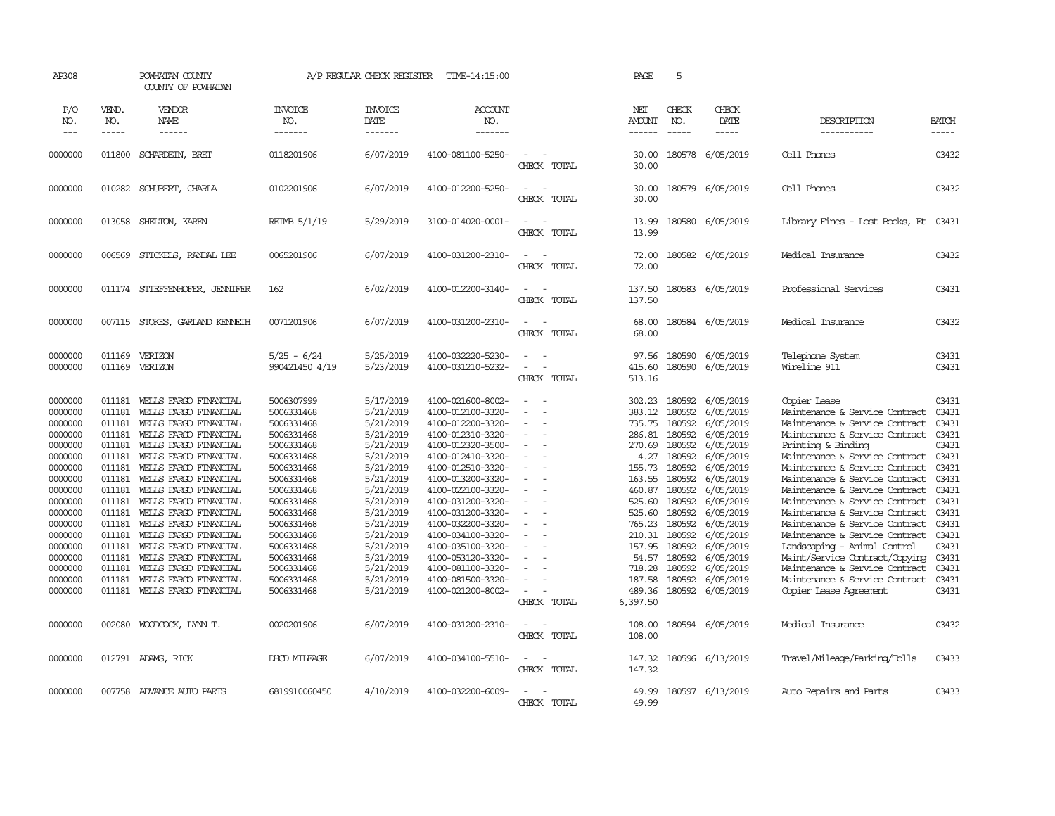AP308 POWHATAN COUNTY A/P REGULAR CHECK REGISTER TIME-14:15:00 PAGE 5

COUNTY OF POWHATAN

| P/O NO. | VEND. NO. | VENDOR NAME | INVOICE NO. | INVOICE DATE | ACCOUNT NO. | | NET AMOUNT | CHECK NO. | CHECK DATE | DESCRIPTION | BATCH |
|---|---|---|---|---|---|---|---|---|---|---|---|
| 0000000 | 011800 | SCHARDEIN, BRET | 0118201906 | 6/07/2019 | 4100-081100-5250- | - - | 30.00 | 180578 | 6/05/2019 | Cell Phones | 03432 |
| | | | | | | CHECK TOTAL | 30.00 | | | | |
| 0000000 | 010282 | SCHUBERT, CHARLA | 0102201906 | 6/07/2019 | 4100-012200-5250- | - - | 30.00 | 180579 | 6/05/2019 | Cell Phones | 03432 |
| | | | | | | CHECK TOTAL | 30.00 | | | | |
| 0000000 | 013058 | SHELTON, KAREN | REIMB 5/1/19 | 5/29/2019 | 3100-014020-0001- | - - | 13.99 | 180580 | 6/05/2019 | Library Fines - Lost Books, Et | 03431 |
| | | | | | | CHECK TOTAL | 13.99 | | | | |
| 0000000 | 006569 | STICKELS, RANDAL LEE | 0065201906 | 6/07/2019 | 4100-031200-2310- | - - | 72.00 | 180582 | 6/05/2019 | Medical Insurance | 03432 |
| | | | | | | CHECK TOTAL | 72.00 | | | | |
| 0000000 | 011174 | STIEFFENHOFER, JENNIFER | 162 | 6/02/2019 | 4100-012200-3140- | - - | 137.50 | 180583 | 6/05/2019 | Professional Services | 03431 |
| | | | | | | CHECK TOTAL | 137.50 | | | | |
| 0000000 | 007115 | STOKES, GARLAND KENNETH | 0071201906 | 6/07/2019 | 4100-031200-2310- | - - | 68.00 | 180584 | 6/05/2019 | Medical Insurance | 03432 |
| | | | | | | CHECK TOTAL | 68.00 | | | | |
| 0000000 | 011169 | VERIZON | 5/25 - 6/24 | 5/25/2019 | 4100-032220-5230- | - - | 97.56 | 180590 | 6/05/2019 | Telephone System | 03431 |
| 0000000 | 011169 | VERIZON | 990421450 4/19 | 5/23/2019 | 4100-031210-5232- | - - | 415.60 | 180590 | 6/05/2019 | Wireline 911 | 03431 |
| | | | | | | CHECK TOTAL | 513.16 | | | | |
| 0000000 | 011181 | WELLS FARGO FINANCIAL | 5006307999 | 5/17/2019 | 4100-021600-8002- | - - | 302.23 | 180592 | 6/05/2019 | Copier Lease | 03431 |
| 0000000 | 011181 | WELLS FARGO FINANCIAL | 5006331468 | 5/21/2019 | 4100-012100-3320- | - - | 383.12 | 180592 | 6/05/2019 | Maintenance & Service Contract | 03431 |
| 0000000 | 011181 | WELLS FARGO FINANCIAL | 5006331468 | 5/21/2019 | 4100-012200-3320- | - - | 735.75 | 180592 | 6/05/2019 | Maintenance & Service Contract | 03431 |
| 0000000 | 011181 | WELLS FARGO FINANCIAL | 5006331468 | 5/21/2019 | 4100-012310-3320- | - - | 286.81 | 180592 | 6/05/2019 | Maintenance & Service Contract | 03431 |
| 0000000 | 011181 | WELLS FARGO FINANCIAL | 5006331468 | 5/21/2019 | 4100-012320-3500- | - - | 270.69 | 180592 | 6/05/2019 | Printing & Binding | 03431 |
| 0000000 | 011181 | WELLS FARGO FINANCIAL | 5006331468 | 5/21/2019 | 4100-012410-3320- | - - | 4.27 | 180592 | 6/05/2019 | Maintenance & Service Contract | 03431 |
| 0000000 | 011181 | WELLS FARGO FINANCIAL | 5006331468 | 5/21/2019 | 4100-012510-3320- | - - | 155.73 | 180592 | 6/05/2019 | Maintenance & Service Contract | 03431 |
| 0000000 | 011181 | WELLS FARGO FINANCIAL | 5006331468 | 5/21/2019 | 4100-013200-3320- | - - | 163.55 | 180592 | 6/05/2019 | Maintenance & Service Contract | 03431 |
| 0000000 | 011181 | WELLS FARGO FINANCIAL | 5006331468 | 5/21/2019 | 4100-022100-3320- | - - | 460.87 | 180592 | 6/05/2019 | Maintenance & Service Contract | 03431 |
| 0000000 | 011181 | WELLS FARGO FINANCIAL | 5006331468 | 5/21/2019 | 4100-031200-3320- | - - | 525.60 | 180592 | 6/05/2019 | Maintenance & Service Contract | 03431 |
| 0000000 | 011181 | WELLS FARGO FINANCIAL | 5006331468 | 5/21/2019 | 4100-031200-3320- | - - | 525.60 | 180592 | 6/05/2019 | Maintenance & Service Contract | 03431 |
| 0000000 | 011181 | WELLS FARGO FINANCIAL | 5006331468 | 5/21/2019 | 4100-032200-3320- | - - | 765.23 | 180592 | 6/05/2019 | Maintenance & Service Contract | 03431 |
| 0000000 | 011181 | WELLS FARGO FINANCIAL | 5006331468 | 5/21/2019 | 4100-034100-3320- | - - | 210.31 | 180592 | 6/05/2019 | Maintenance & Service Contract | 03431 |
| 0000000 | 011181 | WELLS FARGO FINANCIAL | 5006331468 | 5/21/2019 | 4100-035100-3320- | - - | 157.95 | 180592 | 6/05/2019 | Landscaping - Animal Control | 03431 |
| 0000000 | 011181 | WELLS FARGO FINANCIAL | 5006331468 | 5/21/2019 | 4100-053120-3320- | - - | 54.57 | 180592 | 6/05/2019 | Maint/Service Contract/Copying | 03431 |
| 0000000 | 011181 | WELLS FARGO FINANCIAL | 5006331468 | 5/21/2019 | 4100-081100-3320- | - - | 718.28 | 180592 | 6/05/2019 | Maintenance & Service Contract | 03431 |
| 0000000 | 011181 | WELLS FARGO FINANCIAL | 5006331468 | 5/21/2019 | 4100-081500-3320- | - - | 187.58 | 180592 | 6/05/2019 | Maintenance & Service Contract | 03431 |
| 0000000 | 011181 | WELLS FARGO FINANCIAL | 5006331468 | 5/21/2019 | 4100-021200-8002- | - - | 489.36 | 180592 | 6/05/2019 | Copier Lease Agreement | 03431 |
| | | | | | | CHECK TOTAL | 6,397.50 | | | | |
| 0000000 | 002080 | WOODCOCK, LYNN T. | 0020201906 | 6/07/2019 | 4100-031200-2310- | - - | 108.00 | 180594 | 6/05/2019 | Medical Insurance | 03432 |
| | | | | | | CHECK TOTAL | 108.00 | | | | |
| 0000000 | 012791 | ADAMS, RICK | DHCD MILEAGE | 6/07/2019 | 4100-034100-5510- | - - | 147.32 | 180596 | 6/13/2019 | Travel/Mileage/Parking/Tolls | 03433 |
| | | | | | | CHECK TOTAL | 147.32 | | | | |
| 0000000 | 007758 | ADVANCE AUTO PARTS | 6819910060450 | 4/10/2019 | 4100-032200-6009- | - - | 49.99 | 180597 | 6/13/2019 | Auto Repairs and Parts | 03433 |
| | | | | | | CHECK TOTAL | 49.99 | | | | |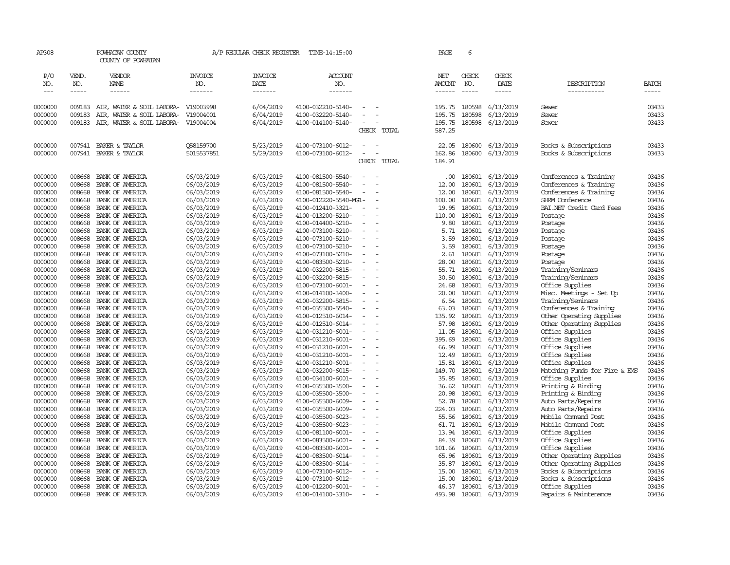AP308 POWHATAN COUNTY A/P REGULAR CHECK REGISTER TIME-14:15:00 PAGE 6

COUNTY OF POWHATAN

| P/O NO. | VEND. NO. | VENDOR NAME | INVOICE NO. | INVOICE DATE | ACCOUNT NO. | | NET AMOUNT | CHECK NO. | CHECK DATE | DESCRIPTION | BATCH |
|---|---|---|---|---|---|---|---|---|---|---|---|
| 0000000 | 009183 | AIR, WATER & SOIL LABORA- | V19003998 | 6/04/2019 | 4100-032210-5140- | - - | 195.75 | 180598 | 6/13/2019 | Sewer | 03433 |
| 0000000 | 009183 | AIR, WATER & SOIL LABORA- | V19004001 | 6/04/2019 | 4100-032220-5140- | - - | 195.75 | 180598 | 6/13/2019 | Sewer | 03433 |
| 0000000 | 009183 | AIR, WATER & SOIL LABORA- | V19004004 | 6/04/2019 | 4100-014100-5140- | - - | 195.75 | 180598 | 6/13/2019 | Sewer | 03433 |
| | | | | | | CHECK TOTAL | 587.25 | | | | |
| 0000000 | 007941 | BAKER & TAYLOR | Q58159700 | 5/23/2019 | 4100-073100-6012- | - - | 22.05 | 180600 | 6/13/2019 | Books & Subscriptions | 03433 |
| 0000000 | 007941 | BAKER & TAYLOR | 5015537851 | 5/29/2019 | 4100-073100-6012- | - - | 162.86 | 180600 | 6/13/2019 | Books & Subscriptions | 03433 |
| | | | | | | CHECK TOTAL | 184.91 | | | | |
| 0000000 | 008668 | BANK OF AMERICA | 06/03/2019 | 6/03/2019 | 4100-081500-5540- | - - | .00 | 180601 | 6/13/2019 | Conferences & Training | 03436 |
| 0000000 | 008668 | BANK OF AMERICA | 06/03/2019 | 6/03/2019 | 4100-081500-5540- | - - | 12.00 | 180601 | 6/13/2019 | Conferences & Training | 03436 |
| 0000000 | 008668 | BANK OF AMERICA | 06/03/2019 | 6/03/2019 | 4100-081500-5540- | - - | 12.00 | 180601 | 6/13/2019 | Conferences & Training | 03436 |
| 0000000 | 008668 | BANK OF AMERICA | 06/03/2019 | 6/03/2019 | 4100-012220-5540-MG1- | - | 100.00 | 180601 | 6/13/2019 | SHRM Conference | 03436 |
| 0000000 | 008668 | BANK OF AMERICA | 06/03/2019 | 6/03/2019 | 4100-012410-3321- | - - | 19.95 | 180601 | 6/13/2019 | BAI.NET Credit Card Fees | 03436 |
| 0000000 | 008668 | BANK OF AMERICA | 06/03/2019 | 6/03/2019 | 4100-013200-5210- | - - | 110.00 | 180601 | 6/13/2019 | Postage | 03436 |
| 0000000 | 008668 | BANK OF AMERICA | 06/03/2019 | 6/03/2019 | 4100-014400-5210- | - - | 9.80 | 180601 | 6/13/2019 | Postage | 03436 |
| 0000000 | 008668 | BANK OF AMERICA | 06/03/2019 | 6/03/2019 | 4100-073100-5210- | - - | 5.71 | 180601 | 6/13/2019 | Postage | 03436 |
| 0000000 | 008668 | BANK OF AMERICA | 06/03/2019 | 6/03/2019 | 4100-073100-5210- | - - | 3.59 | 180601 | 6/13/2019 | Postage | 03436 |
| 0000000 | 008668 | BANK OF AMERICA | 06/03/2019 | 6/03/2019 | 4100-073100-5210- | - - | 3.59 | 180601 | 6/13/2019 | Postage | 03436 |
| 0000000 | 008668 | BANK OF AMERICA | 06/03/2019 | 6/03/2019 | 4100-073100-5210- | - - | 2.61 | 180601 | 6/13/2019 | Postage | 03436 |
| 0000000 | 008668 | BANK OF AMERICA | 06/03/2019 | 6/03/2019 | 4100-083500-5210- | - - | 28.00 | 180601 | 6/13/2019 | Postage | 03436 |
| 0000000 | 008668 | BANK OF AMERICA | 06/03/2019 | 6/03/2019 | 4100-032200-5815- | - - | 55.71 | 180601 | 6/13/2019 | Training/Seminars | 03436 |
| 0000000 | 008668 | BANK OF AMERICA | 06/03/2019 | 6/03/2019 | 4100-032200-5815- | - - | 30.50 | 180601 | 6/13/2019 | Training/Seminars | 03436 |
| 0000000 | 008668 | BANK OF AMERICA | 06/03/2019 | 6/03/2019 | 4100-073100-6001- | - - | 24.68 | 180601 | 6/13/2019 | Office Supplies | 03436 |
| 0000000 | 008668 | BANK OF AMERICA | 06/03/2019 | 6/03/2019 | 4100-014100-3400- | - - | 20.00 | 180601 | 6/13/2019 | Misc. Meetings - Set Up | 03436 |
| 0000000 | 008668 | BANK OF AMERICA | 06/03/2019 | 6/03/2019 | 4100-032200-5815- | - - | 6.54 | 180601 | 6/13/2019 | Training/Seminars | 03436 |
| 0000000 | 008668 | BANK OF AMERICA | 06/03/2019 | 6/03/2019 | 4100-035500-5540- | - - | 63.03 | 180601 | 6/13/2019 | Conferences & Training | 03436 |
| 0000000 | 008668 | BANK OF AMERICA | 06/03/2019 | 6/03/2019 | 4100-012510-6014- | - - | 135.92 | 180601 | 6/13/2019 | Other Operating Supplies | 03436 |
| 0000000 | 008668 | BANK OF AMERICA | 06/03/2019 | 6/03/2019 | 4100-012510-6014- | - - | 57.98 | 180601 | 6/13/2019 | Other Operating Supplies | 03436 |
| 0000000 | 008668 | BANK OF AMERICA | 06/03/2019 | 6/03/2019 | 4100-031210-6001- | - - | 11.05 | 180601 | 6/13/2019 | Office Supplies | 03436 |
| 0000000 | 008668 | BANK OF AMERICA | 06/03/2019 | 6/03/2019 | 4100-031210-6001- | - - | 395.69 | 180601 | 6/13/2019 | Office Supplies | 03436 |
| 0000000 | 008668 | BANK OF AMERICA | 06/03/2019 | 6/03/2019 | 4100-031210-6001- | - - | 66.99 | 180601 | 6/13/2019 | Office Supplies | 03436 |
| 0000000 | 008668 | BANK OF AMERICA | 06/03/2019 | 6/03/2019 | 4100-031210-6001- | - - | 12.49 | 180601 | 6/13/2019 | Office Supplies | 03436 |
| 0000000 | 008668 | BANK OF AMERICA | 06/03/2019 | 6/03/2019 | 4100-031210-6001- | - - | 15.81 | 180601 | 6/13/2019 | Office Supplies | 03436 |
| 0000000 | 008668 | BANK OF AMERICA | 06/03/2019 | 6/03/2019 | 4100-032200-6015- | - - | 149.70 | 180601 | 6/13/2019 | Matching Funds for Fire & EMS | 03436 |
| 0000000 | 008668 | BANK OF AMERICA | 06/03/2019 | 6/03/2019 | 4100-034100-6001- | - - | 35.85 | 180601 | 6/13/2019 | Office Supplies | 03436 |
| 0000000 | 008668 | BANK OF AMERICA | 06/03/2019 | 6/03/2019 | 4100-035500-3500- | - - | 36.62 | 180601 | 6/13/2019 | Printing & Binding | 03436 |
| 0000000 | 008668 | BANK OF AMERICA | 06/03/2019 | 6/03/2019 | 4100-035500-3500- | - - | 20.98 | 180601 | 6/13/2019 | Printing & Binding | 03436 |
| 0000000 | 008668 | BANK OF AMERICA | 06/03/2019 | 6/03/2019 | 4100-035500-6009- | - - | 52.78 | 180601 | 6/13/2019 | Auto Parts/Repairs | 03436 |
| 0000000 | 008668 | BANK OF AMERICA | 06/03/2019 | 6/03/2019 | 4100-035500-6009- | - - | 224.03 | 180601 | 6/13/2019 | Auto Parts/Repairs | 03436 |
| 0000000 | 008668 | BANK OF AMERICA | 06/03/2019 | 6/03/2019 | 4100-035500-6023- | - - | 55.56 | 180601 | 6/13/2019 | Mobile Command Post | 03436 |
| 0000000 | 008668 | BANK OF AMERICA | 06/03/2019 | 6/03/2019 | 4100-035500-6023- | - - | 61.71 | 180601 | 6/13/2019 | Mobile Command Post | 03436 |
| 0000000 | 008668 | BANK OF AMERICA | 06/03/2019 | 6/03/2019 | 4100-081100-6001- | - - | 13.94 | 180601 | 6/13/2019 | Office Supplies | 03436 |
| 0000000 | 008668 | BANK OF AMERICA | 06/03/2019 | 6/03/2019 | 4100-083500-6001- | - - | 84.39 | 180601 | 6/13/2019 | Office Supplies | 03436 |
| 0000000 | 008668 | BANK OF AMERICA | 06/03/2019 | 6/03/2019 | 4100-083500-6001- | - - | 101.66 | 180601 | 6/13/2019 | Office Supplies | 03436 |
| 0000000 | 008668 | BANK OF AMERICA | 06/03/2019 | 6/03/2019 | 4100-083500-6014- | - - | 65.96 | 180601 | 6/13/2019 | Other Operating Supplies | 03436 |
| 0000000 | 008668 | BANK OF AMERICA | 06/03/2019 | 6/03/2019 | 4100-083500-6014- | - - | 35.87 | 180601 | 6/13/2019 | Other Operating Supplies | 03436 |
| 0000000 | 008668 | BANK OF AMERICA | 06/03/2019 | 6/03/2019 | 4100-073100-6012- | - - | 15.00 | 180601 | 6/13/2019 | Books & Subscriptions | 03436 |
| 0000000 | 008668 | BANK OF AMERICA | 06/03/2019 | 6/03/2019 | 4100-073100-6012- | - - | 15.00 | 180601 | 6/13/2019 | Books & Subscriptions | 03436 |
| 0000000 | 008668 | BANK OF AMERICA | 06/03/2019 | 6/03/2019 | 4100-012200-6001- | - - | 46.37 | 180601 | 6/13/2019 | Office Supplies | 03436 |
| 0000000 | 008668 | BANK OF AMERICA | 06/03/2019 | 6/03/2019 | 4100-014100-3310- | - - | 493.98 | 180601 | 6/13/2019 | Repairs & Maintenance | 03436 |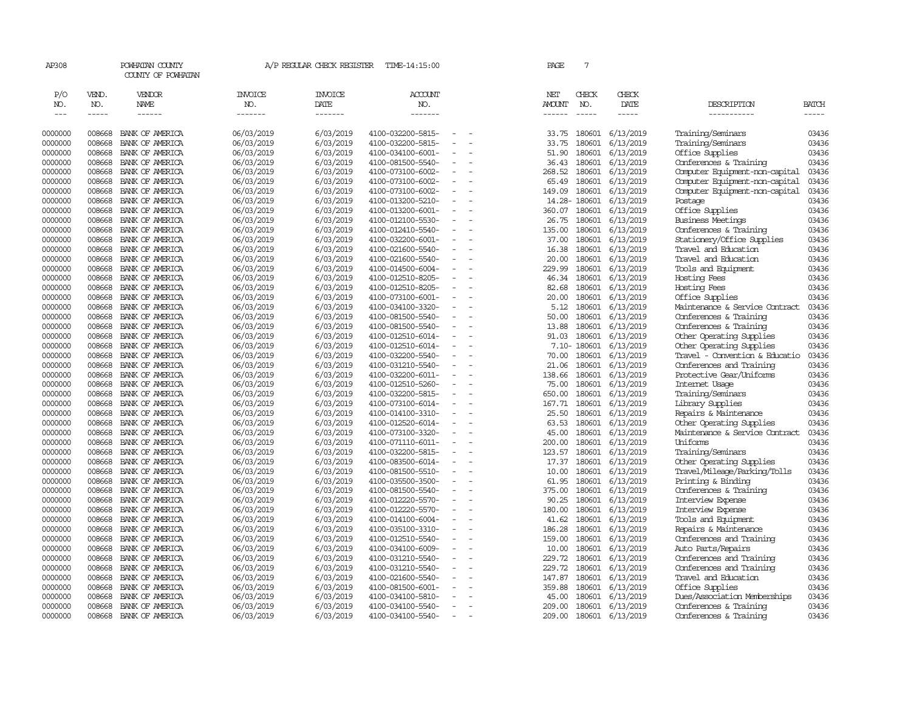AP308 POWHATAN COUNTY A/P REGULAR CHECK REGISTER TIME-14:15:00

COUNTY OF POWHATAN

| P/O NO. | VEND. NO. | VENDOR NAME | INVOICE NO. | INVOICE DATE | ACCOUNT NO. | NET AMOUNT | CHECK NO. | CHECK DATE | DESCRIPTION | BATCH |
|---|---|---|---|---|---|---|---|---|---|---|
| 0000000 | 008668 | BANK OF AMERICA | 06/03/2019 | 6/03/2019 | 4100-032200-5815- - - | 33.75 | 180601 | 6/13/2019 | Training/Seminars | 03436 |
| 0000000 | 008668 | BANK OF AMERICA | 06/03/2019 | 6/03/2019 | 4100-032200-5815- - - | 33.75 | 180601 | 6/13/2019 | Training/Seminars | 03436 |
| 0000000 | 008668 | BANK OF AMERICA | 06/03/2019 | 6/03/2019 | 4100-034100-6001- - - | 51.90 | 180601 | 6/13/2019 | Office Supplies | 03436 |
| 0000000 | 008668 | BANK OF AMERICA | 06/03/2019 | 6/03/2019 | 4100-081500-5540- - - | 36.43 | 180601 | 6/13/2019 | Conferences & Training | 03436 |
| 0000000 | 008668 | BANK OF AMERICA | 06/03/2019 | 6/03/2019 | 4100-073100-6002- - - | 268.52 | 180601 | 6/13/2019 | Computer Equipment-non-capital | 03436 |
| 0000000 | 008668 | BANK OF AMERICA | 06/03/2019 | 6/03/2019 | 4100-073100-6002- - - | 65.49 | 180601 | 6/13/2019 | Computer Equipment-non-capital | 03436 |
| 0000000 | 008668 | BANK OF AMERICA | 06/03/2019 | 6/03/2019 | 4100-073100-6002- - - | 149.09 | 180601 | 6/13/2019 | Computer Equipment-non-capital | 03436 |
| 0000000 | 008668 | BANK OF AMERICA | 06/03/2019 | 6/03/2019 | 4100-013200-5210- - - | 14.28- | 180601 | 6/13/2019 | Postage | 03436 |
| 0000000 | 008668 | BANK OF AMERICA | 06/03/2019 | 6/03/2019 | 4100-013200-6001- - - | 360.07 | 180601 | 6/13/2019 | Office Supplies | 03436 |
| 0000000 | 008668 | BANK OF AMERICA | 06/03/2019 | 6/03/2019 | 4100-012100-5530- - - | 26.75 | 180601 | 6/13/2019 | Business Meetings | 03436 |
| 0000000 | 008668 | BANK OF AMERICA | 06/03/2019 | 6/03/2019 | 4100-012410-5540- - - | 135.00 | 180601 | 6/13/2019 | Conferences & Training | 03436 |
| 0000000 | 008668 | BANK OF AMERICA | 06/03/2019 | 6/03/2019 | 4100-032200-6001- - - | 37.00 | 180601 | 6/13/2019 | Stationery/Office Supplies | 03436 |
| 0000000 | 008668 | BANK OF AMERICA | 06/03/2019 | 6/03/2019 | 4100-021600-5540- - - | 16.38 | 180601 | 6/13/2019 | Travel and Education | 03436 |
| 0000000 | 008668 | BANK OF AMERICA | 06/03/2019 | 6/03/2019 | 4100-021600-5540- - - | 20.00 | 180601 | 6/13/2019 | Travel and Education | 03436 |
| 0000000 | 008668 | BANK OF AMERICA | 06/03/2019 | 6/03/2019 | 4100-014500-6004- - - | 229.99 | 180601 | 6/13/2019 | Tools and Equipment | 03436 |
| 0000000 | 008668 | BANK OF AMERICA | 06/03/2019 | 6/03/2019 | 4100-012510-8205- - - | 46.34 | 180601 | 6/13/2019 | Hosting Fees | 03436 |
| 0000000 | 008668 | BANK OF AMERICA | 06/03/2019 | 6/03/2019 | 4100-012510-8205- - - | 82.68 | 180601 | 6/13/2019 | Hosting Fees | 03436 |
| 0000000 | 008668 | BANK OF AMERICA | 06/03/2019 | 6/03/2019 | 4100-073100-6001- - - | 20.00 | 180601 | 6/13/2019 | Office Supplies | 03436 |
| 0000000 | 008668 | BANK OF AMERICA | 06/03/2019 | 6/03/2019 | 4100-034100-3320- - - | 5.12 | 180601 | 6/13/2019 | Maintenance & Service Contract | 03436 |
| 0000000 | 008668 | BANK OF AMERICA | 06/03/2019 | 6/03/2019 | 4100-081500-5540- - - | 50.00 | 180601 | 6/13/2019 | Conferences & Training | 03436 |
| 0000000 | 008668 | BANK OF AMERICA | 06/03/2019 | 6/03/2019 | 4100-081500-5540- - - | 13.88 | 180601 | 6/13/2019 | Conferences & Training | 03436 |
| 0000000 | 008668 | BANK OF AMERICA | 06/03/2019 | 6/03/2019 | 4100-012510-6014- - - | 91.03 | 180601 | 6/13/2019 | Other Operating Supplies | 03436 |
| 0000000 | 008668 | BANK OF AMERICA | 06/03/2019 | 6/03/2019 | 4100-012510-6014- - - | 7.10- | 180601 | 6/13/2019 | Other Operating Supplies | 03436 |
| 0000000 | 008668 | BANK OF AMERICA | 06/03/2019 | 6/03/2019 | 4100-032200-5540- - - | 70.00 | 180601 | 6/13/2019 | Travel - Convention & Educatio | 03436 |
| 0000000 | 008668 | BANK OF AMERICA | 06/03/2019 | 6/03/2019 | 4100-031210-5540- - - | 21.06 | 180601 | 6/13/2019 | Conferences and Training | 03436 |
| 0000000 | 008668 | BANK OF AMERICA | 06/03/2019 | 6/03/2019 | 4100-032200-6011- - - | 138.66 | 180601 | 6/13/2019 | Protective Gear/Uniforms | 03436 |
| 0000000 | 008668 | BANK OF AMERICA | 06/03/2019 | 6/03/2019 | 4100-012510-5260- - - | 75.00 | 180601 | 6/13/2019 | Internet Usage | 03436 |
| 0000000 | 008668 | BANK OF AMERICA | 06/03/2019 | 6/03/2019 | 4100-032200-5815- - - | 650.00 | 180601 | 6/13/2019 | Training/Seminars | 03436 |
| 0000000 | 008668 | BANK OF AMERICA | 06/03/2019 | 6/03/2019 | 4100-073100-6014- - - | 167.71 | 180601 | 6/13/2019 | Library Supplies | 03436 |
| 0000000 | 008668 | BANK OF AMERICA | 06/03/2019 | 6/03/2019 | 4100-014100-3310- - - | 25.50 | 180601 | 6/13/2019 | Repairs & Maintenance | 03436 |
| 0000000 | 008668 | BANK OF AMERICA | 06/03/2019 | 6/03/2019 | 4100-012520-6014- - - | 63.53 | 180601 | 6/13/2019 | Other Operating Supplies | 03436 |
| 0000000 | 008668 | BANK OF AMERICA | 06/03/2019 | 6/03/2019 | 4100-073100-3320- - - | 45.00 | 180601 | 6/13/2019 | Maintenance & Service Contract | 03436 |
| 0000000 | 008668 | BANK OF AMERICA | 06/03/2019 | 6/03/2019 | 4100-071110-6011- - - | 200.00 | 180601 | 6/13/2019 | Uniforms | 03436 |
| 0000000 | 008668 | BANK OF AMERICA | 06/03/2019 | 6/03/2019 | 4100-032200-5815- - - | 123.57 | 180601 | 6/13/2019 | Training/Seminars | 03436 |
| 0000000 | 008668 | BANK OF AMERICA | 06/03/2019 | 6/03/2019 | 4100-083500-6014- - - | 17.37 | 180601 | 6/13/2019 | Other Operating Supplies | 03436 |
| 0000000 | 008668 | BANK OF AMERICA | 06/03/2019 | 6/03/2019 | 4100-081500-5510- - - | 10.00 | 180601 | 6/13/2019 | Travel/Mileage/Parking/Tolls | 03436 |
| 0000000 | 008668 | BANK OF AMERICA | 06/03/2019 | 6/03/2019 | 4100-035500-3500- - - | 61.95 | 180601 | 6/13/2019 | Printing & Binding | 03436 |
| 0000000 | 008668 | BANK OF AMERICA | 06/03/2019 | 6/03/2019 | 4100-081500-5540- - - | 375.00 | 180601 | 6/13/2019 | Conferences & Training | 03436 |
| 0000000 | 008668 | BANK OF AMERICA | 06/03/2019 | 6/03/2019 | 4100-012220-5570- - - | 90.25 | 180601 | 6/13/2019 | Interview Expense | 03436 |
| 0000000 | 008668 | BANK OF AMERICA | 06/03/2019 | 6/03/2019 | 4100-012220-5570- - - | 180.00 | 180601 | 6/13/2019 | Interview Expense | 03436 |
| 0000000 | 008668 | BANK OF AMERICA | 06/03/2019 | 6/03/2019 | 4100-014100-6004- - - | 41.62 | 180601 | 6/13/2019 | Tools and Equipment | 03436 |
| 0000000 | 008668 | BANK OF AMERICA | 06/03/2019 | 6/03/2019 | 4100-035100-3310- - - | 186.28 | 180601 | 6/13/2019 | Repairs & Maintenance | 03436 |
| 0000000 | 008668 | BANK OF AMERICA | 06/03/2019 | 6/03/2019 | 4100-012510-5540- - - | 159.00 | 180601 | 6/13/2019 | Conferences and Training | 03436 |
| 0000000 | 008668 | BANK OF AMERICA | 06/03/2019 | 6/03/2019 | 4100-034100-6009- - - | 10.00 | 180601 | 6/13/2019 | Auto Parts/Repairs | 03436 |
| 0000000 | 008668 | BANK OF AMERICA | 06/03/2019 | 6/03/2019 | 4100-031210-5540- - - | 229.72 | 180601 | 6/13/2019 | Conferences and Training | 03436 |
| 0000000 | 008668 | BANK OF AMERICA | 06/03/2019 | 6/03/2019 | 4100-031210-5540- - - | 229.72 | 180601 | 6/13/2019 | Conferences and Training | 03436 |
| 0000000 | 008668 | BANK OF AMERICA | 06/03/2019 | 6/03/2019 | 4100-021600-5540- - - | 147.87 | 180601 | 6/13/2019 | Travel and Education | 03436 |
| 0000000 | 008668 | BANK OF AMERICA | 06/03/2019 | 6/03/2019 | 4100-081500-6001- - - | 359.88 | 180601 | 6/13/2019 | Office Supplies | 03436 |
| 0000000 | 008668 | BANK OF AMERICA | 06/03/2019 | 6/03/2019 | 4100-034100-5810- - - | 45.00 | 180601 | 6/13/2019 | Dues/Association Memberships | 03436 |
| 0000000 | 008668 | BANK OF AMERICA | 06/03/2019 | 6/03/2019 | 4100-034100-5540- - - | 209.00 | 180601 | 6/13/2019 | Conferences & Training | 03436 |
| 0000000 | 008668 | BANK OF AMERICA | 06/03/2019 | 6/03/2019 | 4100-034100-5540- - - | 209.00 | 180601 | 6/13/2019 | Conferences & Training | 03436 |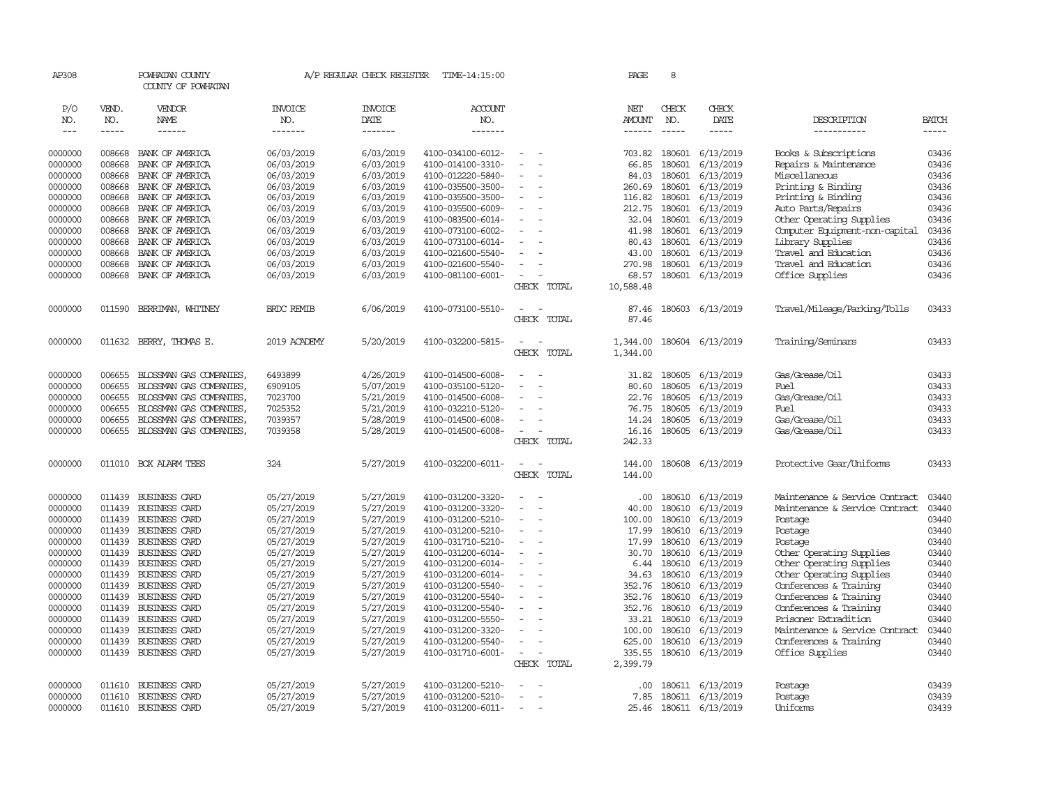AP308 POWHATAN COUNTY A/P REGULAR CHECK REGISTER TIME-14:15:00 PAGE 8

COUNTY OF POWHATAN

| P/O NO. | VEND. NO. | VENDOR NAME | INVOICE NO. | INVOICE DATE | ACCOUNT NO. | | NET AMOUNT | CHECK NO. | CHECK DATE | DESCRIPTION | BATCH |
|---|---|---|---|---|---|---|---|---|---|---|---|
| 0000000 | 008668 | BANK OF AMERICA | 06/03/2019 | 6/03/2019 | 4100-034100-6012- | - - | 703.82 | 180601 | 6/13/2019 | Books & Subscriptions | 03436 |
| 0000000 | 008668 | BANK OF AMERICA | 06/03/2019 | 6/03/2019 | 4100-014100-3310- | - - | 66.85 | 180601 | 6/13/2019 | Repairs & Maintenance | 03436 |
| 0000000 | 008668 | BANK OF AMERICA | 06/03/2019 | 6/03/2019 | 4100-012220-5840- | - - | 84.03 | 180601 | 6/13/2019 | Miscellaneous | 03436 |
| 0000000 | 008668 | BANK OF AMERICA | 06/03/2019 | 6/03/2019 | 4100-035500-3500- | - - | 260.69 | 180601 | 6/13/2019 | Printing & Binding | 03436 |
| 0000000 | 008668 | BANK OF AMERICA | 06/03/2019 | 6/03/2019 | 4100-035500-3500- | - - | 116.82 | 180601 | 6/13/2019 | Printing & Binding | 03436 |
| 0000000 | 008668 | BANK OF AMERICA | 06/03/2019 | 6/03/2019 | 4100-035500-6009- | - - | 212.75 | 180601 | 6/13/2019 | Auto Parts/Repairs | 03436 |
| 0000000 | 008668 | BANK OF AMERICA | 06/03/2019 | 6/03/2019 | 4100-083500-6014- | - - | 32.04 | 180601 | 6/13/2019 | Other Operating Supplies | 03436 |
| 0000000 | 008668 | BANK OF AMERICA | 06/03/2019 | 6/03/2019 | 4100-073100-6002- | - - | 41.98 | 180601 | 6/13/2019 | Computer Equipment-non-capital | 03436 |
| 0000000 | 008668 | BANK OF AMERICA | 06/03/2019 | 6/03/2019 | 4100-073100-6014- | - - | 80.43 | 180601 | 6/13/2019 | Library Supplies | 03436 |
| 0000000 | 008668 | BANK OF AMERICA | 06/03/2019 | 6/03/2019 | 4100-021600-5540- | - - | 43.00 | 180601 | 6/13/2019 | Travel and Education | 03436 |
| 0000000 | 008668 | BANK OF AMERICA | 06/03/2019 | 6/03/2019 | 4100-021600-5540- | - - | 270.98 | 180601 | 6/13/2019 | Travel and Education | 03436 |
| 0000000 | 008668 | BANK OF AMERICA | 06/03/2019 | 6/03/2019 | 4100-081100-6001- | - - | 68.57 | 180601 | 6/13/2019 | Office Supplies | 03436 |
| | | | | | | CHECK TOTAL | 10,588.48 | | | | |
| 0000000 | 011590 | BERRIMAN, WHITNEY | BRDC REMIB | 6/06/2019 | 4100-073100-5510- | - - | 87.46 | 180603 | 6/13/2019 | Travel/Mileage/Parking/Tolls | 03433 |
| | | | | | | CHECK TOTAL | 87.46 | | | | |
| 0000000 | 011632 | BERRY, THOMAS E. | 2019 ACADEMY | 5/20/2019 | 4100-032200-5815- | - - | 1,344.00 | 180604 | 6/13/2019 | Training/Seminars | 03433 |
| | | | | | | CHECK TOTAL | 1,344.00 | | | | |
| 0000000 | 006655 | BLOSSMAN GAS COMPANIES, | 6493899 | 4/26/2019 | 4100-014500-6008- | - - | 31.82 | 180605 | 6/13/2019 | Gas/Grease/Oil | 03433 |
| 0000000 | 006655 | BLOSSMAN GAS COMPANIES, | 6909105 | 5/07/2019 | 4100-035100-5120- | - - | 80.60 | 180605 | 6/13/2019 | Fuel | 03433 |
| 0000000 | 006655 | BLOSSMAN GAS COMPANIES, | 7023700 | 5/21/2019 | 4100-014500-6008- | - - | 22.76 | 180605 | 6/13/2019 | Gas/Grease/Oil | 03433 |
| 0000000 | 006655 | BLOSSMAN GAS COMPANIES, | 7025352 | 5/21/2019 | 4100-032210-5120- | - - | 76.75 | 180605 | 6/13/2019 | Fuel | 03433 |
| 0000000 | 006655 | BLOSSMAN GAS COMPANIES, | 7039357 | 5/28/2019 | 4100-014500-6008- | - - | 14.24 | 180605 | 6/13/2019 | Gas/Grease/Oil | 03433 |
| 0000000 | 006655 | BLOSSMAN GAS COMPANIES, | 7039358 | 5/28/2019 | 4100-014500-6008- | - - | 16.16 | 180605 | 6/13/2019 | Gas/Grease/Oil | 03433 |
| | | | | | | CHECK TOTAL | 242.33 | | | | |
| 0000000 | 011010 | BOX ALARM TEES | 324 | 5/27/2019 | 4100-032200-6011- | - - | 144.00 | 180608 | 6/13/2019 | Protective Gear/Uniforms | 03433 |
| | | | | | | CHECK TOTAL | 144.00 | | | | |
| 0000000 | 011439 | BUSINESS CARD | 05/27/2019 | 5/27/2019 | 4100-031200-3320- | - - | .00 | 180610 | 6/13/2019 | Maintenance & Service Contract | 03440 |
| 0000000 | 011439 | BUSINESS CARD | 05/27/2019 | 5/27/2019 | 4100-031200-3320- | - - | 40.00 | 180610 | 6/13/2019 | Maintenance & Service Contract | 03440 |
| 0000000 | 011439 | BUSINESS CARD | 05/27/2019 | 5/27/2019 | 4100-031200-5210- | - - | 100.00 | 180610 | 6/13/2019 | Postage | 03440 |
| 0000000 | 011439 | BUSINESS CARD | 05/27/2019 | 5/27/2019 | 4100-031200-5210- | - - | 17.99 | 180610 | 6/13/2019 | Postage | 03440 |
| 0000000 | 011439 | BUSINESS CARD | 05/27/2019 | 5/27/2019 | 4100-031710-5210- | - - | 17.99 | 180610 | 6/13/2019 | Postage | 03440 |
| 0000000 | 011439 | BUSINESS CARD | 05/27/2019 | 5/27/2019 | 4100-031200-6014- | - - | 30.70 | 180610 | 6/13/2019 | Other Operating Supplies | 03440 |
| 0000000 | 011439 | BUSINESS CARD | 05/27/2019 | 5/27/2019 | 4100-031200-6014- | - - | 6.44 | 180610 | 6/13/2019 | Other Operating Supplies | 03440 |
| 0000000 | 011439 | BUSINESS CARD | 05/27/2019 | 5/27/2019 | 4100-031200-6014- | - - | 34.63 | 180610 | 6/13/2019 | Other Operating Supplies | 03440 |
| 0000000 | 011439 | BUSINESS CARD | 05/27/2019 | 5/27/2019 | 4100-031200-5540- | - - | 352.76 | 180610 | 6/13/2019 | Conferences & Training | 03440 |
| 0000000 | 011439 | BUSINESS CARD | 05/27/2019 | 5/27/2019 | 4100-031200-5540- | - - | 352.76 | 180610 | 6/13/2019 | Conferences & Training | 03440 |
| 0000000 | 011439 | BUSINESS CARD | 05/27/2019 | 5/27/2019 | 4100-031200-5540- | - - | 352.76 | 180610 | 6/13/2019 | Conferences & Training | 03440 |
| 0000000 | 011439 | BUSINESS CARD | 05/27/2019 | 5/27/2019 | 4100-031200-5550- | - - | 33.21 | 180610 | 6/13/2019 | Prisoner Extradition | 03440 |
| 0000000 | 011439 | BUSINESS CARD | 05/27/2019 | 5/27/2019 | 4100-031200-3320- | - - | 100.00 | 180610 | 6/13/2019 | Maintenance & Service Contract | 03440 |
| 0000000 | 011439 | BUSINESS CARD | 05/27/2019 | 5/27/2019 | 4100-031200-5540- | - - | 625.00 | 180610 | 6/13/2019 | Conferences & Training | 03440 |
| 0000000 | 011439 | BUSINESS CARD | 05/27/2019 | 5/27/2019 | 4100-031710-6001- | - - | 335.55 | 180610 | 6/13/2019 | Office Supplies | 03440 |
| | | | | | | CHECK TOTAL | 2,399.79 | | | | |
| 0000000 | 011610 | BUSINESS CARD | 05/27/2019 | 5/27/2019 | 4100-031200-5210- | - - | .00 | 180611 | 6/13/2019 | Postage | 03439 |
| 0000000 | 011610 | BUSINESS CARD | 05/27/2019 | 5/27/2019 | 4100-031200-5210- | - - | 7.85 | 180611 | 6/13/2019 | Postage | 03439 |
| 0000000 | 011610 | BUSINESS CARD | 05/27/2019 | 5/27/2019 | 4100-031200-6011- | - - | 25.46 | 180611 | 6/13/2019 | Uniforms | 03439 |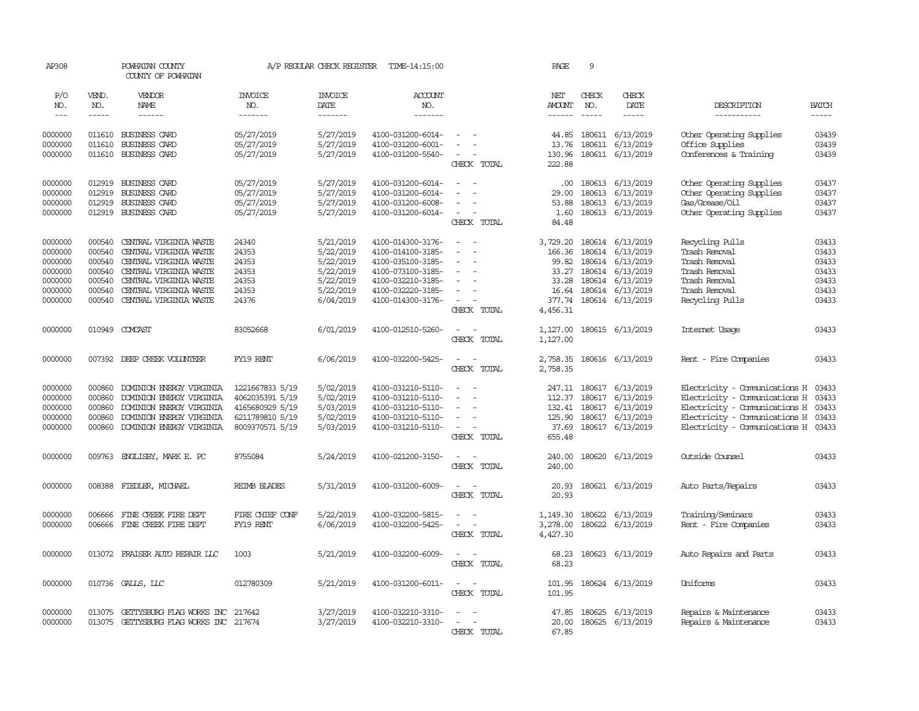AP308 POWHATAN COUNTY A/P REGULAR CHECK REGISTER TIME-14:15:00 PAGE 9
COUNTY OF POWHATAN

| P/O NO. | VEND. NO. | VENDOR NAME | INVOICE NO. | INVOICE DATE | ACCOUNT NO. | | NET AMOUNT | CHECK NO. | CHECK DATE | DESCRIPTION | BATCH |
|---|---|---|---|---|---|---|---|---|---|---|---|
| 0000000 | 011610 | BUSINESS CARD | 05/27/2019 | 5/27/2019 | 4100-031200-6014- | - - | 44.85 | 180611 | 6/13/2019 | Other Operating Supplies | 03439 |
| 0000000 | 011610 | BUSINESS CARD | 05/27/2019 | 5/27/2019 | 4100-031200-6001- | - - | 13.76 | 180611 | 6/13/2019 | Office Supplies | 03439 |
| 0000000 | 011610 | BUSINESS CARD | 05/27/2019 | 5/27/2019 | 4100-031200-5540- | - - | 130.96 | 180611 | 6/13/2019 | Conferences & Training | 03439 |
| | | | | | | CHECK TOTAL | 222.88 | | | | |
| 0000000 | 012919 | BUSINESS CARD | 05/27/2019 | 5/27/2019 | 4100-031200-6014- | - - | .00 | 180613 | 6/13/2019 | Other Operating Supplies | 03437 |
| 0000000 | 012919 | BUSINESS CARD | 05/27/2019 | 5/27/2019 | 4100-031200-6014- | - - | 29.00 | 180613 | 6/13/2019 | Other Operating Supplies | 03437 |
| 0000000 | 012919 | BUSINESS CARD | 05/27/2019 | 5/27/2019 | 4100-031200-6008- | - - | 53.88 | 180613 | 6/13/2019 | Gas/Grease/Oil | 03437 |
| 0000000 | 012919 | BUSINESS CARD | 05/27/2019 | 5/27/2019 | 4100-031200-6014- | - - | 1.60 | 180613 | 6/13/2019 | Other Operating Supplies | 03437 |
| | | | | | | CHECK TOTAL | 84.48 | | | | |
| 0000000 | 000540 | CENTRAL VIRGINIA WASTE | 24340 | 5/21/2019 | 4100-014300-3176- | - - | 3,729.20 | 180614 | 6/13/2019 | Recycling Pulls | 03433 |
| 0000000 | 000540 | CENTRAL VIRGINIA WASTE | 24353 | 5/22/2019 | 4100-014100-3185- | - - | 166.36 | 180614 | 6/13/2019 | Trash Removal | 03433 |
| 0000000 | 000540 | CENTRAL VIRGINIA WASTE | 24353 | 5/22/2019 | 4100-035100-3185- | - - | 99.82 | 180614 | 6/13/2019 | Trash Removal | 03433 |
| 0000000 | 000540 | CENTRAL VIRGINIA WASTE | 24353 | 5/22/2019 | 4100-073100-3185- | - - | 33.27 | 180614 | 6/13/2019 | Trash Removal | 03433 |
| 0000000 | 000540 | CENTRAL VIRGINIA WASTE | 24353 | 5/22/2019 | 4100-032210-3185- | - - | 33.28 | 180614 | 6/13/2019 | Trash Removal | 03433 |
| 0000000 | 000540 | CENTRAL VIRGINIA WASTE | 24353 | 5/22/2019 | 4100-032220-3185- | - - | 16.64 | 180614 | 6/13/2019 | Trash Removal | 03433 |
| 0000000 | 000540 | CENTRAL VIRGINIA WASTE | 24376 | 6/04/2019 | 4100-014300-3176- | - - | 377.74 | 180614 | 6/13/2019 | Recycling Pulls | 03433 |
| | | | | | | CHECK TOTAL | 4,456.31 | | | | |
| 0000000 | 010949 | COMCAST | 83052668 | 6/01/2019 | 4100-012510-5260- | - - | 1,127.00 | 180615 | 6/13/2019 | Internet Usage | 03433 |
| | | | | | | CHECK TOTAL | 1,127.00 | | | | |
| 0000000 | 007392 | DEEP CREEK VOLUNTEER | FY19 RENT | 6/06/2019 | 4100-032200-5425- | - - | 2,758.35 | 180616 | 6/13/2019 | Rent - Fire Companies | 03433 |
| | | | | | | CHECK TOTAL | 2,758.35 | | | | |
| 0000000 | 000860 | DOMINION ENERGY VIRGINIA | 1221667833 5/19 | 5/02/2019 | 4100-031210-5110- | - - | 247.11 | 180617 | 6/13/2019 | Electricity - Communications H | 03433 |
| 0000000 | 000860 | DOMINION ENERGY VIRGINIA | 4062035391 5/19 | 5/02/2019 | 4100-031210-5110- | - - | 112.37 | 180617 | 6/13/2019 | Electricity - Communications H | 03433 |
| 0000000 | 000860 | DOMINION ENERGY VIRGINIA | 4165680929 5/19 | 5/03/2019 | 4100-031210-5110- | - - | 132.41 | 180617 | 6/13/2019 | Electricity - Communications H | 03433 |
| 0000000 | 000860 | DOMINION ENERGY VIRGINIA | 6211789810 5/19 | 5/02/2019 | 4100-031210-5110- | - - | 125.90 | 180617 | 6/13/2019 | Electricity - Communications H | 03433 |
| 0000000 | 000860 | DOMINION ENERGY VIRGINIA | 8009370571 5/19 | 5/03/2019 | 4100-031210-5110- | - - | 37.69 | 180617 | 6/13/2019 | Electricity - Communications H | 03433 |
| | | | | | | CHECK TOTAL | 655.48 | | | | |
| 0000000 | 009763 | ENGLISBY, MARK E. PC | 8755084 | 5/24/2019 | 4100-021200-3150- | - - | 240.00 | 180620 | 6/13/2019 | Outside Counsel | 03433 |
| | | | | | | CHECK TOTAL | 240.00 | | | | |
| 0000000 | 008388 | FIEDLER, MICHAEL | REIMB BLADES | 5/31/2019 | 4100-031200-6009- | - - | 20.93 | 180621 | 6/13/2019 | Auto Parts/Repairs | 03433 |
| | | | | | | CHECK TOTAL | 20.93 | | | | |
| 0000000 | 006666 | FINE CREEK FIRE DEPT | FIRE CHIEF CONF | 5/22/2019 | 4100-032200-5815- | - - | 1,149.30 | 180622 | 6/13/2019 | Training/Seminars | 03433 |
| 0000000 | 006666 | FINE CREEK FIRE DEPT | FY19 RENT | 6/06/2019 | 4100-032200-5425- | - - | 3,278.00 | 180622 | 6/13/2019 | Rent - Fire Companies | 03433 |
| | | | | | | CHECK TOTAL | 4,427.30 | | | | |
| 0000000 | 013072 | FRAISER AUTO REPAIR LLC | 1003 | 5/21/2019 | 4100-032200-6009- | - - | 68.23 | 180623 | 6/13/2019 | Auto Repairs and Parts | 03433 |
| | | | | | | CHECK TOTAL | 68.23 | | | | |
| 0000000 | 010736 | GALLS, LLC | 012780309 | 5/21/2019 | 4100-031200-6011- | - - | 101.95 | 180624 | 6/13/2019 | Uniforms | 03433 |
| | | | | | | CHECK TOTAL | 101.95 | | | | |
| 0000000 | 013075 | GETTYSBURG FLAG WORKS INC | 217642 | 3/27/2019 | 4100-032210-3310- | - - | 47.85 | 180625 | 6/13/2019 | Repairs & Maintenance | 03433 |
| 0000000 | 013075 | GETTYSBURG FLAG WORKS INC | 217674 | 3/27/2019 | 4100-032210-3310- | - - | 20.00 | 180625 | 6/13/2019 | Repairs & Maintenance | 03433 |
| | | | | | | CHECK TOTAL | 67.85 | | | | |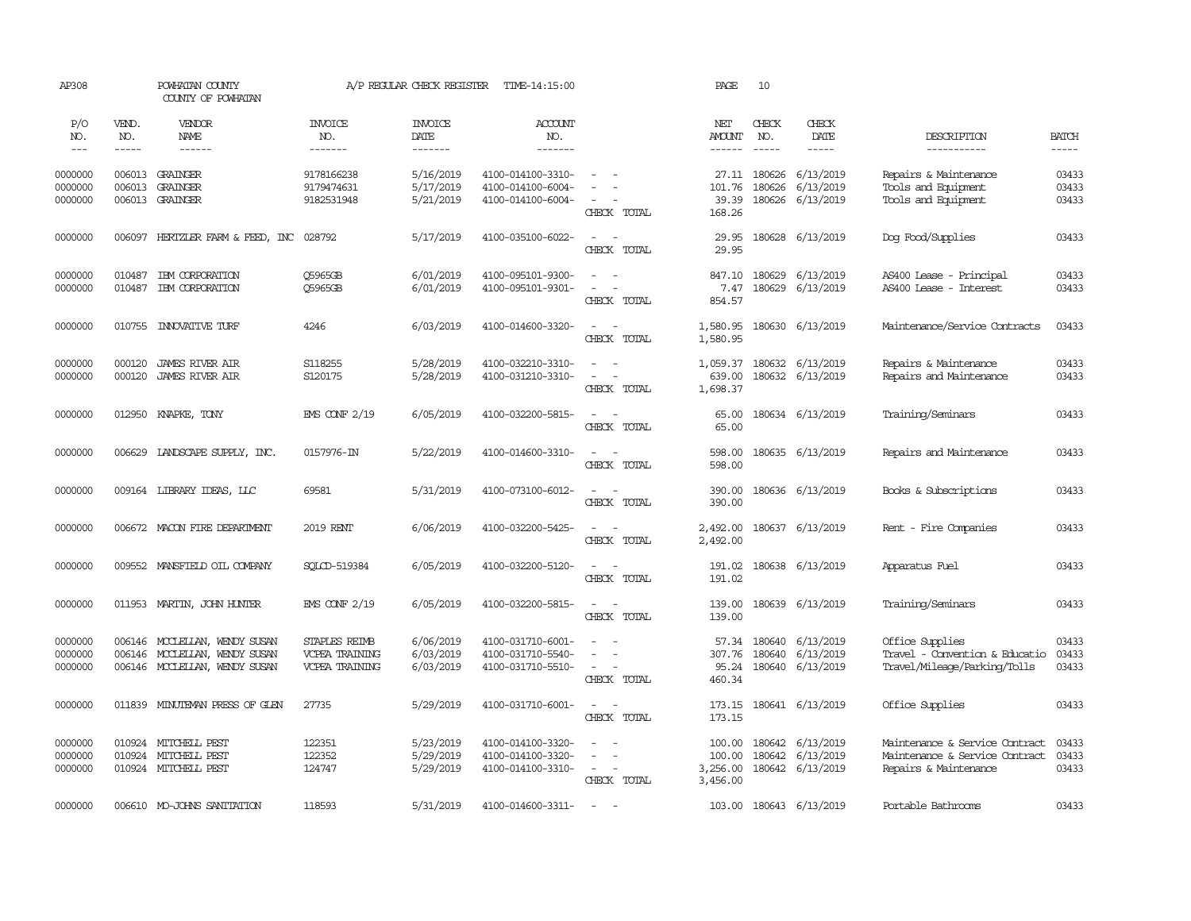AP308 POWHATAN COUNTY A/P REGULAR CHECK REGISTER TIME-14:15:00

COUNTY OF POWHATAN

| P/O NO. | VEND. NO. | VENDOR NAME | INVOICE NO. | INVOICE DATE | ACCOUNT NO. | | NET AMOUNT | CHECK NO. | CHECK DATE | DESCRIPTION | BATCH |
|---|---|---|---|---|---|---|---|---|---|---|---|
| --- | ----- | ------ | ------- | ------- | ------- | | ------ | ----- | ----- | ----------- | ----- |
| 0000000 | 006013 | GRAINGER | 9178166238 | 5/16/2019 | 4100-014100-3310- | - - | 27.11 | 180626 | 6/13/2019 | Repairs & Maintenance | 03433 |
| 0000000 | 006013 | GRAINGER | 9179474631 | 5/17/2019 | 4100-014100-6004- | - - | 101.76 | 180626 | 6/13/2019 | Tools and Equipment | 03433 |
| 0000000 | 006013 | GRAINGER | 9182531948 | 5/21/2019 | 4100-014100-6004- | - - | 39.39 | 180626 | 6/13/2019 | Tools and Equipment | 03433 |
| | | | | | | CHECK TOTAL | 168.26 | | | | |
| 0000000 | 006097 | HERTZLER FARM & FEED, INC | 028792 | 5/17/2019 | 4100-035100-6022- | - - | 29.95 | 180628 | 6/13/2019 | Dog Food/Supplies | 03433 |
| | | | | | | CHECK TOTAL | 29.95 | | | | |
| 0000000 | 010487 | IBM CORPORATION | Q5965GB | 6/01/2019 | 4100-095101-9300- | - - | 847.10 | 180629 | 6/13/2019 | AS400 Lease - Principal | 03433 |
| 0000000 | 010487 | IBM CORPORATION | Q5965GB | 6/01/2019 | 4100-095101-9301- | - - | 7.47 | 180629 | 6/13/2019 | AS400 Lease - Interest | 03433 |
| | | | | | | CHECK TOTAL | 854.57 | | | | |
| 0000000 | 010755 | INNOVATIVE TURF | 4246 | 6/03/2019 | 4100-014600-3320- | - - | 1,580.95 | 180630 | 6/13/2019 | Maintenance/Service Contracts | 03433 |
| | | | | | | CHECK TOTAL | 1,580.95 | | | | |
| 0000000 | 000120 | JAMES RIVER AIR | S118255 | 5/28/2019 | 4100-032210-3310- | - - | 1,059.37 | 180632 | 6/13/2019 | Repairs & Maintenance | 03433 |
| 0000000 | 000120 | JAMES RIVER AIR | S120175 | 5/28/2019 | 4100-031210-3310- | - - | 639.00 | 180632 | 6/13/2019 | Repairs and Maintenance | 03433 |
| | | | | | | CHECK TOTAL | 1,698.37 | | | | |
| 0000000 | 012950 | KNAPKE, TONY | EMS CONF 2/19 | 6/05/2019 | 4100-032200-5815- | - - | 65.00 | 180634 | 6/13/2019 | Training/Seminars | 03433 |
| | | | | | | CHECK TOTAL | 65.00 | | | | |
| 0000000 | 006629 | LANDSCAPE SUPPLY, INC. | 0157976-IN | 5/22/2019 | 4100-014600-3310- | - - | 598.00 | 180635 | 6/13/2019 | Repairs and Maintenance | 03433 |
| | | | | | | CHECK TOTAL | 598.00 | | | | |
| 0000000 | 009164 | LIBRARY IDEAS, LLC | 69581 | 5/31/2019 | 4100-073100-6012- | - - | 390.00 | 180636 | 6/13/2019 | Books & Subscriptions | 03433 |
| | | | | | | CHECK TOTAL | 390.00 | | | | |
| 0000000 | 006672 | MACON FIRE DEPARTMENT | 2019 RENT | 6/06/2019 | 4100-032200-5425- | - - | 2,492.00 | 180637 | 6/13/2019 | Rent - Fire Companies | 03433 |
| | | | | | | CHECK TOTAL | 2,492.00 | | | | |
| 0000000 | 009552 | MANSFIELD OIL COMPANY | SQLCD-519384 | 6/05/2019 | 4100-032200-5120- | - - | 191.02 | 180638 | 6/13/2019 | Apparatus Fuel | 03433 |
| | | | | | | CHECK TOTAL | 191.02 | | | | |
| 0000000 | 011953 | MARTIN, JOHN HUNTER | EMS CONF 2/19 | 6/05/2019 | 4100-032200-5815- | - - | 139.00 | 180639 | 6/13/2019 | Training/Seminars | 03433 |
| | | | | | | CHECK TOTAL | 139.00 | | | | |
| 0000000 | 006146 | MCCLELLAN, WENDY SUSAN | STAPLES REIMB | 6/06/2019 | 4100-031710-6001- | - - | 57.34 | 180640 | 6/13/2019 | Office Supplies | 03433 |
| 0000000 | 006146 | MCCLELLAN, WENDY SUSAN | VCPEA TRAINING | 6/03/2019 | 4100-031710-5540- | - - | 307.76 | 180640 | 6/13/2019 | Travel - Convention & Educatio | 03433 |
| 0000000 | 006146 | MCCLELLAN, WENDY SUSAN | VCPEA TRAINING | 6/03/2019 | 4100-031710-5510- | - - | 95.24 | 180640 | 6/13/2019 | Travel/Mileage/Parking/Tolls | 03433 |
| | | | | | | CHECK TOTAL | 460.34 | | | | |
| 0000000 | 011839 | MINUTEMAN PRESS OF GLEN | 27735 | 5/29/2019 | 4100-031710-6001- | - - | 173.15 | 180641 | 6/13/2019 | Office Supplies | 03433 |
| | | | | | | CHECK TOTAL | 173.15 | | | | |
| 0000000 | 010924 | MITCHELL PEST | 122351 | 5/23/2019 | 4100-014100-3320- | - - | 100.00 | 180642 | 6/13/2019 | Maintenance & Service Contract | 03433 |
| 0000000 | 010924 | MITCHELL PEST | 122352 | 5/29/2019 | 4100-014100-3320- | - - | 100.00 | 180642 | 6/13/2019 | Maintenance & Service Contract | 03433 |
| 0000000 | 010924 | MITCHELL PEST | 124747 | 5/29/2019 | 4100-014100-3310- | - - | 3,256.00 | 180642 | 6/13/2019 | Repairs & Maintenance | 03433 |
| | | | | | | CHECK TOTAL | 3,456.00 | | | | |
| 0000000 | 006610 | MO-JOHNS SANITATION | 118593 | 5/31/2019 | 4100-014600-3311- | - - | 103.00 | 180643 | 6/13/2019 | Portable Bathrooms | 03433 |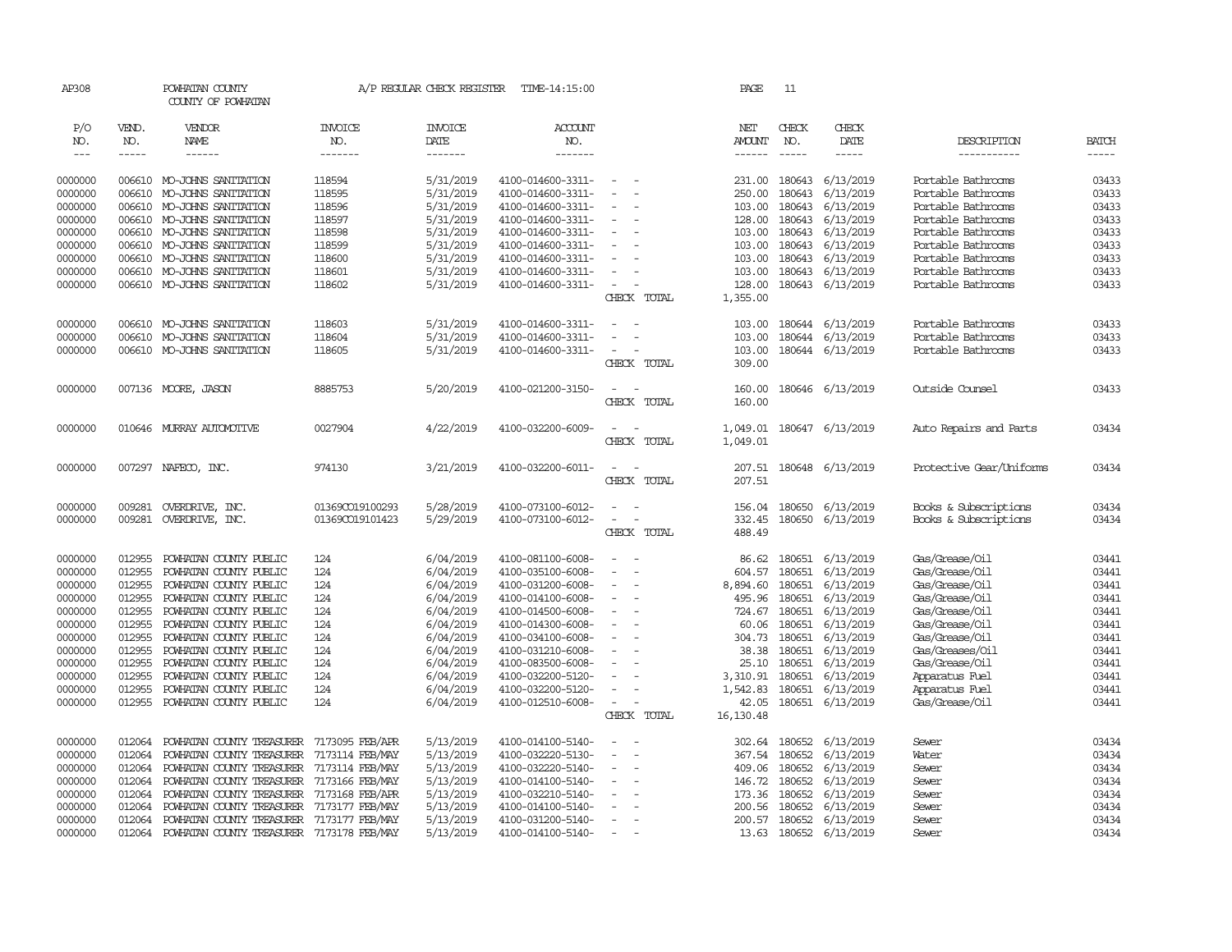AP308 POWHATAN COUNTY A/P REGULAR CHECK REGISTER TIME-14:15:00 PAGE 11

COUNTY OF POWHATAN

| P/O NO. | VEND. NO. | VENDOR NAME | INVOICE NO. | INVOICE DATE | ACCOUNT NO. | | NET AMOUNT | CHECK NO. | CHECK DATE | DESCRIPTION | BATCH |
|---|---|---|---|---|---|---|---|---|---|---|---|
| 0000000 | 006610 | MO-JOHNS SANITATION | 118594 | 5/31/2019 | 4100-014600-3311- | - - | 231.00 | 180643 | 6/13/2019 | Portable Bathrooms | 03433 |
| 0000000 | 006610 | MO-JOHNS SANITATION | 118595 | 5/31/2019 | 4100-014600-3311- | - - | 250.00 | 180643 | 6/13/2019 | Portable Bathrooms | 03433 |
| 0000000 | 006610 | MO-JOHNS SANITATION | 118596 | 5/31/2019 | 4100-014600-3311- | - - | 103.00 | 180643 | 6/13/2019 | Portable Bathrooms | 03433 |
| 0000000 | 006610 | MO-JOHNS SANITATION | 118597 | 5/31/2019 | 4100-014600-3311- | - - | 128.00 | 180643 | 6/13/2019 | Portable Bathrooms | 03433 |
| 0000000 | 006610 | MO-JOHNS SANITATION | 118598 | 5/31/2019 | 4100-014600-3311- | - - | 103.00 | 180643 | 6/13/2019 | Portable Bathrooms | 03433 |
| 0000000 | 006610 | MO-JOHNS SANITATION | 118599 | 5/31/2019 | 4100-014600-3311- | - - | 103.00 | 180643 | 6/13/2019 | Portable Bathrooms | 03433 |
| 0000000 | 006610 | MO-JOHNS SANITATION | 118600 | 5/31/2019 | 4100-014600-3311- | - - | 103.00 | 180643 | 6/13/2019 | Portable Bathrooms | 03433 |
| 0000000 | 006610 | MO-JOHNS SANITATION | 118601 | 5/31/2019 | 4100-014600-3311- | - - | 103.00 | 180643 | 6/13/2019 | Portable Bathrooms | 03433 |
| 0000000 | 006610 | MO-JOHNS SANITATION | 118602 | 5/31/2019 | 4100-014600-3311- | - - | 128.00 | 180643 | 6/13/2019 | Portable Bathrooms | 03433 |
| | | | | | | CHECK TOTAL | 1,355.00 | | | | |
| 0000000 | 006610 | MO-JOHNS SANITATION | 118603 | 5/31/2019 | 4100-014600-3311- | - - | 103.00 | 180644 | 6/13/2019 | Portable Bathrooms | 03433 |
| 0000000 | 006610 | MO-JOHNS SANITATION | 118604 | 5/31/2019 | 4100-014600-3311- | - - | 103.00 | 180644 | 6/13/2019 | Portable Bathrooms | 03433 |
| 0000000 | 006610 | MO-JOHNS SANITATION | 118605 | 5/31/2019 | 4100-014600-3311- | - - | 103.00 | 180644 | 6/13/2019 | Portable Bathrooms | 03433 |
| | | | | | | CHECK TOTAL | 309.00 | | | | |
| 0000000 | 007136 | MOORE, JASON | 8885753 | 5/20/2019 | 4100-021200-3150- | - - | 160.00 | 180646 | 6/13/2019 | Outside Counsel | 03433 |
| | | | | | | CHECK TOTAL | 160.00 | | | | |
| 0000000 | 010646 | MURRAY AUTOMOTIVE | 0027904 | 4/22/2019 | 4100-032200-6009- | - - | 1,049.01 | 180647 | 6/13/2019 | Auto Repairs and Parts | 03434 |
| | | | | | | CHECK TOTAL | 1,049.01 | | | | |
| 0000000 | 007297 | NAFECO, INC. | 974130 | 3/21/2019 | 4100-032200-6011- | - - | 207.51 | 180648 | 6/13/2019 | Protective Gear/Uniforms | 03434 |
| | | | | | | CHECK TOTAL | 207.51 | | | | |
| 0000000 | 009281 | OVERDRIVE, INC. | 01369CO19100293 | 5/28/2019 | 4100-073100-6012- | - - | 156.04 | 180650 | 6/13/2019 | Books & Subscriptions | 03434 |
| 0000000 | 009281 | OVERDRIVE, INC. | 01369CO19101423 | 5/29/2019 | 4100-073100-6012- | - - | 332.45 | 180650 | 6/13/2019 | Books & Subscriptions | 03434 |
| | | | | | | CHECK TOTAL | 488.49 | | | | |
| 0000000 | 012955 | POWHATAN COUNTY PUBLIC | 124 | 6/04/2019 | 4100-081100-6008- | - - | 86.62 | 180651 | 6/13/2019 | Gas/Grease/Oil | 03441 |
| 0000000 | 012955 | POWHATAN COUNTY PUBLIC | 124 | 6/04/2019 | 4100-035100-6008- | - - | 604.57 | 180651 | 6/13/2019 | Gas/Grease/Oil | 03441 |
| 0000000 | 012955 | POWHATAN COUNTY PUBLIC | 124 | 6/04/2019 | 4100-031200-6008- | - - | 8,894.60 | 180651 | 6/13/2019 | Gas/Grease/Oil | 03441 |
| 0000000 | 012955 | POWHATAN COUNTY PUBLIC | 124 | 6/04/2019 | 4100-014100-6008- | - - | 495.96 | 180651 | 6/13/2019 | Gas/Grease/Oil | 03441 |
| 0000000 | 012955 | POWHATAN COUNTY PUBLIC | 124 | 6/04/2019 | 4100-014500-6008- | - - | 724.67 | 180651 | 6/13/2019 | Gas/Grease/Oil | 03441 |
| 0000000 | 012955 | POWHATAN COUNTY PUBLIC | 124 | 6/04/2019 | 4100-014300-6008- | - - | 60.06 | 180651 | 6/13/2019 | Gas/Grease/Oil | 03441 |
| 0000000 | 012955 | POWHATAN COUNTY PUBLIC | 124 | 6/04/2019 | 4100-034100-6008- | - - | 304.73 | 180651 | 6/13/2019 | Gas/Grease/Oil | 03441 |
| 0000000 | 012955 | POWHATAN COUNTY PUBLIC | 124 | 6/04/2019 | 4100-031210-6008- | - - | 38.38 | 180651 | 6/13/2019 | Gas/Greases/Oil | 03441 |
| 0000000 | 012955 | POWHATAN COUNTY PUBLIC | 124 | 6/04/2019 | 4100-083500-6008- | - - | 25.10 | 180651 | 6/13/2019 | Gas/Grease/Oil | 03441 |
| 0000000 | 012955 | POWHATAN COUNTY PUBLIC | 124 | 6/04/2019 | 4100-032200-5120- | - - | 3,310.91 | 180651 | 6/13/2019 | Apparatus Fuel | 03441 |
| 0000000 | 012955 | POWHATAN COUNTY PUBLIC | 124 | 6/04/2019 | 4100-032200-5120- | - - | 1,542.83 | 180651 | 6/13/2019 | Apparatus Fuel | 03441 |
| 0000000 | 012955 | POWHATAN COUNTY PUBLIC | 124 | 6/04/2019 | 4100-012510-6008- | - - | 42.05 | 180651 | 6/13/2019 | Gas/Grease/Oil | 03441 |
| | | | | | | CHECK TOTAL | 16,130.48 | | | | |
| 0000000 | 012064 | POWHATAN COUNTY TREASURER | 7173095 FEB/APR | 5/13/2019 | 4100-014100-5140- | - - | 302.64 | 180652 | 6/13/2019 | Sewer | 03434 |
| 0000000 | 012064 | POWHATAN COUNTY TREASURER | 7173114 FEB/MAY | 5/13/2019 | 4100-032220-5130- | - - | 367.54 | 180652 | 6/13/2019 | Water | 03434 |
| 0000000 | 012064 | POWHATAN COUNTY TREASURER | 7173114 FEB/MAY | 5/13/2019 | 4100-032220-5140- | - - | 409.06 | 180652 | 6/13/2019 | Sewer | 03434 |
| 0000000 | 012064 | POWHATAN COUNTY TREASURER | 7173166 FEB/MAY | 5/13/2019 | 4100-014100-5140- | - - | 146.72 | 180652 | 6/13/2019 | Sewer | 03434 |
| 0000000 | 012064 | POWHATAN COUNTY TREASURER | 7173168 FEB/APR | 5/13/2019 | 4100-032210-5140- | - - | 173.36 | 180652 | 6/13/2019 | Sewer | 03434 |
| 0000000 | 012064 | POWHATAN COUNTY TREASURER | 7173177 FEB/MAY | 5/13/2019 | 4100-014100-5140- | - - | 200.56 | 180652 | 6/13/2019 | Sewer | 03434 |
| 0000000 | 012064 | POWHATAN COUNTY TREASURER | 7173177 FEB/MAY | 5/13/2019 | 4100-031200-5140- | - - | 200.57 | 180652 | 6/13/2019 | Sewer | 03434 |
| 0000000 | 012064 | POWHATAN COUNTY TREASURER | 7173178 FEB/MAY | 5/13/2019 | 4100-014100-5140- | - - | 13.63 | 180652 | 6/13/2019 | Sewer | 03434 |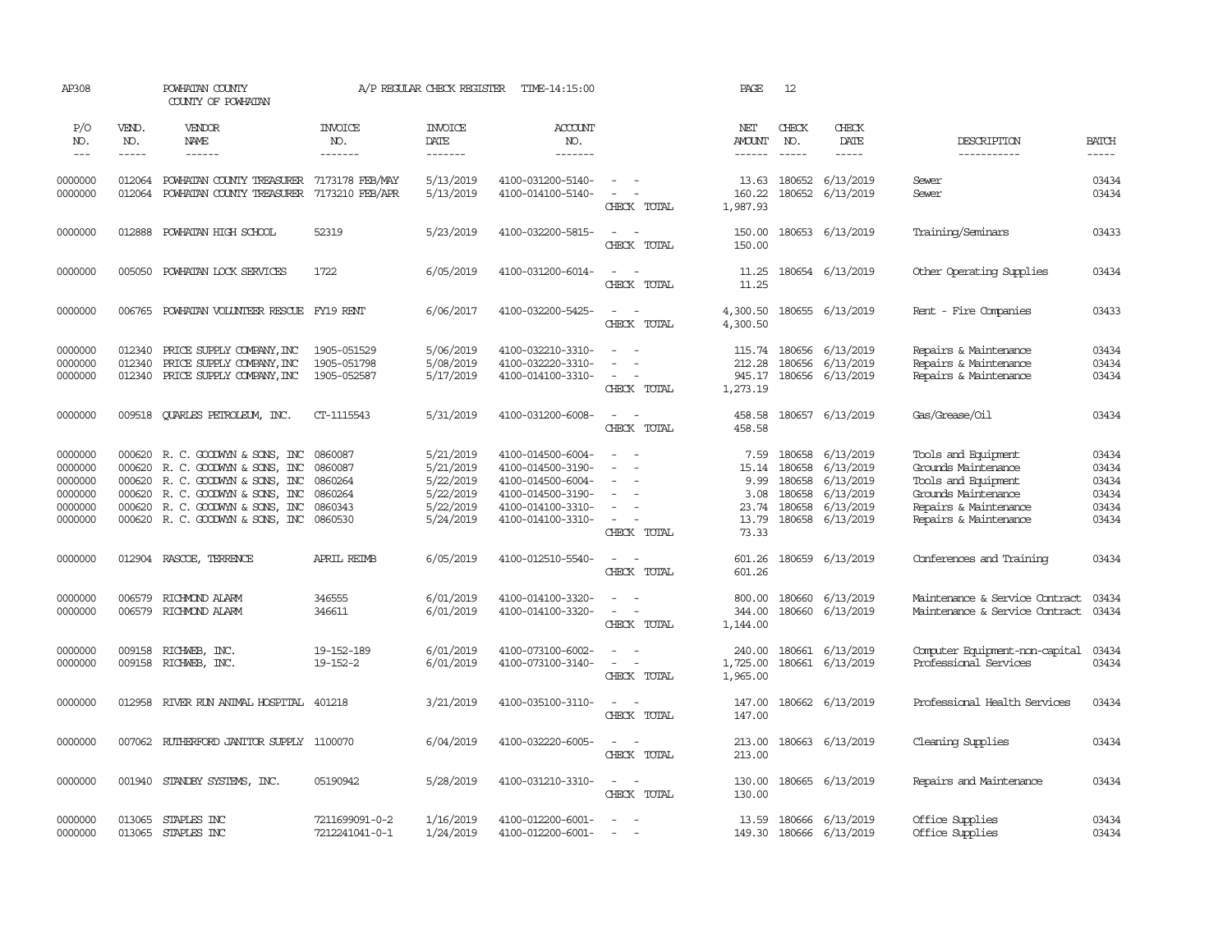AP308 POWHATAN COUNTY A/P REGULAR CHECK REGISTER TIME-14:15:00 PAGE 12

COUNTY OF POWHATAN

| P/O NO. | VEND. NO. | VENDOR NAME | INVOICE NO. | INVOICE DATE | ACCOUNT NO. | | NET AMOUNT | CHECK NO. | CHECK DATE | DESCRIPTION | BATCH |
|---|---|---|---|---|---|---|---|---|---|---|---|
| 0000000 | 012064 | POWHATAN COUNTY TREASURER | 7173178 FEB/MAY | 5/13/2019 | 4100-031200-5140- | - - | 13.63 | 180652 | 6/13/2019 | Sewer | 03434 |
| 0000000 | 012064 | POWHATAN COUNTY TREASURER | 7173210 FEB/APR | 5/13/2019 | 4100-014100-5140- | - - | 160.22 | 180652 | 6/13/2019 | Sewer | 03434 |
| | | | | | | CHECK TOTAL | 1,987.93 | | | | |
| 0000000 | 012888 | POWHATAN HIGH SCHOOL | 52319 | 5/23/2019 | 4100-032200-5815- | - - | 150.00 | 180653 | 6/13/2019 | Training/Seminars | 03433 |
| | | | | | | CHECK TOTAL | 150.00 | | | | |
| 0000000 | 005050 | POWHATAN LOCK SERVICES | 1722 | 6/05/2019 | 4100-031200-6014- | - - | 11.25 | 180654 | 6/13/2019 | Other Operating Supplies | 03434 |
| | | | | | | CHECK TOTAL | 11.25 | | | | |
| 0000000 | 006765 | POWHATAN VOLUNTEER RESCUE | FY19 RENT | 6/06/2017 | 4100-032200-5425- | - - | 4,300.50 | 180655 | 6/13/2019 | Rent - Fire Companies | 03433 |
| | | | | | | CHECK TOTAL | 4,300.50 | | | | |
| 0000000 | 012340 | PRICE SUPPLY COMPANY,INC | 1905-051529 | 5/06/2019 | 4100-032210-3310- | - - | 115.74 | 180656 | 6/13/2019 | Repairs & Maintenance | 03434 |
| 0000000 | 012340 | PRICE SUPPLY COMPANY,INC | 1905-051798 | 5/08/2019 | 4100-032220-3310- | - - | 212.28 | 180656 | 6/13/2019 | Repairs & Maintenance | 03434 |
| 0000000 | 012340 | PRICE SUPPLY COMPANY,INC | 1905-052587 | 5/17/2019 | 4100-014100-3310- | - - | 945.17 | 180656 | 6/13/2019 | Repairs & Maintenance | 03434 |
| | | | | | | CHECK TOTAL | 1,273.19 | | | | |
| 0000000 | 009518 | QUARLES PETROLEUM, INC. | CT-1115543 | 5/31/2019 | 4100-031200-6008- | - - | 458.58 | 180657 | 6/13/2019 | Gas/Grease/Oil | 03434 |
| | | | | | | CHECK TOTAL | 458.58 | | | | |
| 0000000 | 000620 | R. C. GOODWYN & SONS, INC | 0860087 | 5/21/2019 | 4100-014500-6004- | - - | 7.59 | 180658 | 6/13/2019 | Tools and Equipment | 03434 |
| 0000000 | 000620 | R. C. GOODWYN & SONS, INC | 0860087 | 5/21/2019 | 4100-014500-3190- | - - | 15.14 | 180658 | 6/13/2019 | Grounds Maintenance | 03434 |
| 0000000 | 000620 | R. C. GOODWYN & SONS, INC | 0860264 | 5/22/2019 | 4100-014500-6004- | - - | 9.99 | 180658 | 6/13/2019 | Tools and Equipment | 03434 |
| 0000000 | 000620 | R. C. GOODWYN & SONS, INC | 0860264 | 5/22/2019 | 4100-014500-3190- | - - | 3.08 | 180658 | 6/13/2019 | Grounds Maintenance | 03434 |
| 0000000 | 000620 | R. C. GOODWYN & SONS, INC | 0860343 | 5/22/2019 | 4100-014100-3310- | - - | 23.74 | 180658 | 6/13/2019 | Repairs & Maintenance | 03434 |
| 0000000 | 000620 | R. C. GOODWYN & SONS, INC | 0860530 | 5/24/2019 | 4100-014100-3310- | - - | 13.79 | 180658 | 6/13/2019 | Repairs & Maintenance | 03434 |
| | | | | | | CHECK TOTAL | 73.33 | | | | |
| 0000000 | 012904 | RASCOE, TERRENCE | APRIL REIMB | 6/05/2019 | 4100-012510-5540- | - - | 601.26 | 180659 | 6/13/2019 | Conferences and Training | 03434 |
| | | | | | | CHECK TOTAL | 601.26 | | | | |
| 0000000 | 006579 | RICHMOND ALARM | 346555 | 6/01/2019 | 4100-014100-3320- | - - | 800.00 | 180660 | 6/13/2019 | Maintenance & Service Contract | 03434 |
| 0000000 | 006579 | RICHMOND ALARM | 346611 | 6/01/2019 | 4100-014100-3320- | - - | 344.00 | 180660 | 6/13/2019 | Maintenance & Service Contract | 03434 |
| | | | | | | CHECK TOTAL | 1,144.00 | | | | |
| 0000000 | 009158 | RICHWEB, INC. | 19-152-189 | 6/01/2019 | 4100-073100-6002- | - - | 240.00 | 180661 | 6/13/2019 | Computer Equipment-non-capital | 03434 |
| 0000000 | 009158 | RICHWEB, INC. | 19-152-2 | 6/01/2019 | 4100-073100-3140- | - - | 1,725.00 | 180661 | 6/13/2019 | Professional Services | 03434 |
| | | | | | | CHECK TOTAL | 1,965.00 | | | | |
| 0000000 | 012958 | RIVER RUN ANIMAL HOSPITAL | 401218 | 3/21/2019 | 4100-035100-3110- | - - | 147.00 | 180662 | 6/13/2019 | Professional Health Services | 03434 |
| | | | | | | CHECK TOTAL | 147.00 | | | | |
| 0000000 | 007062 | RUTHERFORD JANITOR SUPPLY | 1100070 | 6/04/2019 | 4100-032220-6005- | - - | 213.00 | 180663 | 6/13/2019 | Cleaning Supplies | 03434 |
| | | | | | | CHECK TOTAL | 213.00 | | | | |
| 0000000 | 001940 | STANDBY SYSTEMS, INC. | 05190942 | 5/28/2019 | 4100-031210-3310- | - - | 130.00 | 180665 | 6/13/2019 | Repairs and Maintenance | 03434 |
| | | | | | | CHECK TOTAL | 130.00 | | | | |
| 0000000 | 013065 | STAPLES INC | 7211699091-0-2 | 1/16/2019 | 4100-012200-6001- | - - | 13.59 | 180666 | 6/13/2019 | Office Supplies | 03434 |
| 0000000 | 013065 | STAPLES INC | 7212241041-0-1 | 1/24/2019 | 4100-012200-6001- | - - | 149.30 | 180666 | 6/13/2019 | Office Supplies | 03434 |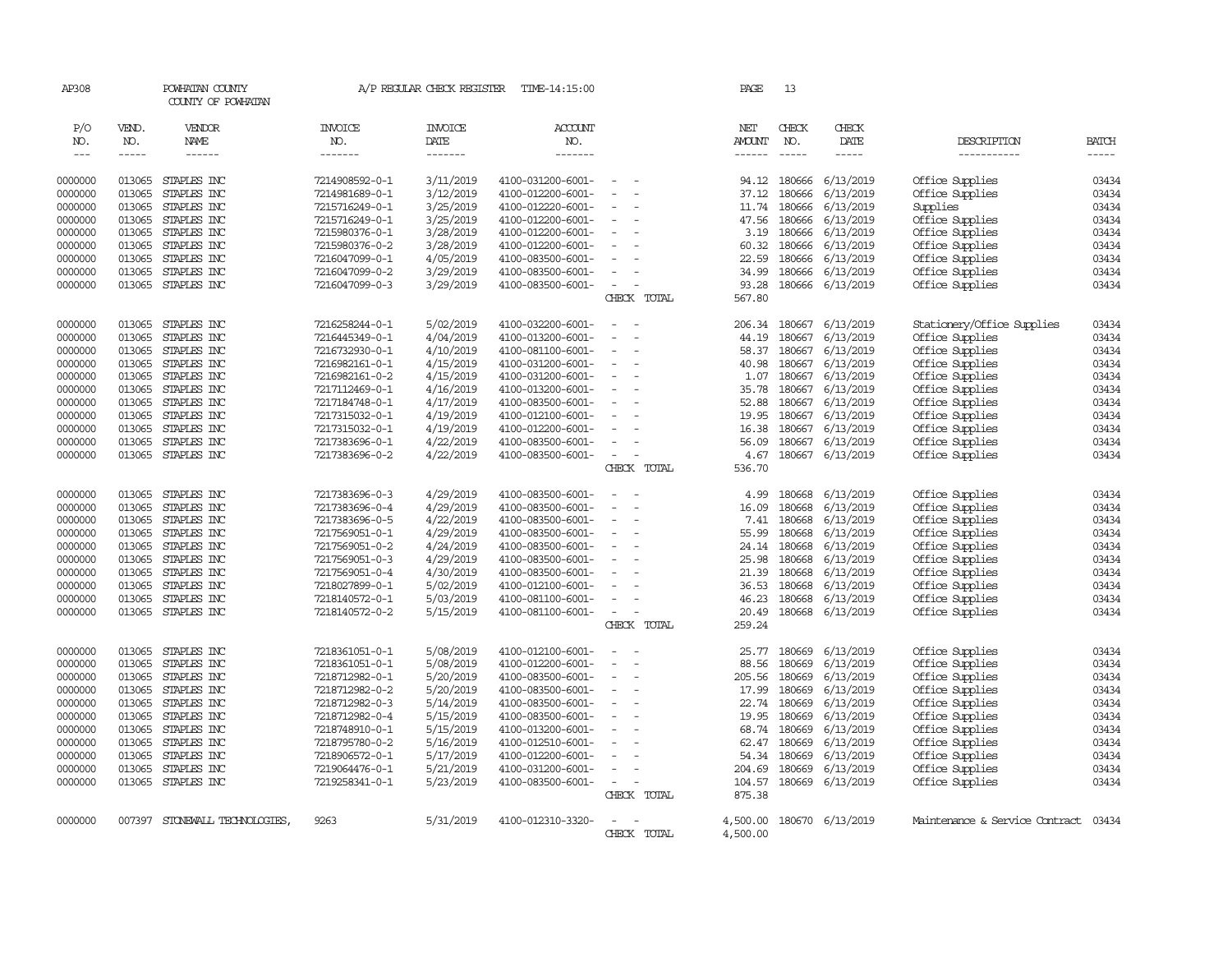AP308 POWHATAN COUNTY A/P REGULAR CHECK REGISTER TIME-14:15:00 PAGE 13

COUNTY OF POWHATAN

| P/O NO. | VEND. NO. | VENDOR NAME | INVOICE NO. | INVOICE DATE | ACCOUNT NO. | | NET AMOUNT | CHECK NO. | CHECK DATE | DESCRIPTION | BATCH |
|---|---|---|---|---|---|---|---|---|---|---|---|
| 0000000 | 013065 | STAPLES INC | 7214908592-0-1 | 3/11/2019 | 4100-031200-6001- | - - | 94.12 | 180666 | 6/13/2019 | Office Supplies | 03434 |
| 0000000 | 013065 | STAPLES INC | 7214981689-0-1 | 3/12/2019 | 4100-012200-6001- | - - | 37.12 | 180666 | 6/13/2019 | Office Supplies | 03434 |
| 0000000 | 013065 | STAPLES INC | 7215716249-0-1 | 3/25/2019 | 4100-012220-6001- | - - | 11.74 | 180666 | 6/13/2019 | Supplies | 03434 |
| 0000000 | 013065 | STAPLES INC | 7215716249-0-1 | 3/25/2019 | 4100-012200-6001- | - - | 47.56 | 180666 | 6/13/2019 | Office Supplies | 03434 |
| 0000000 | 013065 | STAPLES INC | 7215980376-0-1 | 3/28/2019 | 4100-012200-6001- | - - | 3.19 | 180666 | 6/13/2019 | Office Supplies | 03434 |
| 0000000 | 013065 | STAPLES INC | 7215980376-0-2 | 3/28/2019 | 4100-012200-6001- | - - | 60.32 | 180666 | 6/13/2019 | Office Supplies | 03434 |
| 0000000 | 013065 | STAPLES INC | 7216047099-0-1 | 4/05/2019 | 4100-083500-6001- | - - | 22.59 | 180666 | 6/13/2019 | Office Supplies | 03434 |
| 0000000 | 013065 | STAPLES INC | 7216047099-0-2 | 3/29/2019 | 4100-083500-6001- | - - | 34.99 | 180666 | 6/13/2019 | Office Supplies | 03434 |
| 0000000 | 013065 | STAPLES INC | 7216047099-0-3 | 3/29/2019 | 4100-083500-6001- | - - | 93.28 | 180666 | 6/13/2019 | Office Supplies | 03434 |
| | | | | | | CHECK TOTAL | 567.80 | | | | |
| 0000000 | 013065 | STAPLES INC | 7216258244-0-1 | 5/02/2019 | 4100-032200-6001- | - - | 206.34 | 180667 | 6/13/2019 | Stationery/Office Supplies | 03434 |
| 0000000 | 013065 | STAPLES INC | 7216445349-0-1 | 4/04/2019 | 4100-013200-6001- | - - | 44.19 | 180667 | 6/13/2019 | Office Supplies | 03434 |
| 0000000 | 013065 | STAPLES INC | 7216732930-0-1 | 4/10/2019 | 4100-081100-6001- | - - | 58.37 | 180667 | 6/13/2019 | Office Supplies | 03434 |
| 0000000 | 013065 | STAPLES INC | 7216982161-0-1 | 4/15/2019 | 4100-031200-6001- | - - | 40.98 | 180667 | 6/13/2019 | Office Supplies | 03434 |
| 0000000 | 013065 | STAPLES INC | 7216982161-0-2 | 4/15/2019 | 4100-031200-6001- | - - | 1.07 | 180667 | 6/13/2019 | Office Supplies | 03434 |
| 0000000 | 013065 | STAPLES INC | 7217112469-0-1 | 4/16/2019 | 4100-013200-6001- | - - | 35.78 | 180667 | 6/13/2019 | Office Supplies | 03434 |
| 0000000 | 013065 | STAPLES INC | 7217184748-0-1 | 4/17/2019 | 4100-083500-6001- | - - | 52.88 | 180667 | 6/13/2019 | Office Supplies | 03434 |
| 0000000 | 013065 | STAPLES INC | 7217315032-0-1 | 4/19/2019 | 4100-012100-6001- | - - | 19.95 | 180667 | 6/13/2019 | Office Supplies | 03434 |
| 0000000 | 013065 | STAPLES INC | 7217315032-0-1 | 4/19/2019 | 4100-012200-6001- | - - | 16.38 | 180667 | 6/13/2019 | Office Supplies | 03434 |
| 0000000 | 013065 | STAPLES INC | 7217383696-0-1 | 4/22/2019 | 4100-083500-6001- | - - | 56.09 | 180667 | 6/13/2019 | Office Supplies | 03434 |
| 0000000 | 013065 | STAPLES INC | 7217383696-0-2 | 4/22/2019 | 4100-083500-6001- | - - | 4.67 | 180667 | 6/13/2019 | Office Supplies | 03434 |
| | | | | | | CHECK TOTAL | 536.70 | | | | |
| 0000000 | 013065 | STAPLES INC | 7217383696-0-3 | 4/29/2019 | 4100-083500-6001- | - - | 4.99 | 180668 | 6/13/2019 | Office Supplies | 03434 |
| 0000000 | 013065 | STAPLES INC | 7217383696-0-4 | 4/29/2019 | 4100-083500-6001- | - - | 16.09 | 180668 | 6/13/2019 | Office Supplies | 03434 |
| 0000000 | 013065 | STAPLES INC | 7217383696-0-5 | 4/22/2019 | 4100-083500-6001- | - - | 7.41 | 180668 | 6/13/2019 | Office Supplies | 03434 |
| 0000000 | 013065 | STAPLES INC | 7217569051-0-1 | 4/29/2019 | 4100-083500-6001- | - - | 55.99 | 180668 | 6/13/2019 | Office Supplies | 03434 |
| 0000000 | 013065 | STAPLES INC | 7217569051-0-2 | 4/24/2019 | 4100-083500-6001- | - - | 24.14 | 180668 | 6/13/2019 | Office Supplies | 03434 |
| 0000000 | 013065 | STAPLES INC | 7217569051-0-3 | 4/29/2019 | 4100-083500-6001- | - - | 25.98 | 180668 | 6/13/2019 | Office Supplies | 03434 |
| 0000000 | 013065 | STAPLES INC | 7217569051-0-4 | 4/30/2019 | 4100-083500-6001- | - - | 21.39 | 180668 | 6/13/2019 | Office Supplies | 03434 |
| 0000000 | 013065 | STAPLES INC | 7218027899-0-1 | 5/02/2019 | 4100-012100-6001- | - - | 36.53 | 180668 | 6/13/2019 | Office Supplies | 03434 |
| 0000000 | 013065 | STAPLES INC | 7218140572-0-1 | 5/03/2019 | 4100-081100-6001- | - - | 46.23 | 180668 | 6/13/2019 | Office Supplies | 03434 |
| 0000000 | 013065 | STAPLES INC | 7218140572-0-2 | 5/15/2019 | 4100-081100-6001- | - - | 20.49 | 180668 | 6/13/2019 | Office Supplies | 03434 |
| | | | | | | CHECK TOTAL | 259.24 | | | | |
| 0000000 | 013065 | STAPLES INC | 7218361051-0-1 | 5/08/2019 | 4100-012100-6001- | - - | 25.77 | 180669 | 6/13/2019 | Office Supplies | 03434 |
| 0000000 | 013065 | STAPLES INC | 7218361051-0-1 | 5/08/2019 | 4100-012200-6001- | - - | 88.56 | 180669 | 6/13/2019 | Office Supplies | 03434 |
| 0000000 | 013065 | STAPLES INC | 7218712982-0-1 | 5/20/2019 | 4100-083500-6001- | - - | 205.56 | 180669 | 6/13/2019 | Office Supplies | 03434 |
| 0000000 | 013065 | STAPLES INC | 7218712982-0-2 | 5/20/2019 | 4100-083500-6001- | - - | 17.99 | 180669 | 6/13/2019 | Office Supplies | 03434 |
| 0000000 | 013065 | STAPLES INC | 7218712982-0-3 | 5/14/2019 | 4100-083500-6001- | - - | 22.74 | 180669 | 6/13/2019 | Office Supplies | 03434 |
| 0000000 | 013065 | STAPLES INC | 7218712982-0-4 | 5/15/2019 | 4100-083500-6001- | - - | 19.95 | 180669 | 6/13/2019 | Office Supplies | 03434 |
| 0000000 | 013065 | STAPLES INC | 7218748910-0-1 | 5/15/2019 | 4100-013200-6001- | - - | 68.74 | 180669 | 6/13/2019 | Office Supplies | 03434 |
| 0000000 | 013065 | STAPLES INC | 7218795780-0-2 | 5/16/2019 | 4100-012510-6001- | - - | 62.47 | 180669 | 6/13/2019 | Office Supplies | 03434 |
| 0000000 | 013065 | STAPLES INC | 7218906572-0-1 | 5/17/2019 | 4100-012200-6001- | - - | 54.34 | 180669 | 6/13/2019 | Office Supplies | 03434 |
| 0000000 | 013065 | STAPLES INC | 7219064476-0-1 | 5/21/2019 | 4100-031200-6001- | - - | 204.69 | 180669 | 6/13/2019 | Office Supplies | 03434 |
| 0000000 | 013065 | STAPLES INC | 7219258341-0-1 | 5/23/2019 | 4100-083500-6001- | - - | 104.57 | 180669 | 6/13/2019 | Office Supplies | 03434 |
| | | | | | | CHECK TOTAL | 875.38 | | | | |
| 0000000 | 007397 | STONEWALL TECHNOLOGIES, | 9263 | 5/31/2019 | 4100-012310-3320- | - - | 4,500.00 | 180670 | 6/13/2019 | Maintenance & Service Contract | 03434 |
| | | | | | | CHECK TOTAL | 4,500.00 | | | | |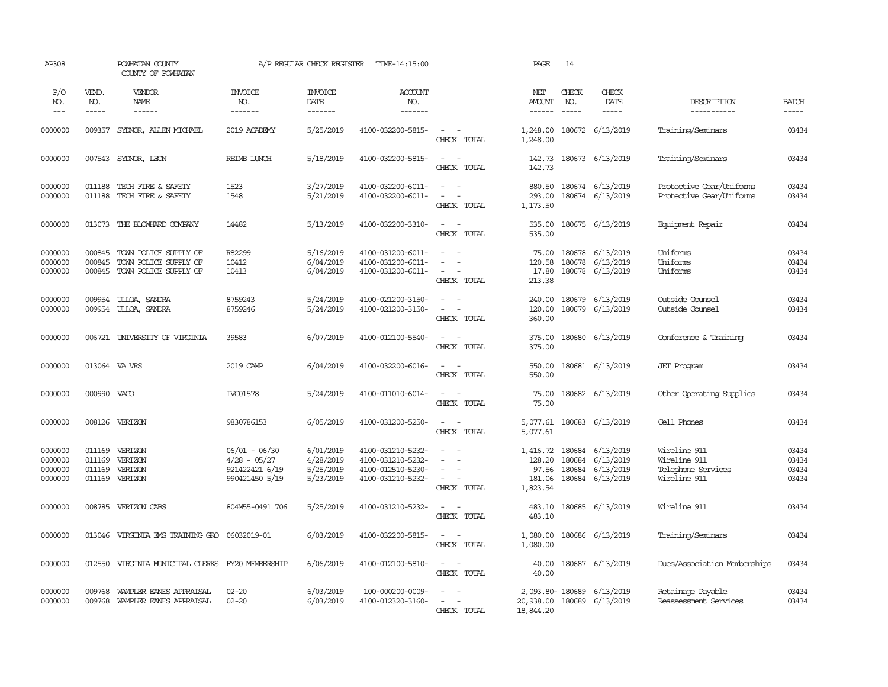AP308 POWHATAN COUNTY A/P REGULAR CHECK REGISTER TIME-14:15:00 PAGE 14
COUNTY OF POWHATAN

| P/O NO. | VEND. NO. | VENDOR NAME | INVOICE NO. | INVOICE DATE | ACCOUNT NO. | | NET AMOUNT | CHECK NO. | CHECK DATE | DESCRIPTION | BATCH |
|---|---|---|---|---|---|---|---|---|---|---|---|
| 0000000 | 009357 | SYDNOR, ALLEN MICHAEL | 2019 ACADEMY | 5/25/2019 | 4100-032200-5815- | - - | 1,248.00 | 180672 | 6/13/2019 | Training/Seminars | 03434 |
| | | | | | | CHECK TOTAL | 1,248.00 | | | | |
| 0000000 | 007543 | SYDNOR, LEON | REIMB LUNCH | 5/18/2019 | 4100-032200-5815- | - - | 142.73 | 180673 | 6/13/2019 | Training/Seminars | 03434 |
| | | | | | | CHECK TOTAL | 142.73 | | | | |
| 0000000 | 011188 | TECH FIRE & SAFETY | 1523 | 3/27/2019 | 4100-032200-6011- | - - | 880.50 | 180674 | 6/13/2019 | Protective Gear/Uniforms | 03434 |
| 0000000 | 011188 | TECH FIRE & SAFETY | 1548 | 5/21/2019 | 4100-032200-6011- | - - | 293.00 | 180674 | 6/13/2019 | Protective Gear/Uniforms | 03434 |
| | | | | | | CHECK TOTAL | 1,173.50 | | | | |
| 0000000 | 013073 | THE BLOWHARD COMPANY | 14482 | 5/13/2019 | 4100-032200-3310- | - - | 535.00 | 180675 | 6/13/2019 | Equipment Repair | 03434 |
| | | | | | | CHECK TOTAL | 535.00 | | | | |
| 0000000 | 000845 | TOWN POLICE SUPPLY OF | R82299 | 5/16/2019 | 4100-031200-6011- | - - | 75.00 | 180678 | 6/13/2019 | Uniforms | 03434 |
| 0000000 | 000845 | TOWN POLICE SUPPLY OF | 10412 | 6/04/2019 | 4100-031200-6011- | - - | 120.58 | 180678 | 6/13/2019 | Uniforms | 03434 |
| 0000000 | 000845 | TOWN POLICE SUPPLY OF | 10413 | 6/04/2019 | 4100-031200-6011- | - - | 17.80 | 180678 | 6/13/2019 | Uniforms | 03434 |
| | | | | | | CHECK TOTAL | 213.38 | | | | |
| 0000000 | 009954 | ULLOA, SANDRA | 8759243 | 5/24/2019 | 4100-021200-3150- | - - | 240.00 | 180679 | 6/13/2019 | Outside Counsel | 03434 |
| 0000000 | 009954 | ULLOA, SANDRA | 8759246 | 5/24/2019 | 4100-021200-3150- | - - | 120.00 | 180679 | 6/13/2019 | Outside Counsel | 03434 |
| | | | | | | CHECK TOTAL | 360.00 | | | | |
| 0000000 | 006721 | UNIVERSITY OF VIRGINIA | 39583 | 6/07/2019 | 4100-012100-5540- | - - | 375.00 | 180680 | 6/13/2019 | Conference & Training | 03434 |
| | | | | | | CHECK TOTAL | 375.00 | | | | |
| 0000000 | 013064 | VA VRS | 2019 CAMP | 6/04/2019 | 4100-032200-6016- | - - | 550.00 | 180681 | 6/13/2019 | JET Program | 03434 |
| | | | | | | CHECK TOTAL | 550.00 | | | | |
| 0000000 | 000990 | VACO | IVC01578 | 5/24/2019 | 4100-011010-6014- | - - | 75.00 | 180682 | 6/13/2019 | Other Operating Supplies | 03434 |
| | | | | | | CHECK TOTAL | 75.00 | | | | |
| 0000000 | 008126 | VERIZON | 9830786153 | 6/05/2019 | 4100-031200-5250- | - - | 5,077.61 | 180683 | 6/13/2019 | Cell Phones | 03434 |
| | | | | | | CHECK TOTAL | 5,077.61 | | | | |
| 0000000 | 011169 | VERIZON | 06/01 - 06/30 | 6/01/2019 | 4100-031210-5232- | - - | 1,416.72 | 180684 | 6/13/2019 | Wireline 911 | 03434 |
| 0000000 | 011169 | VERIZON | 4/28 - 05/27 | 4/28/2019 | 4100-031210-5232- | - - | 128.20 | 180684 | 6/13/2019 | Wireline 911 | 03434 |
| 0000000 | 011169 | VERIZON | 921422421 6/19 | 5/25/2019 | 4100-012510-5230- | - - | 97.56 | 180684 | 6/13/2019 | Telephone Services | 03434 |
| 0000000 | 011169 | VERIZON | 990421450 5/19 | 5/23/2019 | 4100-031210-5232- | - - | 181.06 | 180684 | 6/13/2019 | Wireline 911 | 03434 |
| | | | | | | CHECK TOTAL | 1,823.54 | | | | |
| 0000000 | 008785 | VERIZON CABS | 804M55-0491 706 | 5/25/2019 | 4100-031210-5232- | - - | 483.10 | 180685 | 6/13/2019 | Wireline 911 | 03434 |
| | | | | | | CHECK TOTAL | 483.10 | | | | |
| 0000000 | 013046 | VIRGINIA EMS TRAINING GRO | 06032019-01 | 6/03/2019 | 4100-032200-5815- | - - | 1,080.00 | 180686 | 6/13/2019 | Training/Seminars | 03434 |
| | | | | | | CHECK TOTAL | 1,080.00 | | | | |
| 0000000 | 012550 | VIRGINIA MUNICIPAL CLERKS | FY20 MEMBERSHIP | 6/06/2019 | 4100-012100-5810- | - - | 40.00 | 180687 | 6/13/2019 | Dues/Association Memberships | 03434 |
| | | | | | | CHECK TOTAL | 40.00 | | | | |
| 0000000 | 009768 | WAMPLER EANES APPRAISAL | 02-20 | 6/03/2019 | 100-000200-0009- | - - | 2,093.80- | 180689 | 6/13/2019 | Retainage Payable | 03434 |
| 0000000 | 009768 | WAMPLER EANES APPRAISAL | 02-20 | 6/03/2019 | 4100-012320-3160- | - - | 20,938.00 | 180689 | 6/13/2019 | Reassessment Services | 03434 |
| | | | | | | CHECK TOTAL | 18,844.20 | | | | |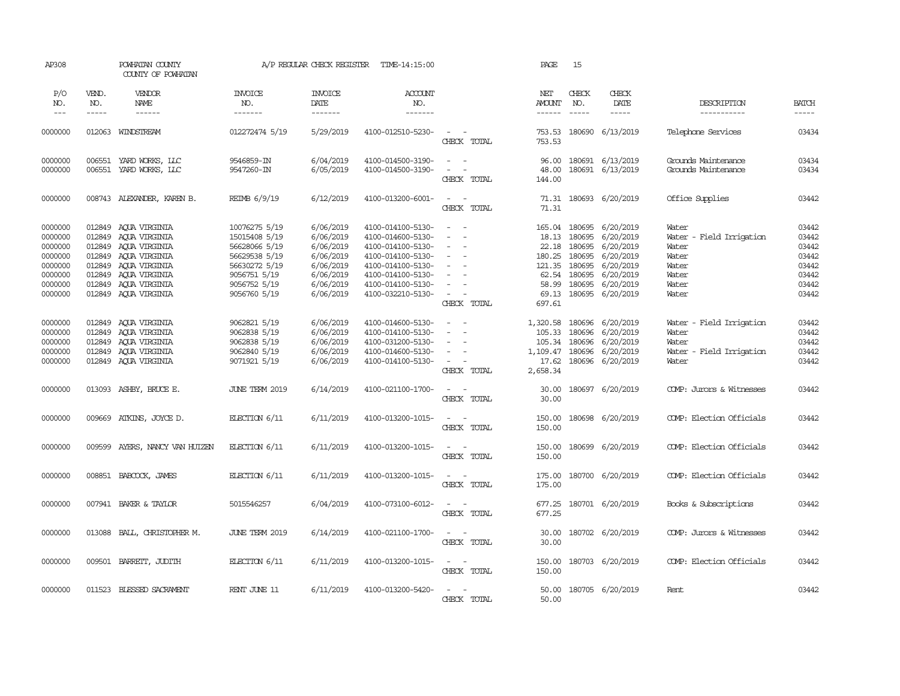AP308 POWHATAN COUNTY A/P REGULAR CHECK REGISTER TIME-14:15:00 PAGE 15

COUNTY OF POWHATAN

| P/O NO. | VEND. NO. | VENDOR NAME | INVOICE NO. | INVOICE DATE | ACCOUNT NO. | | NET AMOUNT | CHECK NO. | CHECK DATE | DESCRIPTION | BATCH |
|---|---|---|---|---|---|---|---|---|---|---|---|
| 0000000 | 012063 | WINDSTREAM | 012272474 5/19 | 5/29/2019 | 4100-012510-5230- | - - | 753.53 | 180690 | 6/13/2019 | Telephone Services | 03434 |
| | | | | | | CHECK TOTAL | 753.53 | | | | |
| 0000000 | 006551 | YARD WORKS, LLC | 9546859-IN | 6/04/2019 | 4100-014500-3190- | - - | 96.00 | 180691 | 6/13/2019 | Grounds Maintenance | 03434 |
| 0000000 | 006551 | YARD WORKS, LLC | 9547260-IN | 6/05/2019 | 4100-014500-3190- | - - | 48.00 | 180691 | 6/13/2019 | Grounds Maintenance | 03434 |
| | | | | | | CHECK TOTAL | 144.00 | | | | |
| 0000000 | 008743 | ALEXANDER, KAREN B. | REIMB 6/9/19 | 6/12/2019 | 4100-013200-6001- | - - | 71.31 | 180693 | 6/20/2019 | Office Supplies | 03442 |
| | | | | | | CHECK TOTAL | 71.31 | | | | |
| 0000000 | 012849 | AQUA VIRGINIA | 10076275 5/19 | 6/06/2019 | 4100-014100-5130- | - - | 165.04 | 180695 | 6/20/2019 | Water | 03442 |
| 0000000 | 012849 | AQUA VIRGINIA | 15015408 5/19 | 6/06/2019 | 4100-014600-5130- | - - | 18.13 | 180695 | 6/20/2019 | Water - Field Irrigation | 03442 |
| 0000000 | 012849 | AQUA VIRGINIA | 56628066 5/19 | 6/06/2019 | 4100-014100-5130- | - - | 22.18 | 180695 | 6/20/2019 | Water | 03442 |
| 0000000 | 012849 | AQUA VIRGINIA | 56629538 5/19 | 6/06/2019 | 4100-014100-5130- | - - | 180.25 | 180695 | 6/20/2019 | Water | 03442 |
| 0000000 | 012849 | AQUA VIRGINIA | 56630272 5/19 | 6/06/2019 | 4100-014100-5130- | - - | 121.35 | 180695 | 6/20/2019 | Water | 03442 |
| 0000000 | 012849 | AQUA VIRGINIA | 9056751 5/19 | 6/06/2019 | 4100-014100-5130- | - - | 62.54 | 180695 | 6/20/2019 | Water | 03442 |
| 0000000 | 012849 | AQUA VIRGINIA | 9056752 5/19 | 6/06/2019 | 4100-014100-5130- | - - | 58.99 | 180695 | 6/20/2019 | Water | 03442 |
| 0000000 | 012849 | AQUA VIRGINIA | 9056760 5/19 | 6/06/2019 | 4100-032210-5130- | - - | 69.13 | 180695 | 6/20/2019 | Water | 03442 |
| | | | | | | CHECK TOTAL | 697.61 | | | | |
| 0000000 | 012849 | AQUA VIRGINIA | 9062821 5/19 | 6/06/2019 | 4100-014600-5130- | - - | 1,320.58 | 180696 | 6/20/2019 | Water - Field Irrigation | 03442 |
| 0000000 | 012849 | AQUA VIRGINIA | 9062838 5/19 | 6/06/2019 | 4100-014100-5130- | - - | 105.33 | 180696 | 6/20/2019 | Water | 03442 |
| 0000000 | 012849 | AQUA VIRGINIA | 9062838 5/19 | 6/06/2019 | 4100-031200-5130- | - - | 105.34 | 180696 | 6/20/2019 | Water | 03442 |
| 0000000 | 012849 | AQUA VIRGINIA | 9062840 5/19 | 6/06/2019 | 4100-014600-5130- | - - | 1,109.47 | 180696 | 6/20/2019 | Water - Field Irrigation | 03442 |
| 0000000 | 012849 | AQUA VIRGINIA | 9071921 5/19 | 6/06/2019 | 4100-014100-5130- | - - | 17.62 | 180696 | 6/20/2019 | Water | 03442 |
| | | | | | | CHECK TOTAL | 2,658.34 | | | | |
| 0000000 | 013093 | ASHBY, BRUCE E. | JUNE TERM 2019 | 6/14/2019 | 4100-021100-1700- | - - | 30.00 | 180697 | 6/20/2019 | COMP: Jurors & Witnesses | 03442 |
| | | | | | | CHECK TOTAL | 30.00 | | | | |
| 0000000 | 009669 | ATKINS, JOYCE D. | ELECTION 6/11 | 6/11/2019 | 4100-013200-1015- | - - | 150.00 | 180698 | 6/20/2019 | COMP: Election Officials | 03442 |
| | | | | | | CHECK TOTAL | 150.00 | | | | |
| 0000000 | 009599 | AYERS, NANCY VAN HUIZEN | ELECTION 6/11 | 6/11/2019 | 4100-013200-1015- | - - | 150.00 | 180699 | 6/20/2019 | COMP: Election Officials | 03442 |
| | | | | | | CHECK TOTAL | 150.00 | | | | |
| 0000000 | 008851 | BABCOCK, JAMES | ELECTION 6/11 | 6/11/2019 | 4100-013200-1015- | - - | 175.00 | 180700 | 6/20/2019 | COMP: Election Officials | 03442 |
| | | | | | | CHECK TOTAL | 175.00 | | | | |
| 0000000 | 007941 | BAKER & TAYLOR | 5015546257 | 6/04/2019 | 4100-073100-6012- | - - | 677.25 | 180701 | 6/20/2019 | Books & Subscriptions | 03442 |
| | | | | | | CHECK TOTAL | 677.25 | | | | |
| 0000000 | 013088 | BALL, CHRISTOPHER M. | JUNE TERM 2019 | 6/14/2019 | 4100-021100-1700- | - - | 30.00 | 180702 | 6/20/2019 | COMP: Jurors & Witnesses | 03442 |
| | | | | | | CHECK TOTAL | 30.00 | | | | |
| 0000000 | 009501 | BARRETT, JUDITH | ELECTION 6/11 | 6/11/2019 | 4100-013200-1015- | - - | 150.00 | 180703 | 6/20/2019 | COMP: Election Officials | 03442 |
| | | | | | | CHECK TOTAL | 150.00 | | | | |
| 0000000 | 011523 | BLESSED SACRAMENT | RENT JUNE 11 | 6/11/2019 | 4100-013200-5420- | - - | 50.00 | 180705 | 6/20/2019 | Rent | 03442 |
| | | | | | | CHECK TOTAL | 50.00 | | | | |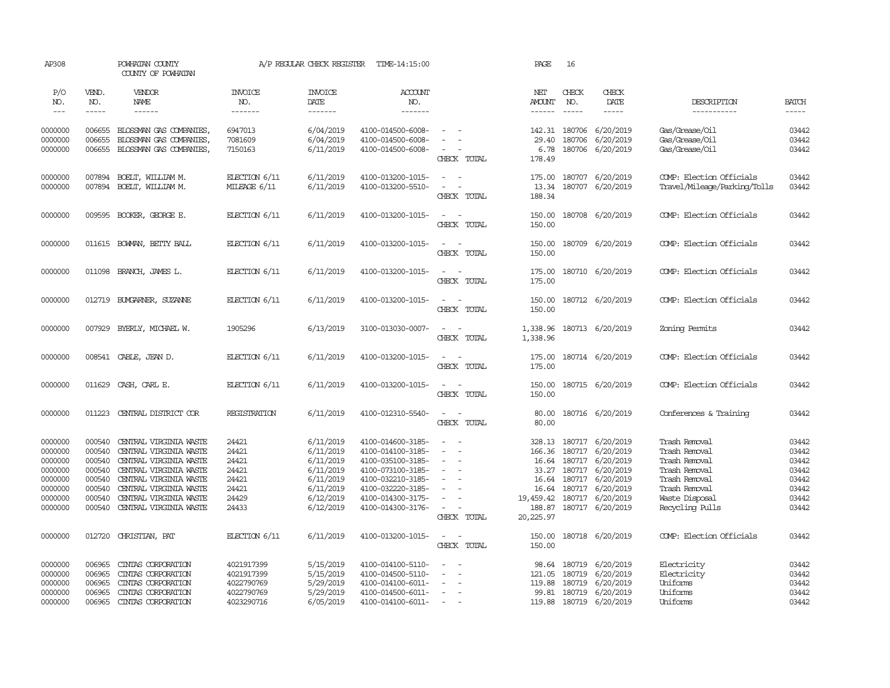AP308 POWHATAN COUNTY A/P REGULAR CHECK REGISTER TIME-14:15:00 PAGE 16
COUNTY OF POWHATAN

| P/O NO. | VEND. NO. | VENDOR NAME | INVOICE NO. | INVOICE DATE | ACCOUNT NO. | | NET AMOUNT | CHECK NO. | CHECK DATE | DESCRIPTION | BATCH |
|---|---|---|---|---|---|---|---|---|---|---|---|
| 0000000 | 006655 | BLOSSMAN GAS COMPANIES, | 6947013 | 6/04/2019 | 4100-014500-6008- | - - | 142.31 | 180706 | 6/20/2019 | Gas/Grease/Oil | 03442 |
| 0000000 | 006655 | BLOSSMAN GAS COMPANIES, | 7081609 | 6/04/2019 | 4100-014500-6008- | - - | 29.40 | 180706 | 6/20/2019 | Gas/Grease/Oil | 03442 |
| 0000000 | 006655 | BLOSSMAN GAS COMPANIES, | 7150163 | 6/11/2019 | 4100-014500-6008- | - - | 6.78 | 180706 | 6/20/2019 | Gas/Grease/Oil | 03442 |
| | | | | | | CHECK TOTAL | 178.49 | | | | |
| 0000000 | 007894 | BOELT, WILLIAM M. | ELECTION 6/11 | 6/11/2019 | 4100-013200-1015- | - - | 175.00 | 180707 | 6/20/2019 | COMP: Election Officials | 03442 |
| 0000000 | 007894 | BOELT, WILLIAM M. | MILEAGE 6/11 | 6/11/2019 | 4100-013200-5510- | - - | 13.34 | 180707 | 6/20/2019 | Travel/Mileage/Parking/Tolls | 03442 |
| | | | | | | CHECK TOTAL | 188.34 | | | | |
| 0000000 | 009595 | BOOKER, GEORGE E. | ELECTION 6/11 | 6/11/2019 | 4100-013200-1015- | - - | 150.00 | 180708 | 6/20/2019 | COMP: Election Officials | 03442 |
| | | | | | | CHECK TOTAL | 150.00 | | | | |
| 0000000 | 011615 | BOWMAN, BETTY BALL | ELECTION 6/11 | 6/11/2019 | 4100-013200-1015- | - - | 150.00 | 180709 | 6/20/2019 | COMP: Election Officials | 03442 |
| | | | | | | CHECK TOTAL | 150.00 | | | | |
| 0000000 | 011098 | BRANCH, JAMES L. | ELECTION 6/11 | 6/11/2019 | 4100-013200-1015- | - - | 175.00 | 180710 | 6/20/2019 | COMP: Election Officials | 03442 |
| | | | | | | CHECK TOTAL | 175.00 | | | | |
| 0000000 | 012719 | BUMGARNER, SUZANNE | ELECTION 6/11 | 6/11/2019 | 4100-013200-1015- | - - | 150.00 | 180712 | 6/20/2019 | COMP: Election Officials | 03442 |
| | | | | | | CHECK TOTAL | 150.00 | | | | |
| 0000000 | 007929 | BYERLY, MICHAEL W. | 1905296 | 6/13/2019 | 3100-013030-0007- | - - | 1,338.96 | 180713 | 6/20/2019 | Zoning Permits | 03442 |
| | | | | | | CHECK TOTAL | 1,338.96 | | | | |
| 0000000 | 008541 | CABLE, JEAN D. | ELECTION 6/11 | 6/11/2019 | 4100-013200-1015- | - - | 175.00 | 180714 | 6/20/2019 | COMP: Election Officials | 03442 |
| | | | | | | CHECK TOTAL | 175.00 | | | | |
| 0000000 | 011629 | CASH, CARL E. | ELECTION 6/11 | 6/11/2019 | 4100-013200-1015- | - - | 150.00 | 180715 | 6/20/2019 | COMP: Election Officials | 03442 |
| | | | | | | CHECK TOTAL | 150.00 | | | | |
| 0000000 | 011223 | CENTRAL DISTRICT COR | REGISTRATION | 6/11/2019 | 4100-012310-5540- | - - | 80.00 | 180716 | 6/20/2019 | Conferences & Training | 03442 |
| | | | | | | CHECK TOTAL | 80.00 | | | | |
| 0000000 | 000540 | CENTRAL VIRGINIA WASTE | 24421 | 6/11/2019 | 4100-014600-3185- | - - | 328.13 | 180717 | 6/20/2019 | Trash Removal | 03442 |
| 0000000 | 000540 | CENTRAL VIRGINIA WASTE | 24421 | 6/11/2019 | 4100-014100-3185- | - - | 166.36 | 180717 | 6/20/2019 | Trash Removal | 03442 |
| 0000000 | 000540 | CENTRAL VIRGINIA WASTE | 24421 | 6/11/2019 | 4100-035100-3185- | - - | 16.64 | 180717 | 6/20/2019 | Trash Removal | 03442 |
| 0000000 | 000540 | CENTRAL VIRGINIA WASTE | 24421 | 6/11/2019 | 4100-073100-3185- | - - | 33.27 | 180717 | 6/20/2019 | Trash Removal | 03442 |
| 0000000 | 000540 | CENTRAL VIRGINIA WASTE | 24421 | 6/11/2019 | 4100-032210-3185- | - - | 16.64 | 180717 | 6/20/2019 | Trash Removal | 03442 |
| 0000000 | 000540 | CENTRAL VIRGINIA WASTE | 24421 | 6/11/2019 | 4100-032220-3185- | - - | 16.64 | 180717 | 6/20/2019 | Trash Removal | 03442 |
| 0000000 | 000540 | CENTRAL VIRGINIA WASTE | 24429 | 6/12/2019 | 4100-014300-3175- | - - | 19,459.42 | 180717 | 6/20/2019 | Waste Disposal | 03442 |
| 0000000 | 000540 | CENTRAL VIRGINIA WASTE | 24433 | 6/12/2019 | 4100-014300-3176- | - - | 188.87 | 180717 | 6/20/2019 | Recycling Pulls | 03442 |
| | | | | | | CHECK TOTAL | 20,225.97 | | | | |
| 0000000 | 012720 | CHRISTIAN, PAT | ELECTION 6/11 | 6/11/2019 | 4100-013200-1015- | - - | 150.00 | 180718 | 6/20/2019 | COMP: Election Officials | 03442 |
| | | | | | | CHECK TOTAL | 150.00 | | | | |
| 0000000 | 006965 | CINTAS CORPORATION | 4021917399 | 5/15/2019 | 4100-014100-5110- | - - | 98.64 | 180719 | 6/20/2019 | Electricity | 03442 |
| 0000000 | 006965 | CINTAS CORPORATION | 4021917399 | 5/15/2019 | 4100-014500-5110- | - - | 121.05 | 180719 | 6/20/2019 | Electricity | 03442 |
| 0000000 | 006965 | CINTAS CORPORATION | 4022790769 | 5/29/2019 | 4100-014100-6011- | - - | 119.88 | 180719 | 6/20/2019 | Uniforms | 03442 |
| 0000000 | 006965 | CINTAS CORPORATION | 4022790769 | 5/29/2019 | 4100-014500-6011- | - - | 99.81 | 180719 | 6/20/2019 | Uniforms | 03442 |
| 0000000 | 006965 | CINTAS CORPORATION | 4023290716 | 6/05/2019 | 4100-014100-6011- | - - | 119.88 | 180719 | 6/20/2019 | Uniforms | 03442 |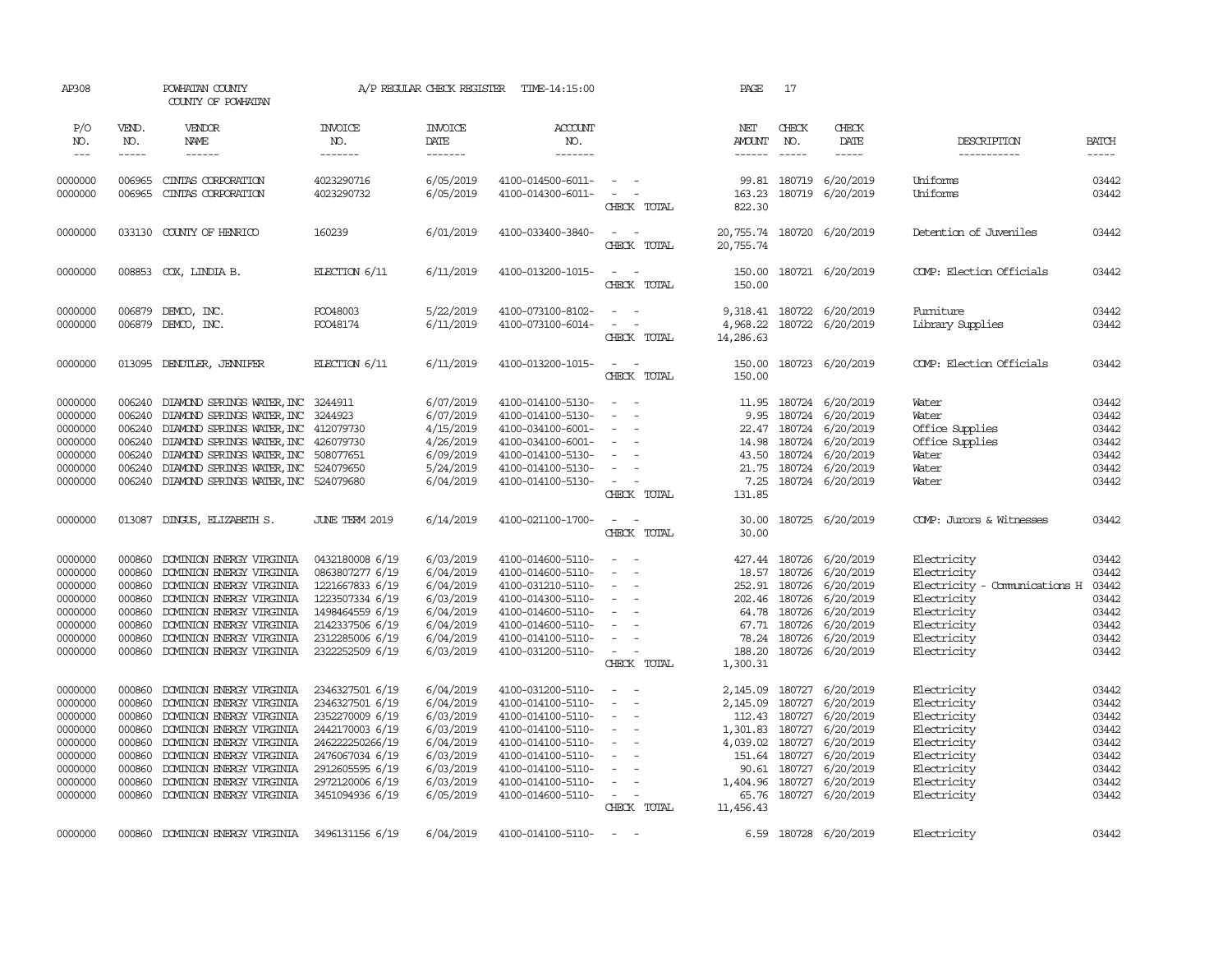AP308 POWHATAN COUNTY A/P REGULAR CHECK REGISTER TIME-14:15:00 PAGE 17

COUNTY OF POWHATAN

| P/O NO. | VEND. NO. | VENDOR NAME | INVOICE NO. | INVOICE DATE | ACCOUNT NO. | | NET AMOUNT | CHECK NO. | CHECK DATE | DESCRIPTION | BATCH |
|---|---|---|---|---|---|---|---|---|---|---|---|
| 0000000 | 006965 | CINTAS CORPORATION | 4023290716 | 6/05/2019 | 4100-014500-6011- | - - | 99.81 | 180719 | 6/20/2019 | Uniforms | 03442 |
| 0000000 | 006965 | CINTAS CORPORATION | 4023290732 | 6/05/2019 | 4100-014300-6011- | - - | 163.23 | 180719 | 6/20/2019 | Uniforms | 03442 |
| | | | | | | CHECK TOTAL | 822.30 | | | | |
| 0000000 | 033130 | COUNTY OF HENRICO | 160239 | 6/01/2019 | 4100-033400-3840- | - - | 20,755.74 | 180720 | 6/20/2019 | Detention of Juveniles | 03442 |
| | | | | | | CHECK TOTAL | 20,755.74 | | | | |
| 0000000 | 008853 | COX, LINDIA B. | ELECTION 6/11 | 6/11/2019 | 4100-013200-1015- | - - | 150.00 | 180721 | 6/20/2019 | COMP: Election Officials | 03442 |
| | | | | | | CHECK TOTAL | 150.00 | | | | |
| 0000000 | 006879 | DEMCO, INC. | PO048003 | 5/22/2019 | 4100-073100-8102- | - - | 9,318.41 | 180722 | 6/20/2019 | Furniture | 03442 |
| 0000000 | 006879 | DEMCO, INC. | PO048174 | 6/11/2019 | 4100-073100-6014- | - - | 4,968.22 | 180722 | 6/20/2019 | Library Supplies | 03442 |
| | | | | | | CHECK TOTAL | 14,286.63 | | | | |
| 0000000 | 013095 | DENDTLER, JENNIFER | ELECTION 6/11 | 6/11/2019 | 4100-013200-1015- | - - | 150.00 | 180723 | 6/20/2019 | COMP: Election Officials | 03442 |
| | | | | | | CHECK TOTAL | 150.00 | | | | |
| 0000000 | 006240 | DIAMOND SPRINGS WATER, INC | 3244911 | 6/07/2019 | 4100-014100-5130- | - - | 11.95 | 180724 | 6/20/2019 | Water | 03442 |
| 0000000 | 006240 | DIAMOND SPRINGS WATER, INC | 3244923 | 6/07/2019 | 4100-014100-5130- | - - | 9.95 | 180724 | 6/20/2019 | Water | 03442 |
| 0000000 | 006240 | DIAMOND SPRINGS WATER, INC | 412079730 | 4/15/2019 | 4100-034100-6001- | - - | 22.47 | 180724 | 6/20/2019 | Office Supplies | 03442 |
| 0000000 | 006240 | DIAMOND SPRINGS WATER, INC | 426079730 | 4/26/2019 | 4100-034100-6001- | - - | 14.98 | 180724 | 6/20/2019 | Office Supplies | 03442 |
| 0000000 | 006240 | DIAMOND SPRINGS WATER, INC | 508077651 | 6/09/2019 | 4100-014100-5130- | - - | 43.50 | 180724 | 6/20/2019 | Water | 03442 |
| 0000000 | 006240 | DIAMOND SPRINGS WATER, INC | 524079650 | 5/24/2019 | 4100-014100-5130- | - - | 21.75 | 180724 | 6/20/2019 | Water | 03442 |
| 0000000 | 006240 | DIAMOND SPRINGS WATER, INC | 524079680 | 6/04/2019 | 4100-014100-5130- | - - | 7.25 | 180724 | 6/20/2019 | Water | 03442 |
| | | | | | | CHECK TOTAL | 131.85 | | | | |
| 0000000 | 013087 | DINGUS, ELIZABETH S. | JUNE TERM 2019 | 6/14/2019 | 4100-021100-1700- | - - | 30.00 | 180725 | 6/20/2019 | COMP: Jurors & Witnesses | 03442 |
| | | | | | | CHECK TOTAL | 30.00 | | | | |
| 0000000 | 000860 | DOMINION ENERGY VIRGINIA | 0432180008 6/19 | 6/03/2019 | 4100-014600-5110- | - - | 427.44 | 180726 | 6/20/2019 | Electricity | 03442 |
| 0000000 | 000860 | DOMINION ENERGY VIRGINIA | 0863807277 6/19 | 6/04/2019 | 4100-014600-5110- | - - | 18.57 | 180726 | 6/20/2019 | Electricity | 03442 |
| 0000000 | 000860 | DOMINION ENERGY VIRGINIA | 1221667833 6/19 | 6/04/2019 | 4100-031210-5110- | - - | 252.91 | 180726 | 6/20/2019 | Electricity - Communications H | 03442 |
| 0000000 | 000860 | DOMINION ENERGY VIRGINIA | 1223507334 6/19 | 6/03/2019 | 4100-014300-5110- | - - | 202.46 | 180726 | 6/20/2019 | Electricity | 03442 |
| 0000000 | 000860 | DOMINION ENERGY VIRGINIA | 1498464559 6/19 | 6/04/2019 | 4100-014600-5110- | - - | 64.78 | 180726 | 6/20/2019 | Electricity | 03442 |
| 0000000 | 000860 | DOMINION ENERGY VIRGINIA | 2142337506 6/19 | 6/04/2019 | 4100-014600-5110- | - - | 67.71 | 180726 | 6/20/2019 | Electricity | 03442 |
| 0000000 | 000860 | DOMINION ENERGY VIRGINIA | 2312285006 6/19 | 6/04/2019 | 4100-014100-5110- | - - | 78.24 | 180726 | 6/20/2019 | Electricity | 03442 |
| 0000000 | 000860 | DOMINION ENERGY VIRGINIA | 2322252509 6/19 | 6/03/2019 | 4100-031200-5110- | - - | 188.20 | 180726 | 6/20/2019 | Electricity | 03442 |
| | | | | | | CHECK TOTAL | 1,300.31 | | | | |
| 0000000 | 000860 | DOMINION ENERGY VIRGINIA | 2346327501 6/19 | 6/04/2019 | 4100-031200-5110- | - - | 2,145.09 | 180727 | 6/20/2019 | Electricity | 03442 |
| 0000000 | 000860 | DOMINION ENERGY VIRGINIA | 2346327501 6/19 | 6/04/2019 | 4100-014100-5110- | - - | 2,145.09 | 180727 | 6/20/2019 | Electricity | 03442 |
| 0000000 | 000860 | DOMINION ENERGY VIRGINIA | 2352270009 6/19 | 6/03/2019 | 4100-014100-5110- | - - | 112.43 | 180727 | 6/20/2019 | Electricity | 03442 |
| 0000000 | 000860 | DOMINION ENERGY VIRGINIA | 2442170003 6/19 | 6/03/2019 | 4100-014100-5110- | - - | 1,301.83 | 180727 | 6/20/2019 | Electricity | 03442 |
| 0000000 | 000860 | DOMINION ENERGY VIRGINIA | 246222250266/19 | 6/04/2019 | 4100-014100-5110- | - - | 4,039.02 | 180727 | 6/20/2019 | Electricity | 03442 |
| 0000000 | 000860 | DOMINION ENERGY VIRGINIA | 2476067034 6/19 | 6/03/2019 | 4100-014100-5110- | - - | 151.64 | 180727 | 6/20/2019 | Electricity | 03442 |
| 0000000 | 000860 | DOMINION ENERGY VIRGINIA | 2912605595 6/19 | 6/03/2019 | 4100-014100-5110- | - - | 90.61 | 180727 | 6/20/2019 | Electricity | 03442 |
| 0000000 | 000860 | DOMINION ENERGY VIRGINIA | 2972120006 6/19 | 6/03/2019 | 4100-014100-5110- | - - | 1,404.96 | 180727 | 6/20/2019 | Electricity | 03442 |
| 0000000 | 000860 | DOMINION ENERGY VIRGINIA | 3451094936 6/19 | 6/05/2019 | 4100-014600-5110- | - - | 65.76 | 180727 | 6/20/2019 | Electricity | 03442 |
| | | | | | | CHECK TOTAL | 11,456.43 | | | | |
| 0000000 | 000860 | DOMINION ENERGY VIRGINIA | 3496131156 6/19 | 6/04/2019 | 4100-014100-5110- | - - | 6.59 | 180728 | 6/20/2019 | Electricity | 03442 |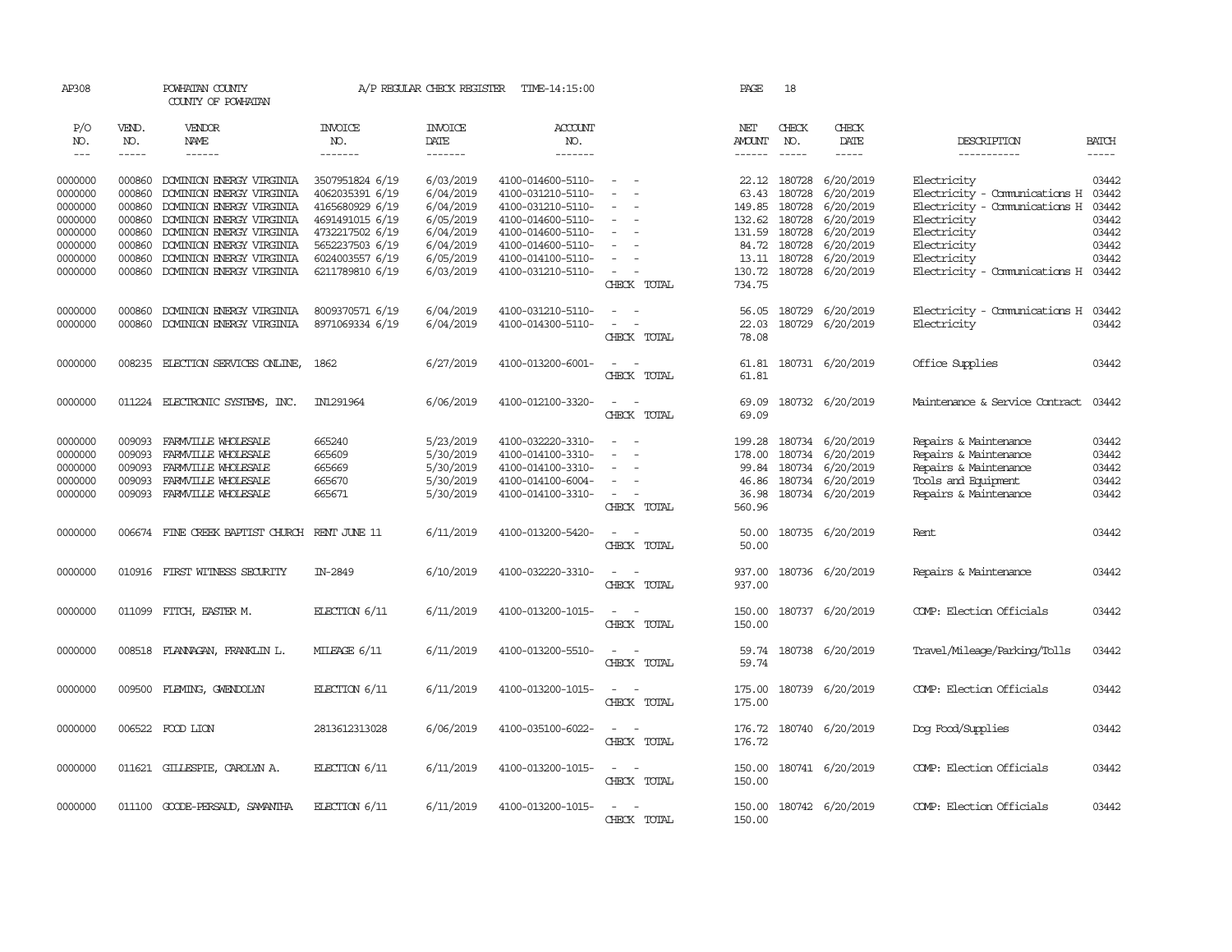AP308 POWHATAN COUNTY A/P REGULAR CHECK REGISTER TIME-14:15:00 PAGE 18

COUNTY OF POWHATAN

| P/O NO. | VEND. NO. | VENDOR NAME | INVOICE NO. | INVOICE DATE | ACCOUNT NO. | | NET AMOUNT | CHECK NO. | CHECK DATE | DESCRIPTION | BATCH |
|---|---|---|---|---|---|---|---|---|---|---|---|
| 0000000 | 000860 | DOMINION ENERGY VIRGINIA | 3507951824 6/19 | 6/03/2019 | 4100-014600-5110- | - - | 22.12 | 180728 | 6/20/2019 | Electricity | 03442 |
| 0000000 | 000860 | DOMINION ENERGY VIRGINIA | 4062035391 6/19 | 6/04/2019 | 4100-031210-5110- | - - | 63.43 | 180728 | 6/20/2019 | Electricity - Communications H | 03442 |
| 0000000 | 000860 | DOMINION ENERGY VIRGINIA | 4165680929 6/19 | 6/04/2019 | 4100-031210-5110- | - - | 149.85 | 180728 | 6/20/2019 | Electricity - Communications H | 03442 |
| 0000000 | 000860 | DOMINION ENERGY VIRGINIA | 4691491015 6/19 | 6/05/2019 | 4100-014600-5110- | - - | 132.62 | 180728 | 6/20/2019 | Electricity | 03442 |
| 0000000 | 000860 | DOMINION ENERGY VIRGINIA | 4732217502 6/19 | 6/04/2019 | 4100-014600-5110- | - - | 131.59 | 180728 | 6/20/2019 | Electricity | 03442 |
| 0000000 | 000860 | DOMINION ENERGY VIRGINIA | 5652237503 6/19 | 6/04/2019 | 4100-014600-5110- | - - | 84.72 | 180728 | 6/20/2019 | Electricity | 03442 |
| 0000000 | 000860 | DOMINION ENERGY VIRGINIA | 6024003557 6/19 | 6/05/2019 | 4100-014100-5110- | - - | 13.11 | 180728 | 6/20/2019 | Electricity | 03442 |
| 0000000 | 000860 | DOMINION ENERGY VIRGINIA | 6211789810 6/19 | 6/03/2019 | 4100-031210-5110- | - - | 130.72 | 180728 | 6/20/2019 | Electricity - Communications H | 03442 |
| | | | | | | CHECK TOTAL | 734.75 | | | | |
| 0000000 | 000860 | DOMINION ENERGY VIRGINIA | 8009370571 6/19 | 6/04/2019 | 4100-031210-5110- | - - | 56.05 | 180729 | 6/20/2019 | Electricity - Communications H | 03442 |
| 0000000 | 000860 | DOMINION ENERGY VIRGINIA | 8971069334 6/19 | 6/04/2019 | 4100-014300-5110- | - - | 22.03 | 180729 | 6/20/2019 | Electricity | 03442 |
| | | | | | | CHECK TOTAL | 78.08 | | | | |
| 0000000 | 008235 | ELECTION SERVICES ONLINE, | 1862 | 6/27/2019 | 4100-013200-6001- | - - | 61.81 | 180731 | 6/20/2019 | Office Supplies | 03442 |
| | | | | | | CHECK TOTAL | 61.81 | | | | |
| 0000000 | 011224 | ELECTRONIC SYSTEMS, INC. | IN1291964 | 6/06/2019 | 4100-012100-3320- | - - | 69.09 | 180732 | 6/20/2019 | Maintenance & Service Contract | 03442 |
| | | | | | | CHECK TOTAL | 69.09 | | | | |
| 0000000 | 009093 | FARMVILLE WHOLESALE | 665240 | 5/23/2019 | 4100-032220-3310- | - - | 199.28 | 180734 | 6/20/2019 | Repairs & Maintenance | 03442 |
| 0000000 | 009093 | FARMVILLE WHOLESALE | 665609 | 5/30/2019 | 4100-014100-3310- | - - | 178.00 | 180734 | 6/20/2019 | Repairs & Maintenance | 03442 |
| 0000000 | 009093 | FARMVILLE WHOLESALE | 665669 | 5/30/2019 | 4100-014100-3310- | - - | 99.84 | 180734 | 6/20/2019 | Repairs & Maintenance | 03442 |
| 0000000 | 009093 | FARMVILLE WHOLESALE | 665670 | 5/30/2019 | 4100-014100-6004- | - - | 46.86 | 180734 | 6/20/2019 | Tools and Equipment | 03442 |
| 0000000 | 009093 | FARMVILLE WHOLESALE | 665671 | 5/30/2019 | 4100-014100-3310- | - - | 36.98 | 180734 | 6/20/2019 | Repairs & Maintenance | 03442 |
| | | | | | | CHECK TOTAL | 560.96 | | | | |
| 0000000 | 006674 | FINE CREEK BAPTIST CHURCH | RENT JUNE 11 | 6/11/2019 | 4100-013200-5420- | - - | 50.00 | 180735 | 6/20/2019 | Rent | 03442 |
| | | | | | | CHECK TOTAL | 50.00 | | | | |
| 0000000 | 010916 | FIRST WITNESS SECURITY | IN-2849 | 6/10/2019 | 4100-032220-3310- | - - | 937.00 | 180736 | 6/20/2019 | Repairs & Maintenance | 03442 |
| | | | | | | CHECK TOTAL | 937.00 | | | | |
| 0000000 | 011099 | FITCH, EASTER M. | ELECTION 6/11 | 6/11/2019 | 4100-013200-1015- | - - | 150.00 | 180737 | 6/20/2019 | COMP: Election Officials | 03442 |
| | | | | | | CHECK TOTAL | 150.00 | | | | |
| 0000000 | 008518 | FLANNAGAN, FRANKLIN L. | MILEAGE 6/11 | 6/11/2019 | 4100-013200-5510- | - - | 59.74 | 180738 | 6/20/2019 | Travel/Mileage/Parking/Tolls | 03442 |
| | | | | | | CHECK TOTAL | 59.74 | | | | |
| 0000000 | 009500 | FLEMING, GWENDOLYN | ELECTION 6/11 | 6/11/2019 | 4100-013200-1015- | - - | 175.00 | 180739 | 6/20/2019 | COMP: Election Officials | 03442 |
| | | | | | | CHECK TOTAL | 175.00 | | | | |
| 0000000 | 006522 | FOOD LION | 2813612313028 | 6/06/2019 | 4100-035100-6022- | - - | 176.72 | 180740 | 6/20/2019 | Dog Food/Supplies | 03442 |
| | | | | | | CHECK TOTAL | 176.72 | | | | |
| 0000000 | 011621 | GILLESPIE, CAROLYN A. | ELECTION 6/11 | 6/11/2019 | 4100-013200-1015- | - - | 150.00 | 180741 | 6/20/2019 | COMP: Election Officials | 03442 |
| | | | | | | CHECK TOTAL | 150.00 | | | | |
| 0000000 | 011100 | GOODE-PERSAUD, SAMANTHA | ELECTION 6/11 | 6/11/2019 | 4100-013200-1015- | - - | 150.00 | 180742 | 6/20/2019 | COMP: Election Officials | 03442 |
| | | | | | | CHECK TOTAL | 150.00 | | | | |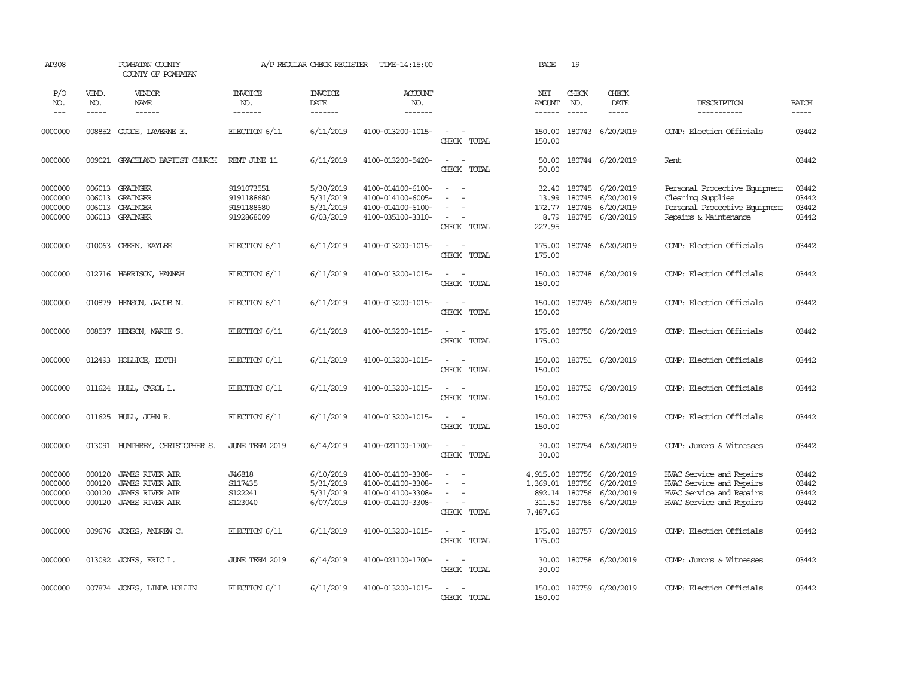AP308 POWHATAN COUNTY A/P REGULAR CHECK REGISTER TIME-14:15:00 PAGE 19
COUNTY OF POWHATAN

| P/O NO. | VEND. NO. | VENDOR NAME | INVOICE NO. | INVOICE DATE | ACCOUNT NO. | | NET AMOUNT | CHECK NO. | CHECK DATE | DESCRIPTION | BATCH |
|---|---|---|---|---|---|---|---|---|---|---|---|
| 0000000 | 008852 | GOODE, LAVERNE E. | ELECTION 6/11 | 6/11/2019 | 4100-013200-1015- | - - | 150.00 | 180743 | 6/20/2019 | COMP: Election Officials | 03442 |
| | | | | | | CHECK TOTAL | 150.00 | | | | |
| 0000000 | 009021 | GRACELAND BAPTIST CHURCH | RENT JUNE 11 | 6/11/2019 | 4100-013200-5420- | - - | 50.00 | 180744 | 6/20/2019 | Rent | 03442 |
| | | | | | | CHECK TOTAL | 50.00 | | | | |
| 0000000 | 006013 | GRAINGER | 9191073551 | 5/30/2019 | 4100-014100-6100- | - - | 32.40 | 180745 | 6/20/2019 | Personal Protective Equipment | 03442 |
| 0000000 | 006013 | GRAINGER | 9191188680 | 5/31/2019 | 4100-014100-6005- | - - | 13.99 | 180745 | 6/20/2019 | Cleaning Supplies | 03442 |
| 0000000 | 006013 | GRAINGER | 9191188680 | 5/31/2019 | 4100-014100-6100- | - - | 172.77 | 180745 | 6/20/2019 | Personal Protective Equipment | 03442 |
| 0000000 | 006013 | GRAINGER | 9192868009 | 6/03/2019 | 4100-035100-3310- | - - | 8.79 | 180745 | 6/20/2019 | Repairs & Maintenance | 03442 |
| | | | | | | CHECK TOTAL | 227.95 | | | | |
| 0000000 | 010063 | GREEN, KAYLEE | ELECTION 6/11 | 6/11/2019 | 4100-013200-1015- | - - | 175.00 | 180746 | 6/20/2019 | COMP: Election Officials | 03442 |
| | | | | | | CHECK TOTAL | 175.00 | | | | |
| 0000000 | 012716 | HARRISON, HANNAH | ELECTION 6/11 | 6/11/2019 | 4100-013200-1015- | - - | 150.00 | 180748 | 6/20/2019 | COMP: Election Officials | 03442 |
| | | | | | | CHECK TOTAL | 150.00 | | | | |
| 0000000 | 010879 | HENSON, JACOB N. | ELECTION 6/11 | 6/11/2019 | 4100-013200-1015- | - - | 150.00 | 180749 | 6/20/2019 | COMP: Election Officials | 03442 |
| | | | | | | CHECK TOTAL | 150.00 | | | | |
| 0000000 | 008537 | HENSON, MARIE S. | ELECTION 6/11 | 6/11/2019 | 4100-013200-1015- | - - | 175.00 | 180750 | 6/20/2019 | COMP: Election Officials | 03442 |
| | | | | | | CHECK TOTAL | 175.00 | | | | |
| 0000000 | 012493 | HOLLICE, EDITH | ELECTION 6/11 | 6/11/2019 | 4100-013200-1015- | - - | 150.00 | 180751 | 6/20/2019 | COMP: Election Officials | 03442 |
| | | | | | | CHECK TOTAL | 150.00 | | | | |
| 0000000 | 011624 | HULL, CAROL L. | ELECTION 6/11 | 6/11/2019 | 4100-013200-1015- | - - | 150.00 | 180752 | 6/20/2019 | COMP: Election Officials | 03442 |
| | | | | | | CHECK TOTAL | 150.00 | | | | |
| 0000000 | 011625 | HULL, JOHN R. | ELECTION 6/11 | 6/11/2019 | 4100-013200-1015- | - - | 150.00 | 180753 | 6/20/2019 | COMP: Election Officials | 03442 |
| | | | | | | CHECK TOTAL | 150.00 | | | | |
| 0000000 | 013091 | HUMPHREY, CHRISTOPHER S. | JUNE TERM 2019 | 6/14/2019 | 4100-021100-1700- | - - | 30.00 | 180754 | 6/20/2019 | COMP: Jurors & Witnesses | 03442 |
| | | | | | | CHECK TOTAL | 30.00 | | | | |
| 0000000 | 000120 | JAMES RIVER AIR | J46818 | 6/10/2019 | 4100-014100-3308- | - - | 4,915.00 | 180756 | 6/20/2019 | HVAC Service and Repairs | 03442 |
| 0000000 | 000120 | JAMES RIVER AIR | S117435 | 5/31/2019 | 4100-014100-3308- | - - | 1,369.01 | 180756 | 6/20/2019 | HVAC Service and Repairs | 03442 |
| 0000000 | 000120 | JAMES RIVER AIR | S122241 | 5/31/2019 | 4100-014100-3308- | - - | 892.14 | 180756 | 6/20/2019 | HVAC Service and Repairs | 03442 |
| 0000000 | 000120 | JAMES RIVER AIR | S123040 | 6/07/2019 | 4100-014100-3308- | - - | 311.50 | 180756 | 6/20/2019 | HVAC Service and Repairs | 03442 |
| | | | | | | CHECK TOTAL | 7,487.65 | | | | |
| 0000000 | 009676 | JONES, ANDREW C. | ELECTION 6/11 | 6/11/2019 | 4100-013200-1015- | - - | 175.00 | 180757 | 6/20/2019 | COMP: Election Officials | 03442 |
| | | | | | | CHECK TOTAL | 175.00 | | | | |
| 0000000 | 013092 | JONES, ERIC L. | JUNE TERM 2019 | 6/14/2019 | 4100-021100-1700- | - - | 30.00 | 180758 | 6/20/2019 | COMP: Jurors & Witnesses | 03442 |
| | | | | | | CHECK TOTAL | 30.00 | | | | |
| 0000000 | 007874 | JONES, LINDA HOLLIN | ELECTION 6/11 | 6/11/2019 | 4100-013200-1015- | - - | 150.00 | 180759 | 6/20/2019 | COMP: Election Officials | 03442 |
| | | | | | | CHECK TOTAL | 150.00 | | | | |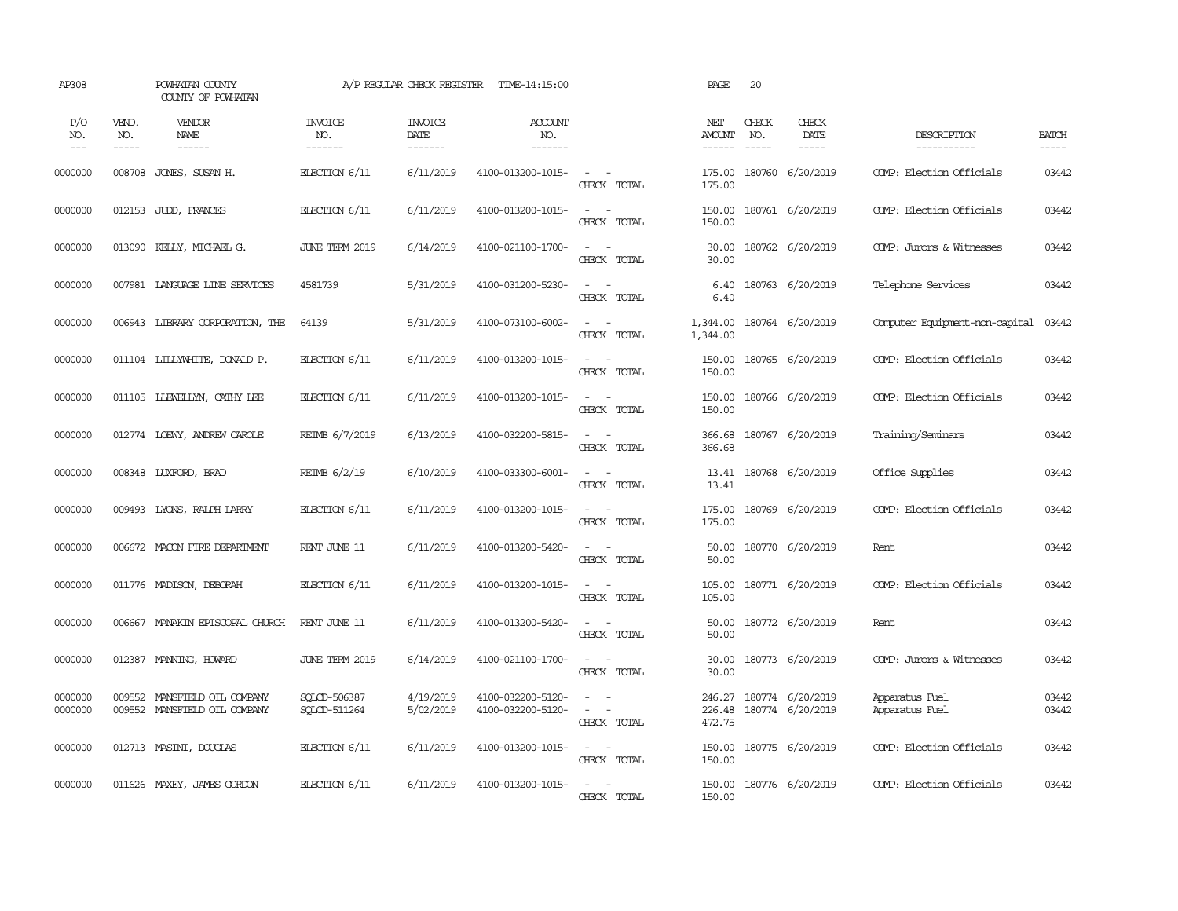AP308 POWHATAN COUNTY A/P REGULAR CHECK REGISTER TIME-14:15:00 PAGE 20
COUNTY OF POWHATAN

| P/O NO. | VEND. NO. | VENDOR NAME | INVOICE NO. | INVOICE DATE | ACCOUNT NO. | | NET AMOUNT | CHECK NO. | CHECK DATE | DESCRIPTION | BATCH |
|---|---|---|---|---|---|---|---|---|---|---|---|
| 0000000 | 008708 | JONES, SUSAN H. | ELECTION 6/11 | 6/11/2019 | 4100-013200-1015- | - - | 175.00 | 180760 | 6/20/2019 | COMP: Election Officials | 03442 |
| | | | | | | CHECK TOTAL | 175.00 | | | | |
| 0000000 | 012153 | JUDD, FRANCES | ELECTION 6/11 | 6/11/2019 | 4100-013200-1015- | - - | 150.00 | 180761 | 6/20/2019 | COMP: Election Officials | 03442 |
| | | | | | | CHECK TOTAL | 150.00 | | | | |
| 0000000 | 013090 | KELLY, MICHAEL G. | JUNE TERM 2019 | 6/14/2019 | 4100-021100-1700- | - - | 30.00 | 180762 | 6/20/2019 | COMP: Jurors & Witnesses | 03442 |
| | | | | | | CHECK TOTAL | 30.00 | | | | |
| 0000000 | 007981 | LANGUAGE LINE SERVICES | 4581739 | 5/31/2019 | 4100-031200-5230- | - - | 6.40 | 180763 | 6/20/2019 | Telephone Services | 03442 |
| | | | | | | CHECK TOTAL | 6.40 | | | | |
| 0000000 | 006943 | LIBRARY CORPORATION, THE | 64139 | 5/31/2019 | 4100-073100-6002- | - - | 1,344.00 | 180764 | 6/20/2019 | Computer Equipment-non-capital | 03442 |
| | | | | | | CHECK TOTAL | 1,344.00 | | | | |
| 0000000 | 011104 | LILLYWHITE, DONALD P. | ELECTION 6/11 | 6/11/2019 | 4100-013200-1015- | - - | 150.00 | 180765 | 6/20/2019 | COMP: Election Officials | 03442 |
| | | | | | | CHECK TOTAL | 150.00 | | | | |
| 0000000 | 011105 | LLEWELLYN, CATHY LEE | ELECTION 6/11 | 6/11/2019 | 4100-013200-1015- | - - | 150.00 | 180766 | 6/20/2019 | COMP: Election Officials | 03442 |
| | | | | | | CHECK TOTAL | 150.00 | | | | |
| 0000000 | 012774 | LOEWY, ANDREW CAROLE | REIMB 6/7/2019 | 6/13/2019 | 4100-032200-5815- | - - | 366.68 | 180767 | 6/20/2019 | Training/Seminars | 03442 |
| | | | | | | CHECK TOTAL | 366.68 | | | | |
| 0000000 | 008348 | LUXFORD, BRAD | REIMB 6/2/19 | 6/10/2019 | 4100-033300-6001- | - - | 13.41 | 180768 | 6/20/2019 | Office Supplies | 03442 |
| | | | | | | CHECK TOTAL | 13.41 | | | | |
| 0000000 | 009493 | LYONS, RALPH LARRY | ELECTION 6/11 | 6/11/2019 | 4100-013200-1015- | - - | 175.00 | 180769 | 6/20/2019 | COMP: Election Officials | 03442 |
| | | | | | | CHECK TOTAL | 175.00 | | | | |
| 0000000 | 006672 | MACON FIRE DEPARTMENT | RENT JUNE 11 | 6/11/2019 | 4100-013200-5420- | - - | 50.00 | 180770 | 6/20/2019 | Rent | 03442 |
| | | | | | | CHECK TOTAL | 50.00 | | | | |
| 0000000 | 011776 | MADISON, DEBORAH | ELECTION 6/11 | 6/11/2019 | 4100-013200-1015- | - - | 105.00 | 180771 | 6/20/2019 | COMP: Election Officials | 03442 |
| | | | | | | CHECK TOTAL | 105.00 | | | | |
| 0000000 | 006667 | MANAKIN EPISCOPAL CHURCH | RENT JUNE 11 | 6/11/2019 | 4100-013200-5420- | - - | 50.00 | 180772 | 6/20/2019 | Rent | 03442 |
| | | | | | | CHECK TOTAL | 50.00 | | | | |
| 0000000 | 012387 | MANNING, HOWARD | JUNE TERM 2019 | 6/14/2019 | 4100-021100-1700- | - - | 30.00 | 180773 | 6/20/2019 | COMP: Jurors & Witnesses | 03442 |
| | | | | | | CHECK TOTAL | 30.00 | | | | |
| 0000000 | 009552 | MANSFIELD OIL COMPANY | SQLCD-506387 | 4/19/2019 | 4100-032200-5120- | - - | 246.27 | 180774 | 6/20/2019 | Apparatus Fuel | 03442 |
| 0000000 | 009552 | MANSFIELD OIL COMPANY | SQLCD-511264 | 5/02/2019 | 4100-032200-5120- | - - | 226.48 | 180774 | 6/20/2019 | Apparatus Fuel | 03442 |
| | | | | | | CHECK TOTAL | 472.75 | | | | |
| 0000000 | 012713 | MASINI, DOUGLAS | ELECTION 6/11 | 6/11/2019 | 4100-013200-1015- | - - | 150.00 | 180775 | 6/20/2019 | COMP: Election Officials | 03442 |
| | | | | | | CHECK TOTAL | 150.00 | | | | |
| 0000000 | 011626 | MAXEY, JAMES GORDON | ELECTION 6/11 | 6/11/2019 | 4100-013200-1015- | - - | 150.00 | 180776 | 6/20/2019 | COMP: Election Officials | 03442 |
| | | | | | | CHECK TOTAL | 150.00 | | | | |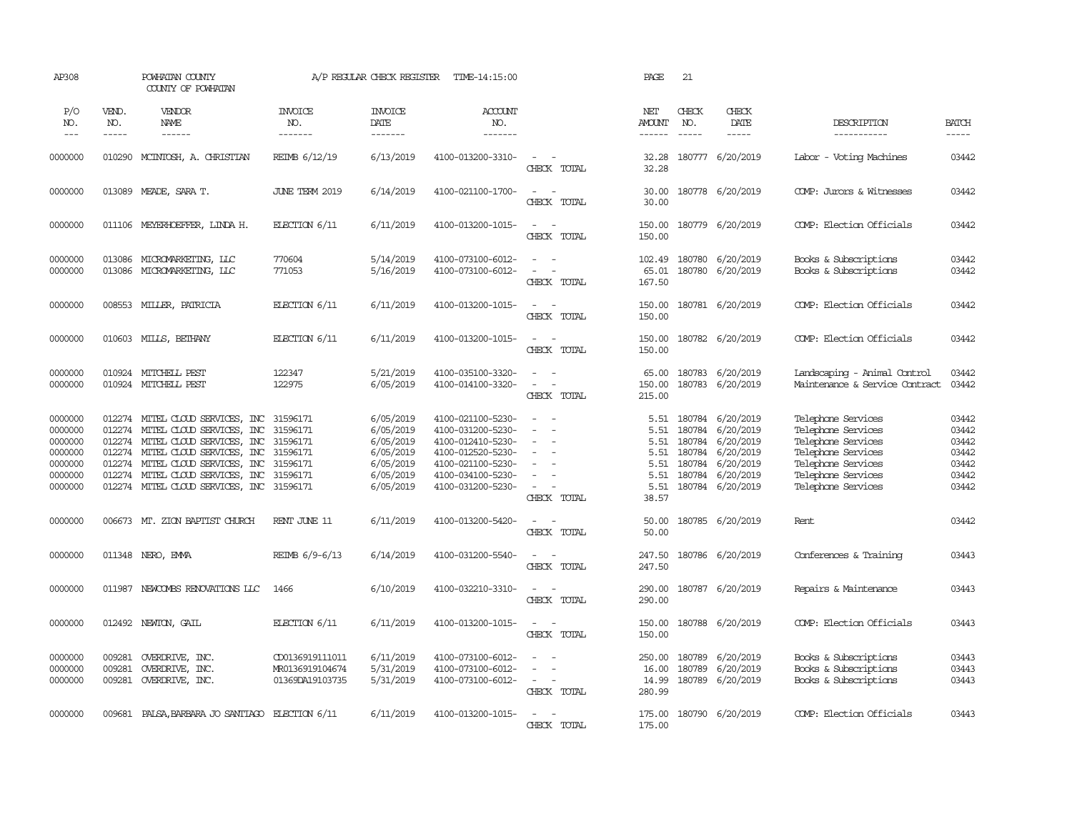AP308 POWHATAN COUNTY A/P REGULAR CHECK REGISTER TIME-14:15:00 PAGE 21
COUNTY OF POWHATAN

| P/O NO. | VEND. NO. | VENDOR NAME | INVOICE NO. | INVOICE DATE | ACCOUNT NO. | | NET AMOUNT | CHECK NO. | CHECK DATE | DESCRIPTION | BATCH |
|---|---|---|---|---|---|---|---|---|---|---|---|
| 0000000 | 010290 | MCINTOSH, A. CHRISTIAN | REIMB 6/12/19 | 6/13/2019 | 4100-013200-3310- | - - | 32.28 | 180777 | 6/20/2019 | Labor - Voting Machines | 03442 |
| | | | | | | CHECK TOTAL | 32.28 | | | | |
| 0000000 | 013089 | MEADE, SARA T. | JUNE TERM 2019 | 6/14/2019 | 4100-021100-1700- | - - | 30.00 | 180778 | 6/20/2019 | COMP: Jurors & Witnesses | 03442 |
| | | | | | | CHECK TOTAL | 30.00 | | | | |
| 0000000 | 011106 | MEYERHOEFFER, LINDA H. | ELECTION 6/11 | 6/11/2019 | 4100-013200-1015- | - - | 150.00 | 180779 | 6/20/2019 | COMP: Election Officials | 03442 |
| | | | | | | CHECK TOTAL | 150.00 | | | | |
| 0000000 | 013086 | MICROMARKETING, LLC | 770604 | 5/14/2019 | 4100-073100-6012- | - - | 102.49 | 180780 | 6/20/2019 | Books & Subscriptions | 03442 |
| 0000000 | 013086 | MICROMARKETING, LLC | 771053 | 5/16/2019 | 4100-073100-6012- | - - | 65.01 | 180780 | 6/20/2019 | Books & Subscriptions | 03442 |
| | | | | | | CHECK TOTAL | 167.50 | | | | |
| 0000000 | 008553 | MILLER, PATRICIA | ELECTION 6/11 | 6/11/2019 | 4100-013200-1015- | - - | 150.00 | 180781 | 6/20/2019 | COMP: Election Officials | 03442 |
| | | | | | | CHECK TOTAL | 150.00 | | | | |
| 0000000 | 010603 | MILLS, BETHANY | ELECTION 6/11 | 6/11/2019 | 4100-013200-1015- | - - | 150.00 | 180782 | 6/20/2019 | COMP: Election Officials | 03442 |
| | | | | | | CHECK TOTAL | 150.00 | | | | |
| 0000000 | 010924 | MITCHELL PEST | 122347 | 5/21/2019 | 4100-035100-3320- | - - | 65.00 | 180783 | 6/20/2019 | Landscaping - Animal Control | 03442 |
| 0000000 | 010924 | MITCHELL PEST | 122975 | 6/05/2019 | 4100-014100-3320- | - - | 150.00 | 180783 | 6/20/2019 | Maintenance & Service Contract | 03442 |
| | | | | | | CHECK TOTAL | 215.00 | | | | |
| 0000000 | 012274 | MITEL CLOUD SERVICES, INC | 31596171 | 6/05/2019 | 4100-021100-5230- | - - | 5.51 | 180784 | 6/20/2019 | Telephone Services | 03442 |
| 0000000 | 012274 | MITEL CLOUD SERVICES, INC | 31596171 | 6/05/2019 | 4100-031200-5230- | - - | 5.51 | 180784 | 6/20/2019 | Telephone Services | 03442 |
| 0000000 | 012274 | MITEL CLOUD SERVICES, INC | 31596171 | 6/05/2019 | 4100-012410-5230- | - - | 5.51 | 180784 | 6/20/2019 | Telephone Services | 03442 |
| 0000000 | 012274 | MITEL CLOUD SERVICES, INC | 31596171 | 6/05/2019 | 4100-012520-5230- | - - | 5.51 | 180784 | 6/20/2019 | Telephone Services | 03442 |
| 0000000 | 012274 | MITEL CLOUD SERVICES, INC | 31596171 | 6/05/2019 | 4100-021100-5230- | - - | 5.51 | 180784 | 6/20/2019 | Telephone Services | 03442 |
| 0000000 | 012274 | MITEL CLOUD SERVICES, INC | 31596171 | 6/05/2019 | 4100-034100-5230- | - - | 5.51 | 180784 | 6/20/2019 | Telephone Services | 03442 |
| 0000000 | 012274 | MITEL CLOUD SERVICES, INC | 31596171 | 6/05/2019 | 4100-031200-5230- | - - | 5.51 | 180784 | 6/20/2019 | Telephone Services | 03442 |
| | | | | | | CHECK TOTAL | 38.57 | | | | |
| 0000000 | 006673 | MT. ZION BAPTIST CHURCH | RENT JUNE 11 | 6/11/2019 | 4100-013200-5420- | - - | 50.00 | 180785 | 6/20/2019 | Rent | 03442 |
| | | | | | | CHECK TOTAL | 50.00 | | | | |
| 0000000 | 011348 | NERO, EMMA | REIMB 6/9-6/13 | 6/14/2019 | 4100-031200-5540- | - - | 247.50 | 180786 | 6/20/2019 | Conferences & Training | 03443 |
| | | | | | | CHECK TOTAL | 247.50 | | | | |
| 0000000 | 011987 | NEWCOMBS RENOVATIONS LLC | 1466 | 6/10/2019 | 4100-032210-3310- | - - | 290.00 | 180787 | 6/20/2019 | Repairs & Maintenance | 03443 |
| | | | | | | CHECK TOTAL | 290.00 | | | | |
| 0000000 | 012492 | NEWTON, GAIL | ELECTION 6/11 | 6/11/2019 | 4100-013200-1015- | - - | 150.00 | 180788 | 6/20/2019 | COMP: Election Officials | 03443 |
| | | | | | | CHECK TOTAL | 150.00 | | | | |
| 0000000 | 009281 | OVERDRIVE, INC. | CD0136919111011 | 6/11/2019 | 4100-073100-6012- | - - | 250.00 | 180789 | 6/20/2019 | Books & Subscriptions | 03443 |
| 0000000 | 009281 | OVERDRIVE, INC. | MR0136919104674 | 5/31/2019 | 4100-073100-6012- | - - | 16.00 | 180789 | 6/20/2019 | Books & Subscriptions | 03443 |
| 0000000 | 009281 | OVERDRIVE, INC. | 01369DA19103735 | 5/31/2019 | 4100-073100-6012- | - - | 14.99 | 180789 | 6/20/2019 | Books & Subscriptions | 03443 |
| | | | | | | CHECK TOTAL | 280.99 | | | | |
| 0000000 | 009681 | PALSA, BARBARA JO SANTIAGO | ELECTION 6/11 | 6/11/2019 | 4100-013200-1015- | - - | 175.00 | 180790 | 6/20/2019 | COMP: Election Officials | 03443 |
| | | | | | | CHECK TOTAL | 175.00 | | | | |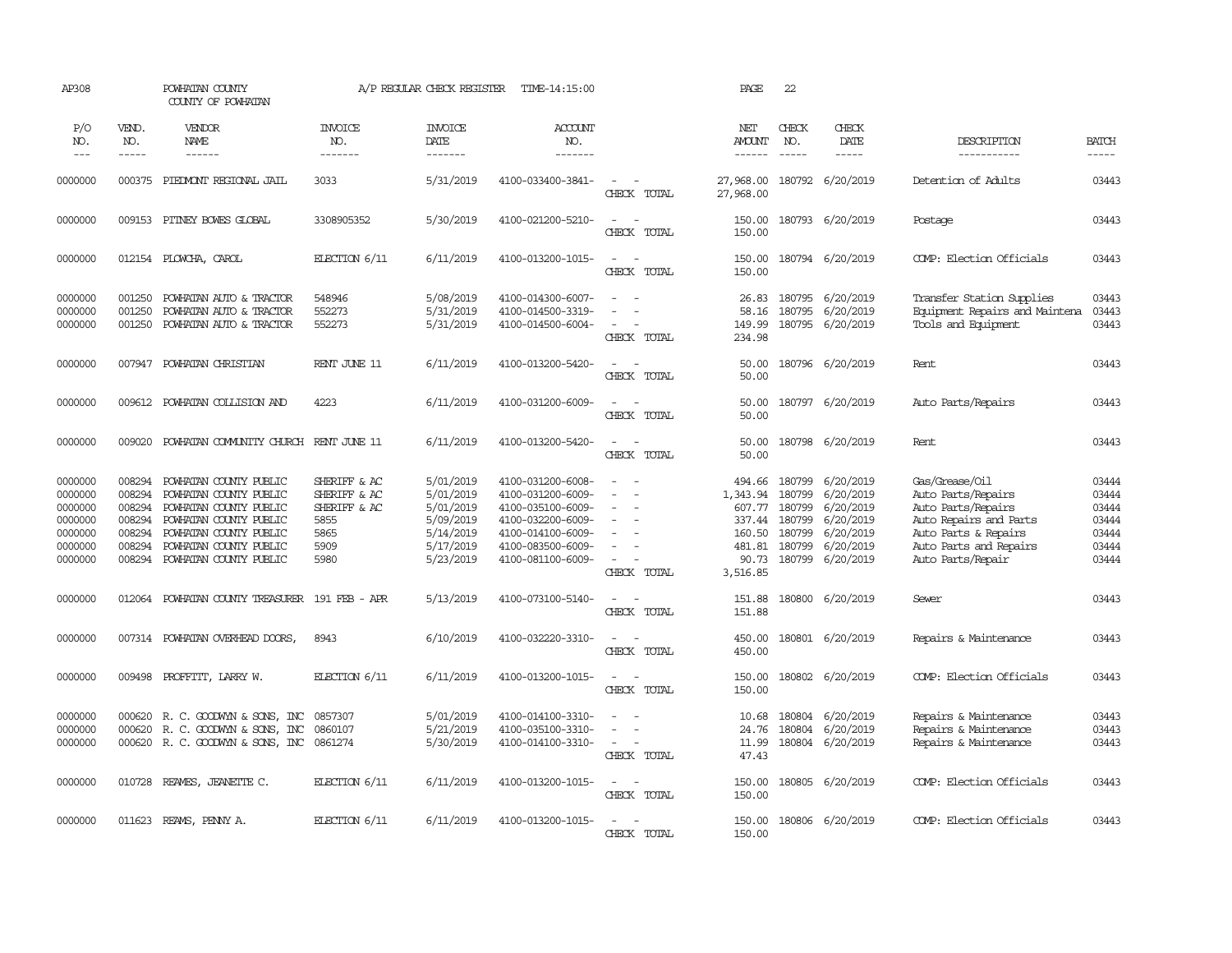AP308 POWHATAN COUNTY A/P REGULAR CHECK REGISTER TIME-14:15:00 PAGE 22

COUNTY OF POWHATAN

| P/O NO. | VEND. NO. | VENDOR NAME | INVOICE NO. | INVOICE DATE | ACCOUNT NO. | | NET AMOUNT | CHECK NO. | CHECK DATE | DESCRIPTION | BATCH |
|---|---|---|---|---|---|---|---|---|---|---|---|
| 0000000 | 000375 | PIEDMONT REGIONAL JAIL | 3033 | 5/31/2019 | 4100-033400-3841- | - - | 27,968.00 | 180792 | 6/20/2019 | Detention of Adults | 03443 |
| | | | | | | CHECK TOTAL | 27,968.00 | | | | |
| 0000000 | 009153 | PITNEY BOWES GLOBAL | 3308905352 | 5/30/2019 | 4100-021200-5210- | - - | 150.00 | 180793 | 6/20/2019 | Postage | 03443 |
| | | | | | | CHECK TOTAL | 150.00 | | | | |
| 0000000 | 012154 | PLOWCHA, CAROL | ELECTION 6/11 | 6/11/2019 | 4100-013200-1015- | - - | 150.00 | 180794 | 6/20/2019 | COMP: Election Officials | 03443 |
| | | | | | | CHECK TOTAL | 150.00 | | | | |
| 0000000 | 001250 | POWHATAN AUTO & TRACTOR | 548946 | 5/08/2019 | 4100-014300-6007- | - - | 26.83 | 180795 | 6/20/2019 | Transfer Station Supplies | 03443 |
| 0000000 | 001250 | POWHATAN AUTO & TRACTOR | 552273 | 5/31/2019 | 4100-014500-3319- | - - | 58.16 | 180795 | 6/20/2019 | Equipment Repairs and Maintena | 03443 |
| 0000000 | 001250 | POWHATAN AUTO & TRACTOR | 552273 | 5/31/2019 | 4100-014500-6004- | - - | 149.99 | 180795 | 6/20/2019 | Tools and Equipment | 03443 |
| | | | | | | CHECK TOTAL | 234.98 | | | | |
| 0000000 | 007947 | POWHATAN CHRISTIAN | RENT JUNE 11 | 6/11/2019 | 4100-013200-5420- | - - | 50.00 | 180796 | 6/20/2019 | Rent | 03443 |
| | | | | | | CHECK TOTAL | 50.00 | | | | |
| 0000000 | 009612 | POWHATAN COLLISION AND | 4223 | 6/11/2019 | 4100-031200-6009- | - - | 50.00 | 180797 | 6/20/2019 | Auto Parts/Repairs | 03443 |
| | | | | | | CHECK TOTAL | 50.00 | | | | |
| 0000000 | 009020 | POWHATAN COMMUNITY CHURCH | RENT JUNE 11 | 6/11/2019 | 4100-013200-5420- | - - | 50.00 | 180798 | 6/20/2019 | Rent | 03443 |
| | | | | | | CHECK TOTAL | 50.00 | | | | |
| 0000000 | 008294 | POWHATAN COUNTY PUBLIC | SHERIFF & AC | 5/01/2019 | 4100-031200-6008- | - - | 494.66 | 180799 | 6/20/2019 | Gas/Grease/Oil | 03444 |
| 0000000 | 008294 | POWHATAN COUNTY PUBLIC | SHERIFF & AC | 5/01/2019 | 4100-031200-6009- | - - | 1,343.94 | 180799 | 6/20/2019 | Auto Parts/Repairs | 03444 |
| 0000000 | 008294 | POWHATAN COUNTY PUBLIC | SHERIFF & AC | 5/01/2019 | 4100-035100-6009- | - - | 607.77 | 180799 | 6/20/2019 | Auto Parts/Repairs | 03444 |
| 0000000 | 008294 | POWHATAN COUNTY PUBLIC | 5855 | 5/09/2019 | 4100-032200-6009- | - - | 337.44 | 180799 | 6/20/2019 | Auto Repairs and Parts | 03444 |
| 0000000 | 008294 | POWHATAN COUNTY PUBLIC | 5865 | 5/14/2019 | 4100-014100-6009- | - - | 160.50 | 180799 | 6/20/2019 | Auto Parts & Repairs | 03444 |
| 0000000 | 008294 | POWHATAN COUNTY PUBLIC | 5909 | 5/17/2019 | 4100-083500-6009- | - - | 481.81 | 180799 | 6/20/2019 | Auto Parts and Repairs | 03444 |
| 0000000 | 008294 | POWHATAN COUNTY PUBLIC | 5980 | 5/23/2019 | 4100-081100-6009- | - - | 90.73 | 180799 | 6/20/2019 | Auto Parts/Repair | 03444 |
| | | | | | | CHECK TOTAL | 3,516.85 | | | | |
| 0000000 | 012064 | POWHATAN COUNTY TREASURER | 191 FEB - APR | 5/13/2019 | 4100-073100-5140- | - - | 151.88 | 180800 | 6/20/2019 | Sewer | 03443 |
| | | | | | | CHECK TOTAL | 151.88 | | | | |
| 0000000 | 007314 | POWHATAN OVERHEAD DOORS, | 8943 | 6/10/2019 | 4100-032220-3310- | - - | 450.00 | 180801 | 6/20/2019 | Repairs & Maintenance | 03443 |
| | | | | | | CHECK TOTAL | 450.00 | | | | |
| 0000000 | 009498 | PROFFITT, LARRY W. | ELECTION 6/11 | 6/11/2019 | 4100-013200-1015- | - - | 150.00 | 180802 | 6/20/2019 | COMP: Election Officials | 03443 |
| | | | | | | CHECK TOTAL | 150.00 | | | | |
| 0000000 | 000620 | R. C. GOODWYN & SONS, INC | 0857307 | 5/01/2019 | 4100-014100-3310- | - - | 10.68 | 180804 | 6/20/2019 | Repairs & Maintenance | 03443 |
| 0000000 | 000620 | R. C. GOODWYN & SONS, INC | 0860107 | 5/21/2019 | 4100-035100-3310- | - - | 24.76 | 180804 | 6/20/2019 | Repairs & Maintenance | 03443 |
| 0000000 | 000620 | R. C. GOODWYN & SONS, INC | 0861274 | 5/30/2019 | 4100-014100-3310- | - - | 11.99 | 180804 | 6/20/2019 | Repairs & Maintenance | 03443 |
| | | | | | | CHECK TOTAL | 47.43 | | | | |
| 0000000 | 010728 | REAMES, JEANETTE C. | ELECTION 6/11 | 6/11/2019 | 4100-013200-1015- | - - | 150.00 | 180805 | 6/20/2019 | COMP: Election Officials | 03443 |
| | | | | | | CHECK TOTAL | 150.00 | | | | |
| 0000000 | 011623 | REAMS, PENNY A. | ELECTION 6/11 | 6/11/2019 | 4100-013200-1015- | - - | 150.00 | 180806 | 6/20/2019 | COMP: Election Officials | 03443 |
| | | | | | | CHECK TOTAL | 150.00 | | | | |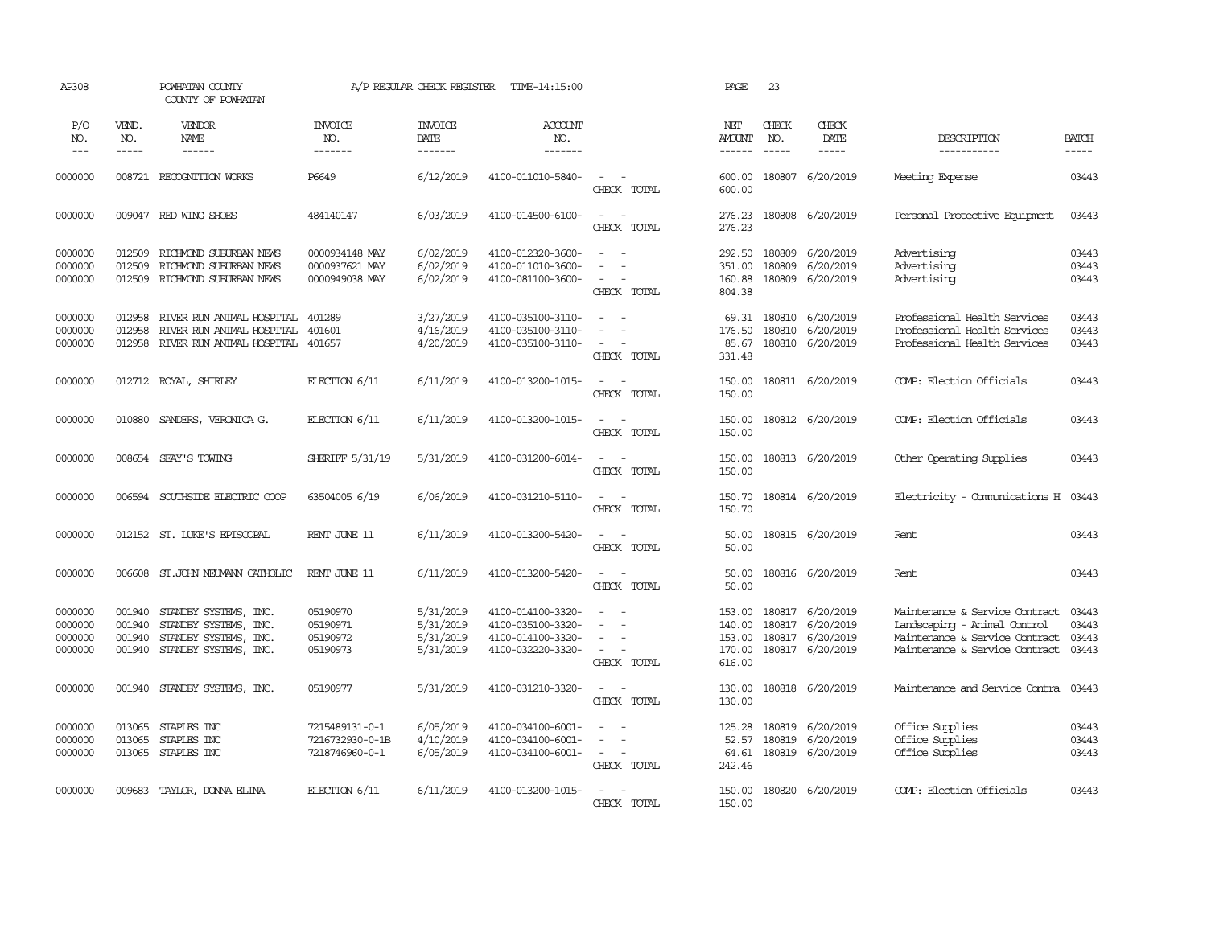AP308 POWHATAN COUNTY A/P REGULAR CHECK REGISTER TIME-14:15:00

COUNTY OF POWHATAN

| P/O NO. | VEND. NO. | VENDOR NAME | INVOICE NO. | INVOICE DATE | ACCOUNT NO. | | NET AMOUNT | CHECK NO. | CHECK DATE | DESCRIPTION | BATCH |
|---|---|---|---|---|---|---|---|---|---|---|---|
| 0000000 | 008721 | RECOGNITION WORKS | P6649 | 6/12/2019 | 4100-011010-5840- | - - | 600.00 | 180807 | 6/20/2019 | Meeting Expense | 03443 |
| | | | | | | CHECK TOTAL | 600.00 | | | | |
| 0000000 | 009047 | RED WING SHOES | 484140147 | 6/03/2019 | 4100-014500-6100- | - - | 276.23 | 180808 | 6/20/2019 | Personal Protective Equipment | 03443 |
| | | | | | | CHECK TOTAL | 276.23 | | | | |
| 0000000 | 012509 | RICHMOND SUBURBAN NEWS | 0000934148 MAY | 6/02/2019 | 4100-012320-3600- | - - | 292.50 | 180809 | 6/20/2019 | Advertising | 03443 |
| 0000000 | 012509 | RICHMOND SUBURBAN NEWS | 0000937621 MAY | 6/02/2019 | 4100-011010-3600- | - - | 351.00 | 180809 | 6/20/2019 | Advertising | 03443 |
| 0000000 | 012509 | RICHMOND SUBURBAN NEWS | 0000949038 MAY | 6/02/2019 | 4100-081100-3600- | - - | 160.88 | 180809 | 6/20/2019 | Advertising | 03443 |
| | | | | | | CHECK TOTAL | 804.38 | | | | |
| 0000000 | 012958 | RIVER RUN ANIMAL HOSPITAL | 401289 | 3/27/2019 | 4100-035100-3110- | - - | 69.31 | 180810 | 6/20/2019 | Professional Health Services | 03443 |
| 0000000 | 012958 | RIVER RUN ANIMAL HOSPITAL | 401601 | 4/16/2019 | 4100-035100-3110- | - - | 176.50 | 180810 | 6/20/2019 | Professional Health Services | 03443 |
| 0000000 | 012958 | RIVER RUN ANIMAL HOSPITAL | 401657 | 4/20/2019 | 4100-035100-3110- | - - | 85.67 | 180810 | 6/20/2019 | Professional Health Services | 03443 |
| | | | | | | CHECK TOTAL | 331.48 | | | | |
| 0000000 | 012712 | ROYAL, SHIRLEY | ELECTION 6/11 | 6/11/2019 | 4100-013200-1015- | - - | 150.00 | 180811 | 6/20/2019 | COMP: Election Officials | 03443 |
| | | | | | | CHECK TOTAL | 150.00 | | | | |
| 0000000 | 010880 | SANDERS, VERONICA G. | ELECTION 6/11 | 6/11/2019 | 4100-013200-1015- | - - | 150.00 | 180812 | 6/20/2019 | COMP: Election Officials | 03443 |
| | | | | | | CHECK TOTAL | 150.00 | | | | |
| 0000000 | 008654 | SEAY'S TOWING | SHERIFF 5/31/19 | 5/31/2019 | 4100-031200-6014- | - - | 150.00 | 180813 | 6/20/2019 | Other Operating Supplies | 03443 |
| | | | | | | CHECK TOTAL | 150.00 | | | | |
| 0000000 | 006594 | SOUTHSIDE ELECTRIC COOP | 63504005 6/19 | 6/06/2019 | 4100-031210-5110- | - - | 150.70 | 180814 | 6/20/2019 | Electricity - Communications H | 03443 |
| | | | | | | CHECK TOTAL | 150.70 | | | | |
| 0000000 | 012152 | ST. LUKE'S EPISCOPAL | RENT JUNE 11 | 6/11/2019 | 4100-013200-5420- | - - | 50.00 | 180815 | 6/20/2019 | Rent | 03443 |
| | | | | | | CHECK TOTAL | 50.00 | | | | |
| 0000000 | 006608 | ST.JOHN NEUMANN CATHOLIC | RENT JUNE 11 | 6/11/2019 | 4100-013200-5420- | - - | 50.00 | 180816 | 6/20/2019 | Rent | 03443 |
| | | | | | | CHECK TOTAL | 50.00 | | | | |
| 0000000 | 001940 | STANDBY SYSTEMS, INC. | 05190970 | 5/31/2019 | 4100-014100-3320- | - - | 153.00 | 180817 | 6/20/2019 | Maintenance & Service Contract | 03443 |
| 0000000 | 001940 | STANDBY SYSTEMS, INC. | 05190971 | 5/31/2019 | 4100-035100-3320- | - - | 140.00 | 180817 | 6/20/2019 | Landscaping - Animal Control | 03443 |
| 0000000 | 001940 | STANDBY SYSTEMS, INC. | 05190972 | 5/31/2019 | 4100-014100-3320- | - - | 153.00 | 180817 | 6/20/2019 | Maintenance & Service Contract | 03443 |
| 0000000 | 001940 | STANDBY SYSTEMS, INC. | 05190973 | 5/31/2019 | 4100-032220-3320- | - - | 170.00 | 180817 | 6/20/2019 | Maintenance & Service Contract | 03443 |
| | | | | | | CHECK TOTAL | 616.00 | | | | |
| 0000000 | 001940 | STANDBY SYSTEMS, INC. | 05190977 | 5/31/2019 | 4100-031210-3320- | - - | 130.00 | 180818 | 6/20/2019 | Maintenance and Service Contra | 03443 |
| | | | | | | CHECK TOTAL | 130.00 | | | | |
| 0000000 | 013065 | STAPLES INC | 7215489131-0-1 | 6/05/2019 | 4100-034100-6001- | - - | 125.28 | 180819 | 6/20/2019 | Office Supplies | 03443 |
| 0000000 | 013065 | STAPLES INC | 7216732930-0-1B | 4/10/2019 | 4100-034100-6001- | - - | 52.57 | 180819 | 6/20/2019 | Office Supplies | 03443 |
| 0000000 | 013065 | STAPLES INC | 7218746960-0-1 | 6/05/2019 | 4100-034100-6001- | - - | 64.61 | 180819 | 6/20/2019 | Office Supplies | 03443 |
| | | | | | | CHECK TOTAL | 242.46 | | | | |
| 0000000 | 009683 | TAYLOR, DONNA ELINA | ELECTION 6/11 | 6/11/2019 | 4100-013200-1015- | - - | 150.00 | 180820 | 6/20/2019 | COMP: Election Officials | 03443 |
| | | | | | | CHECK TOTAL | 150.00 | | | | |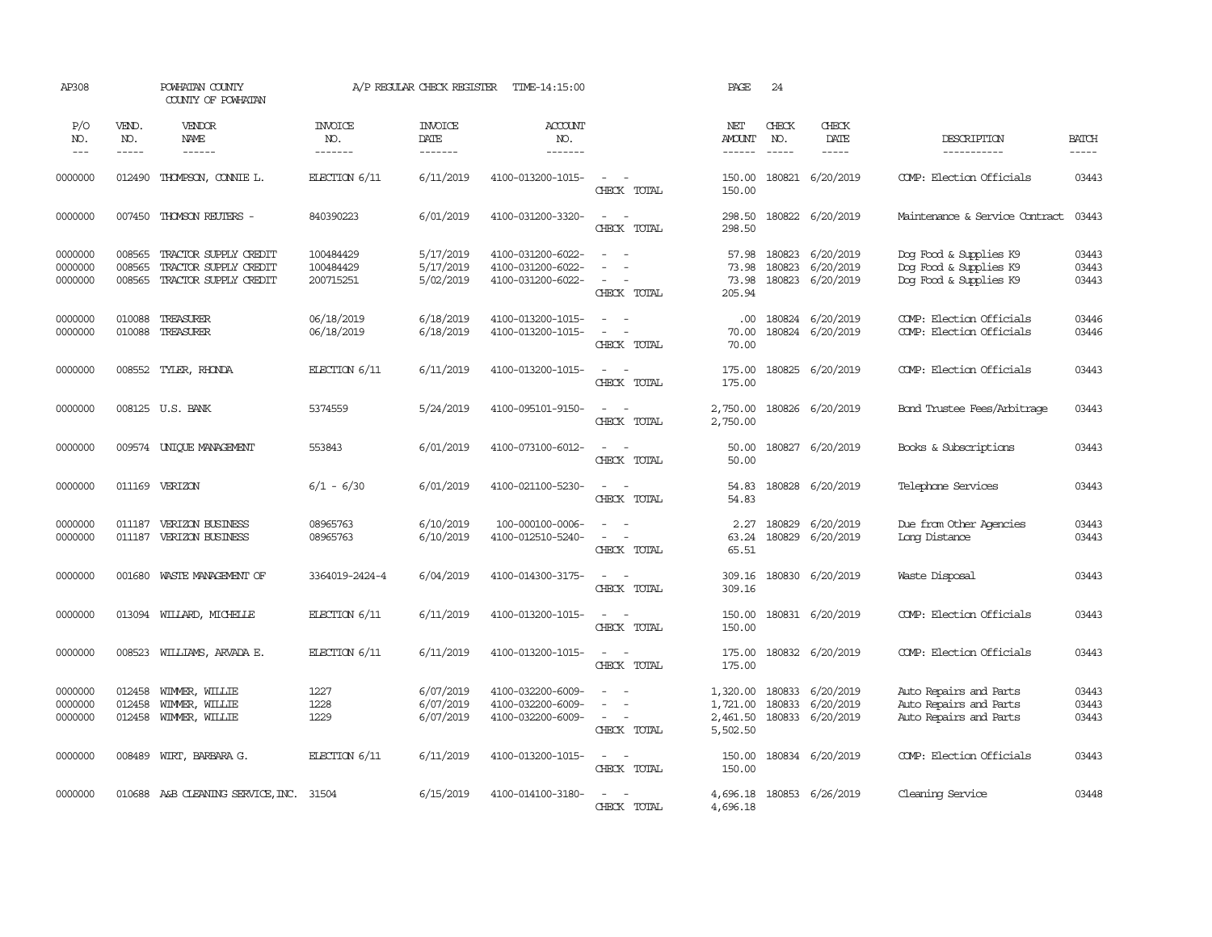AP308 POWHATAN COUNTY COUNTY OF POWHATAN A/P REGULAR CHECK REGISTER TIME-14:15:00 PAGE 24

| P/O NO. | VEND. NO. | VENDOR NAME | INVOICE NO. | INVOICE DATE | ACCOUNT NO. | | NET AMOUNT | CHECK NO. | CHECK DATE | DESCRIPTION | BATCH |
|---|---|---|---|---|---|---|---|---|---|---|---|
| 0000000 | 012490 | THOMPSON, CONNIE L. | ELECTION 6/11 | 6/11/2019 | 4100-013200-1015- | - - | 150.00 | 180821 | 6/20/2019 | COMP: Election Officials | 03443 |
| | | | | | | CHECK TOTAL | 150.00 | | | | |
| 0000000 | 007450 | THOMSON REUTERS - | 840390223 | 6/01/2019 | 4100-031200-3320- | - - | 298.50 | 180822 | 6/20/2019 | Maintenance & Service Contract | 03443 |
| | | | | | | CHECK TOTAL | 298.50 | | | | |
| 0000000 | 008565 | TRACTOR SUPPLY CREDIT | 100484429 | 5/17/2019 | 4100-031200-6022- | - - | 57.98 | 180823 | 6/20/2019 | Dog Food & Supplies K9 | 03443 |
| 0000000 | 008565 | TRACTOR SUPPLY CREDIT | 100484429 | 5/17/2019 | 4100-031200-6022- | - - | 73.98 | 180823 | 6/20/2019 | Dog Food & Supplies K9 | 03443 |
| 0000000 | 008565 | TRACTOR SUPPLY CREDIT | 200715251 | 5/02/2019 | 4100-031200-6022- | - - | 73.98 | 180823 | 6/20/2019 | Dog Food & Supplies K9 | 03443 |
| | | | | | | CHECK TOTAL | 205.94 | | | | |
| 0000000 | 010088 | TREASURER | 06/18/2019 | 6/18/2019 | 4100-013200-1015- | - - | .00 | 180824 | 6/20/2019 | COMP: Election Officials | 03446 |
| 0000000 | 010088 | TREASURER | 06/18/2019 | 6/18/2019 | 4100-013200-1015- | - - | 70.00 | 180824 | 6/20/2019 | COMP: Election Officials | 03446 |
| | | | | | | CHECK TOTAL | 70.00 | | | | |
| 0000000 | 008552 | TYLER, RHONDA | ELECTION 6/11 | 6/11/2019 | 4100-013200-1015- | - - | 175.00 | 180825 | 6/20/2019 | COMP: Election Officials | 03443 |
| | | | | | | CHECK TOTAL | 175.00 | | | | |
| 0000000 | 008125 | U.S. BANK | 5374559 | 5/24/2019 | 4100-095101-9150- | - - | 2,750.00 | 180826 | 6/20/2019 | Bond Trustee Fees/Arbitrage | 03443 |
| | | | | | | CHECK TOTAL | 2,750.00 | | | | |
| 0000000 | 009574 | UNIQUE MANAGEMENT | 553843 | 6/01/2019 | 4100-073100-6012- | - - | 50.00 | 180827 | 6/20/2019 | Books & Subscriptions | 03443 |
| | | | | | | CHECK TOTAL | 50.00 | | | | |
| 0000000 | 011169 | VERIZON | 6/1 - 6/30 | 6/01/2019 | 4100-021100-5230- | - - | 54.83 | 180828 | 6/20/2019 | Telephone Services | 03443 |
| | | | | | | CHECK TOTAL | 54.83 | | | | |
| 0000000 | 011187 | VERIZON BUSINESS | 08965763 | 6/10/2019 | 100-000100-0006- | - - | 2.27 | 180829 | 6/20/2019 | Due from Other Agencies | 03443 |
| 0000000 | 011187 | VERIZON BUSINESS | 08965763 | 6/10/2019 | 4100-012510-5240- | - - | 63.24 | 180829 | 6/20/2019 | Long Distance | 03443 |
| | | | | | | CHECK TOTAL | 65.51 | | | | |
| 0000000 | 001680 | WASTE MANAGEMENT OF | 3364019-2424-4 | 6/04/2019 | 4100-014300-3175- | - - | 309.16 | 180830 | 6/20/2019 | Waste Disposal | 03443 |
| | | | | | | CHECK TOTAL | 309.16 | | | | |
| 0000000 | 013094 | WILLARD, MICHELLE | ELECTION 6/11 | 6/11/2019 | 4100-013200-1015- | - - | 150.00 | 180831 | 6/20/2019 | COMP: Election Officials | 03443 |
| | | | | | | CHECK TOTAL | 150.00 | | | | |
| 0000000 | 008523 | WILLIAMS, ARVADA E. | ELECTION 6/11 | 6/11/2019 | 4100-013200-1015- | - - | 175.00 | 180832 | 6/20/2019 | COMP: Election Officials | 03443 |
| | | | | | | CHECK TOTAL | 175.00 | | | | |
| 0000000 | 012458 | WIMMER, WILLIE | 1227 | 6/07/2019 | 4100-032200-6009- | - - | 1,320.00 | 180833 | 6/20/2019 | Auto Repairs and Parts | 03443 |
| 0000000 | 012458 | WIMMER, WILLIE | 1228 | 6/07/2019 | 4100-032200-6009- | - - | 1,721.00 | 180833 | 6/20/2019 | Auto Repairs and Parts | 03443 |
| 0000000 | 012458 | WIMMER, WILLIE | 1229 | 6/07/2019 | 4100-032200-6009- | - - | 2,461.50 | 180833 | 6/20/2019 | Auto Repairs and Parts | 03443 |
| | | | | | | CHECK TOTAL | 5,502.50 | | | | |
| 0000000 | 008489 | WIRT, BARBARA G. | ELECTION 6/11 | 6/11/2019 | 4100-013200-1015- | - - | 150.00 | 180834 | 6/20/2019 | COMP: Election Officials | 03443 |
| | | | | | | CHECK TOTAL | 150.00 | | | | |
| 0000000 | 010688 | A&B CLEANING SERVICE,INC. | 31504 | 6/15/2019 | 4100-014100-3180- | - - | 4,696.18 | 180853 | 6/26/2019 | Cleaning Service | 03448 |
| | | | | | | CHECK TOTAL | 4,696.18 | | | | |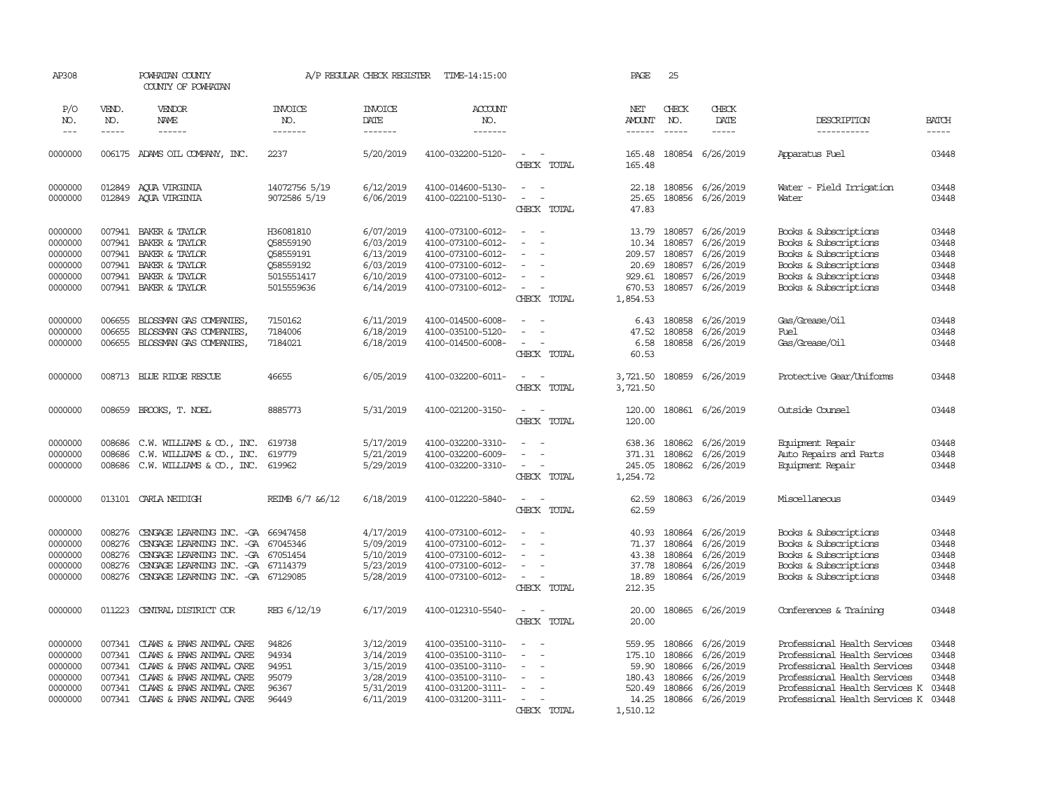AP308 POWHATAN COUNTY A/P REGULAR CHECK REGISTER TIME-14:15:00 PAGE 25
COUNTY OF POWHATAN

| P/O NO. | VEND. NO. | VENDOR NAME | INVOICE NO. | INVOICE DATE | ACCOUNT NO. | | NET AMOUNT | CHECK NO. | CHECK DATE | DESCRIPTION | BATCH |
|---|---|---|---|---|---|---|---|---|---|---|---|
| --- | ----- | ------ | ------- | ------- | ------- | | ------ | ----- | ----- | ----------- | ----- |
| 0000000 | 006175 | ADAMS OIL COMPANY, INC. | 2237 | 5/20/2019 | 4100-032200-5120- | - - | 165.48 | 180854 | 6/26/2019 | Apparatus Fuel | 03448 |
| | | | | | | CHECK TOTAL | 165.48 | | | | |
| 0000000 | 012849 | AQUA VIRGINIA | 14072756 5/19 | 6/12/2019 | 4100-014600-5130- | - - | 22.18 | 180856 | 6/26/2019 | Water - Field Irrigation | 03448 |
| 0000000 | 012849 | AQUA VIRGINIA | 9072586 5/19 | 6/06/2019 | 4100-022100-5130- | - - | 25.65 | 180856 | 6/26/2019 | Water | 03448 |
| | | | | | | CHECK TOTAL | 47.83 | | | | |
| 0000000 | 007941 | BAKER & TAYLOR | H36081810 | 6/07/2019 | 4100-073100-6012- | - - | 13.79 | 180857 | 6/26/2019 | Books & Subscriptions | 03448 |
| 0000000 | 007941 | BAKER & TAYLOR | Q58559190 | 6/03/2019 | 4100-073100-6012- | - - | 10.34 | 180857 | 6/26/2019 | Books & Subscriptions | 03448 |
| 0000000 | 007941 | BAKER & TAYLOR | Q58559191 | 6/13/2019 | 4100-073100-6012- | - - | 209.57 | 180857 | 6/26/2019 | Books & Subscriptions | 03448 |
| 0000000 | 007941 | BAKER & TAYLOR | Q58559192 | 6/03/2019 | 4100-073100-6012- | - - | 20.69 | 180857 | 6/26/2019 | Books & Subscriptions | 03448 |
| 0000000 | 007941 | BAKER & TAYLOR | 5015551417 | 6/10/2019 | 4100-073100-6012- | - - | 929.61 | 180857 | 6/26/2019 | Books & Subscriptions | 03448 |
| 0000000 | 007941 | BAKER & TAYLOR | 5015559636 | 6/14/2019 | 4100-073100-6012- | - - | 670.53 | 180857 | 6/26/2019 | Books & Subscriptions | 03448 |
| | | | | | | CHECK TOTAL | 1,854.53 | | | | |
| 0000000 | 006655 | BLOSSMAN GAS COMPANIES, | 7150162 | 6/11/2019 | 4100-014500-6008- | - - | 6.43 | 180858 | 6/26/2019 | Gas/Grease/Oil | 03448 |
| 0000000 | 006655 | BLOSSMAN GAS COMPANIES, | 7184006 | 6/18/2019 | 4100-035100-5120- | - - | 47.52 | 180858 | 6/26/2019 | Fuel | 03448 |
| 0000000 | 006655 | BLOSSMAN GAS COMPANIES, | 7184021 | 6/18/2019 | 4100-014500-6008- | - - | 6.58 | 180858 | 6/26/2019 | Gas/Grease/Oil | 03448 |
| | | | | | | CHECK TOTAL | 60.53 | | | | |
| 0000000 | 008713 | BLUE RIDGE RESCUE | 46655 | 6/05/2019 | 4100-032200-6011- | - - | 3,721.50 | 180859 | 6/26/2019 | Protective Gear/Uniforms | 03448 |
| | | | | | | CHECK TOTAL | 3,721.50 | | | | |
| 0000000 | 008659 | BROOKS, T. NOEL | 8885773 | 5/31/2019 | 4100-021200-3150- | - - | 120.00 | 180861 | 6/26/2019 | Outside Counsel | 03448 |
| | | | | | | CHECK TOTAL | 120.00 | | | | |
| 0000000 | 008686 | C.W. WILLIAMS & CO., INC. | 619738 | 5/17/2019 | 4100-032200-3310- | - - | 638.36 | 180862 | 6/26/2019 | Equipment Repair | 03448 |
| 0000000 | 008686 | C.W. WILLIAMS & CO., INC. | 619779 | 5/21/2019 | 4100-032200-6009- | - - | 371.31 | 180862 | 6/26/2019 | Auto Repairs and Parts | 03448 |
| 0000000 | 008686 | C.W. WILLIAMS & CO., INC. | 619962 | 5/29/2019 | 4100-032200-3310- | - - | 245.05 | 180862 | 6/26/2019 | Equipment Repair | 03448 |
| | | | | | | CHECK TOTAL | 1,254.72 | | | | |
| 0000000 | 013101 | CARLA NEIDIGH | REIMB 6/7 &6/12 | 6/18/2019 | 4100-012220-5840- | - - | 62.59 | 180863 | 6/26/2019 | Miscellaneous | 03449 |
| | | | | | | CHECK TOTAL | 62.59 | | | | |
| 0000000 | 008276 | CENGAGE LEARNING INC. -GA | 66947458 | 4/17/2019 | 4100-073100-6012- | - - | 40.93 | 180864 | 6/26/2019 | Books & Subscriptions | 03448 |
| 0000000 | 008276 | CENGAGE LEARNING INC. -GA | 67045346 | 5/09/2019 | 4100-073100-6012- | - - | 71.37 | 180864 | 6/26/2019 | Books & Subscriptions | 03448 |
| 0000000 | 008276 | CENGAGE LEARNING INC. -GA | 67051454 | 5/10/2019 | 4100-073100-6012- | - - | 43.38 | 180864 | 6/26/2019 | Books & Subscriptions | 03448 |
| 0000000 | 008276 | CENGAGE LEARNING INC. -GA | 67114379 | 5/23/2019 | 4100-073100-6012- | - - | 37.78 | 180864 | 6/26/2019 | Books & Subscriptions | 03448 |
| 0000000 | 008276 | CENGAGE LEARNING INC. -GA | 67129085 | 5/28/2019 | 4100-073100-6012- | - - | 18.89 | 180864 | 6/26/2019 | Books & Subscriptions | 03448 |
| | | | | | | CHECK TOTAL | 212.35 | | | | |
| 0000000 | 011223 | CENTRAL DISTRICT COR | REG 6/12/19 | 6/17/2019 | 4100-012310-5540- | - - | 20.00 | 180865 | 6/26/2019 | Conferences & Training | 03448 |
| | | | | | | CHECK TOTAL | 20.00 | | | | |
| 0000000 | 007341 | CLAWS & PAWS ANIMAL CARE | 94826 | 3/12/2019 | 4100-035100-3110- | - - | 559.95 | 180866 | 6/26/2019 | Professional Health Services | 03448 |
| 0000000 | 007341 | CLAWS & PAWS ANIMAL CARE | 94934 | 3/14/2019 | 4100-035100-3110- | - - | 175.10 | 180866 | 6/26/2019 | Professional Health Services | 03448 |
| 0000000 | 007341 | CLAWS & PAWS ANIMAL CARE | 94951 | 3/15/2019 | 4100-035100-3110- | - - | 59.90 | 180866 | 6/26/2019 | Professional Health Services | 03448 |
| 0000000 | 007341 | CLAWS & PAWS ANIMAL CARE | 95079 | 3/28/2019 | 4100-035100-3110- | - - | 180.43 | 180866 | 6/26/2019 | Professional Health Services | 03448 |
| 0000000 | 007341 | CLAWS & PAWS ANIMAL CARE | 96367 | 5/31/2019 | 4100-031200-3111- | - - | 520.49 | 180866 | 6/26/2019 | Professional Health Services K | 03448 |
| 0000000 | 007341 | CLAWS & PAWS ANIMAL CARE | 96449 | 6/11/2019 | 4100-031200-3111- | - - | 14.25 | 180866 | 6/26/2019 | Professional Health Services K | 03448 |
| | | | | | | CHECK TOTAL | 1,510.12 | | | | |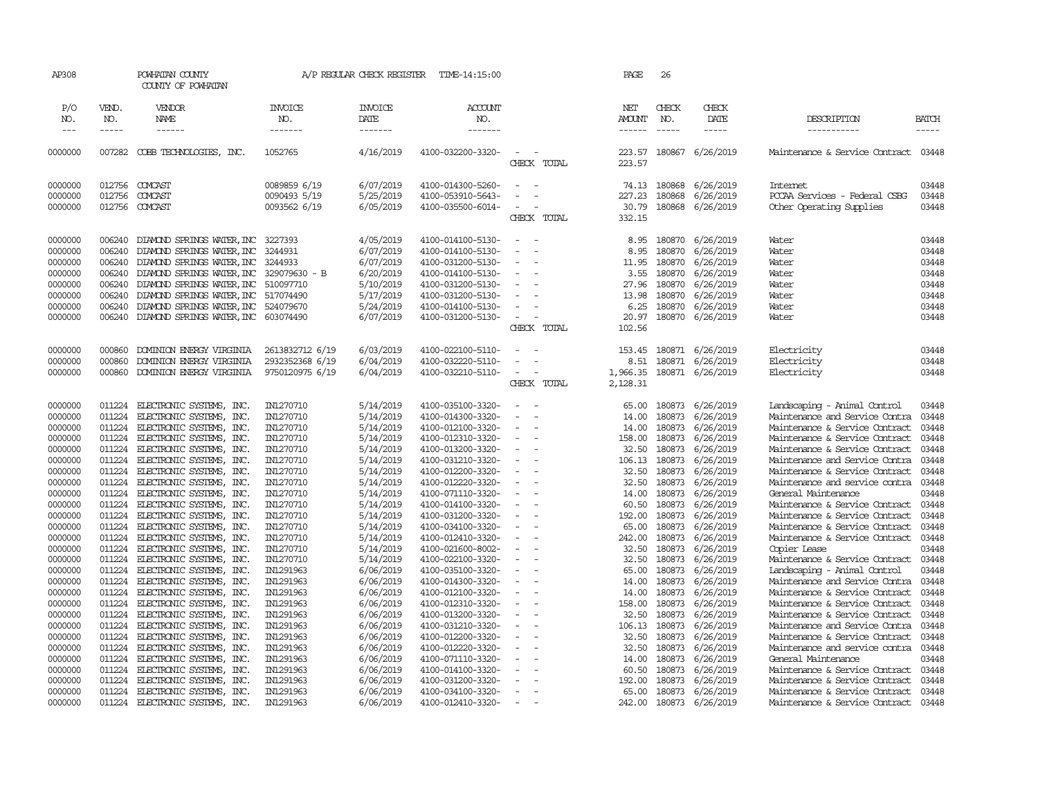AP308 POWHATAN COUNTY A/P REGULAR CHECK REGISTER TIME-14:15:00 PAGE 26

COUNTY OF POWHATAN

| P/O NO. | VEND. NO. | VENDOR NAME | INVOICE NO. | INVOICE DATE | ACCOUNT NO. | | NET AMOUNT | CHECK NO. | CHECK DATE | DESCRIPTION | BATCH |
|---|---|---|---|---|---|---|---|---|---|---|---|
| 0000000 | 007282 | COBB TECHNOLOGIES, INC. | 1052765 | 4/16/2019 | 4100-032200-3320- | - - | 223.57 | 180867 | 6/26/2019 | Maintenance & Service Contract | 03448 |
| | | | | | | CHECK TOTAL | 223.57 | | | | |
| 0000000 | 012756 | COMCAST | 0089859 6/19 | 6/07/2019 | 4100-014300-5260- | - - | 74.13 | 180868 | 6/26/2019 | Internet | 03448 |
| 0000000 | 012756 | COMCAST | 0090493 5/19 | 5/25/2019 | 4100-053910-5643- | - - | 227.23 | 180868 | 6/26/2019 | PCCAA Services - Federal CSBG | 03448 |
| 0000000 | 012756 | COMCAST | 0093562 6/19 | 6/05/2019 | 4100-035500-6014- | - - | 30.79 | 180868 | 6/26/2019 | Other Operating Supplies | 03448 |
| | | | | | | CHECK TOTAL | 332.15 | | | | |
| 0000000 | 006240 | DIAMOND SPRINGS WATER,INC | 3227393 | 4/05/2019 | 4100-014100-5130- | - - | 8.95 | 180870 | 6/26/2019 | Water | 03448 |
| 0000000 | 006240 | DIAMOND SPRINGS WATER,INC | 3244931 | 6/07/2019 | 4100-014100-5130- | - - | 8.95 | 180870 | 6/26/2019 | Water | 03448 |
| 0000000 | 006240 | DIAMOND SPRINGS WATER,INC | 3244933 | 6/07/2019 | 4100-031200-5130- | - - | 11.95 | 180870 | 6/26/2019 | Water | 03448 |
| 0000000 | 006240 | DIAMOND SPRINGS WATER,INC | 329079630 - B | 6/20/2019 | 4100-014100-5130- | - - | 3.55 | 180870 | 6/26/2019 | Water | 03448 |
| 0000000 | 006240 | DIAMOND SPRINGS WATER,INC | 510097710 | 5/10/2019 | 4100-031200-5130- | - - | 27.96 | 180870 | 6/26/2019 | Water | 03448 |
| 0000000 | 006240 | DIAMOND SPRINGS WATER,INC | 517074490 | 5/17/2019 | 4100-031200-5130- | - - | 13.98 | 180870 | 6/26/2019 | Water | 03448 |
| 0000000 | 006240 | DIAMOND SPRINGS WATER,INC | 524079670 | 5/24/2019 | 4100-014100-5130- | - - | 6.25 | 180870 | 6/26/2019 | Water | 03448 |
| 0000000 | 006240 | DIAMOND SPRINGS WATER,INC | 603074490 | 6/07/2019 | 4100-031200-5130- | - - | 20.97 | 180870 | 6/26/2019 | Water | 03448 |
| | | | | | | CHECK TOTAL | 102.56 | | | | |
| 0000000 | 000860 | DOMINION ENERGY VIRGINIA | 2613832712 6/19 | 6/03/2019 | 4100-022100-5110- | - - | 153.45 | 180871 | 6/26/2019 | Electricity | 03448 |
| 0000000 | 000860 | DOMINION ENERGY VIRGINIA | 2932352368 6/19 | 6/04/2019 | 4100-032220-5110- | - - | 8.51 | 180871 | 6/26/2019 | Electricity | 03448 |
| 0000000 | 000860 | DOMINION ENERGY VIRGINIA | 9750120975 6/19 | 6/04/2019 | 4100-032210-5110- | - - | 1,966.35 | 180871 | 6/26/2019 | Electricity | 03448 |
| | | | | | | CHECK TOTAL | 2,128.31 | | | | |
| 0000000 | 011224 | ELECTRONIC SYSTEMS, INC. | IN1270710 | 5/14/2019 | 4100-035100-3320- | - - | 65.00 | 180873 | 6/26/2019 | Landscaping - Animal Control | 03448 |
| 0000000 | 011224 | ELECTRONIC SYSTEMS, INC. | IN1270710 | 5/14/2019 | 4100-014300-3320- | - - | 14.00 | 180873 | 6/26/2019 | Maintenance and Service Contra | 03448 |
| 0000000 | 011224 | ELECTRONIC SYSTEMS, INC. | IN1270710 | 5/14/2019 | 4100-012100-3320- | - - | 14.00 | 180873 | 6/26/2019 | Maintenance & Service Contract | 03448 |
| 0000000 | 011224 | ELECTRONIC SYSTEMS, INC. | IN1270710 | 5/14/2019 | 4100-012310-3320- | - - | 158.00 | 180873 | 6/26/2019 | Maintenance & Service Contract | 03448 |
| 0000000 | 011224 | ELECTRONIC SYSTEMS, INC. | IN1270710 | 5/14/2019 | 4100-013200-3320- | - - | 32.50 | 180873 | 6/26/2019 | Maintenance & Service Contract | 03448 |
| 0000000 | 011224 | ELECTRONIC SYSTEMS, INC. | IN1270710 | 5/14/2019 | 4100-031210-3320- | - - | 106.13 | 180873 | 6/26/2019 | Maintenance and Service Contra | 03448 |
| 0000000 | 011224 | ELECTRONIC SYSTEMS, INC. | IN1270710 | 5/14/2019 | 4100-012200-3320- | - - | 32.50 | 180873 | 6/26/2019 | Maintenance & Service Contract | 03448 |
| 0000000 | 011224 | ELECTRONIC SYSTEMS, INC. | IN1270710 | 5/14/2019 | 4100-012220-3320- | - - | 32.50 | 180873 | 6/26/2019 | Maintenance and service contra | 03448 |
| 0000000 | 011224 | ELECTRONIC SYSTEMS, INC. | IN1270710 | 5/14/2019 | 4100-071110-3320- | - - | 14.00 | 180873 | 6/26/2019 | General Maintenance | 03448 |
| 0000000 | 011224 | ELECTRONIC SYSTEMS, INC. | IN1270710 | 5/14/2019 | 4100-014100-3320- | - - | 60.50 | 180873 | 6/26/2019 | Maintenance & Service Contract | 03448 |
| 0000000 | 011224 | ELECTRONIC SYSTEMS, INC. | IN1270710 | 5/14/2019 | 4100-031200-3320- | - - | 192.00 | 180873 | 6/26/2019 | Maintenance & Service Contract | 03448 |
| 0000000 | 011224 | ELECTRONIC SYSTEMS, INC. | IN1270710 | 5/14/2019 | 4100-034100-3320- | - - | 65.00 | 180873 | 6/26/2019 | Maintenance & Service Contract | 03448 |
| 0000000 | 011224 | ELECTRONIC SYSTEMS, INC. | IN1270710 | 5/14/2019 | 4100-012410-3320- | - - | 242.00 | 180873 | 6/26/2019 | Maintenance & Service Contract | 03448 |
| 0000000 | 011224 | ELECTRONIC SYSTEMS, INC. | IN1270710 | 5/14/2019 | 4100-021600-8002- | - - | 32.50 | 180873 | 6/26/2019 | Copier Lease | 03448 |
| 0000000 | 011224 | ELECTRONIC SYSTEMS, INC. | IN1270710 | 5/14/2019 | 4100-022100-3320- | - - | 32.50 | 180873 | 6/26/2019 | Maintenance & Service Contract | 03448 |
| 0000000 | 011224 | ELECTRONIC SYSTEMS, INC. | IN1291963 | 6/06/2019 | 4100-035100-3320- | - - | 65.00 | 180873 | 6/26/2019 | Landscaping - Animal Control | 03448 |
| 0000000 | 011224 | ELECTRONIC SYSTEMS, INC. | IN1291963 | 6/06/2019 | 4100-014300-3320- | - - | 14.00 | 180873 | 6/26/2019 | Maintenance and Service Contra | 03448 |
| 0000000 | 011224 | ELECTRONIC SYSTEMS, INC. | IN1291963 | 6/06/2019 | 4100-012100-3320- | - - | 14.00 | 180873 | 6/26/2019 | Maintenance & Service Contract | 03448 |
| 0000000 | 011224 | ELECTRONIC SYSTEMS, INC. | IN1291963 | 6/06/2019 | 4100-012310-3320- | - - | 158.00 | 180873 | 6/26/2019 | Maintenance & Service Contract | 03448 |
| 0000000 | 011224 | ELECTRONIC SYSTEMS, INC. | IN1291963 | 6/06/2019 | 4100-013200-3320- | - - | 32.50 | 180873 | 6/26/2019 | Maintenance & Service Contract | 03448 |
| 0000000 | 011224 | ELECTRONIC SYSTEMS, INC. | IN1291963 | 6/06/2019 | 4100-031210-3320- | - - | 106.13 | 180873 | 6/26/2019 | Maintenance and Service Contra | 03448 |
| 0000000 | 011224 | ELECTRONIC SYSTEMS, INC. | IN1291963 | 6/06/2019 | 4100-012200-3320- | - - | 32.50 | 180873 | 6/26/2019 | Maintenance & Service Contract | 03448 |
| 0000000 | 011224 | ELECTRONIC SYSTEMS, INC. | IN1291963 | 6/06/2019 | 4100-012220-3320- | - - | 32.50 | 180873 | 6/26/2019 | Maintenance and service contra | 03448 |
| 0000000 | 011224 | ELECTRONIC SYSTEMS, INC. | IN1291963 | 6/06/2019 | 4100-071110-3320- | - - | 14.00 | 180873 | 6/26/2019 | General Maintenance | 03448 |
| 0000000 | 011224 | ELECTRONIC SYSTEMS, INC. | IN1291963 | 6/06/2019 | 4100-014100-3320- | - - | 60.50 | 180873 | 6/26/2019 | Maintenance & Service Contract | 03448 |
| 0000000 | 011224 | ELECTRONIC SYSTEMS, INC. | IN1291963 | 6/06/2019 | 4100-031200-3320- | - - | 192.00 | 180873 | 6/26/2019 | Maintenance & Service Contract | 03448 |
| 0000000 | 011224 | ELECTRONIC SYSTEMS, INC. | IN1291963 | 6/06/2019 | 4100-034100-3320- | - - | 65.00 | 180873 | 6/26/2019 | Maintenance & Service Contract | 03448 |
| 0000000 | 011224 | ELECTRONIC SYSTEMS, INC. | IN1291963 | 6/06/2019 | 4100-012410-3320- | - - | 242.00 | 180873 | 6/26/2019 | Maintenance & Service Contract | 03448 |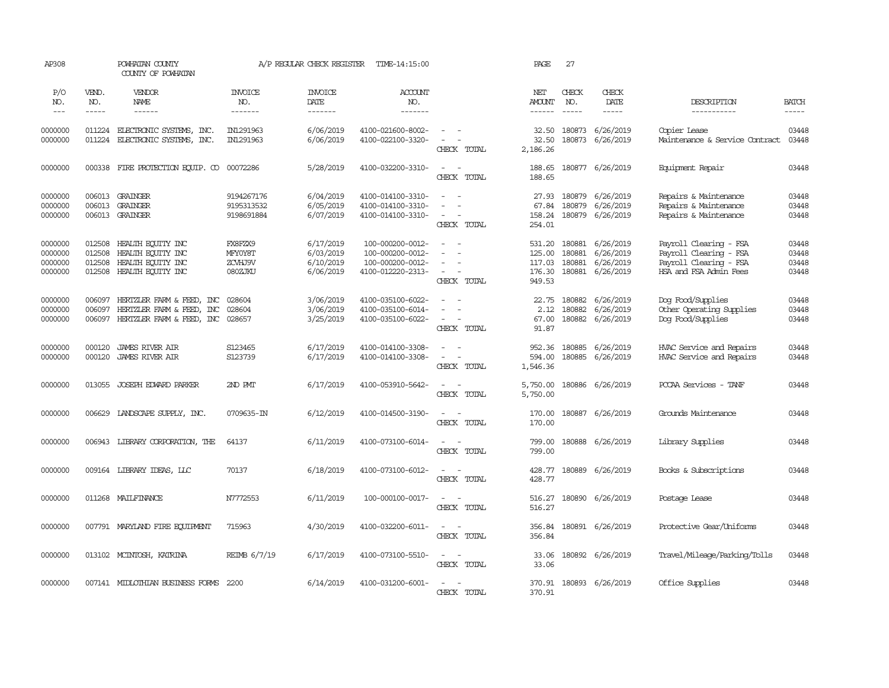AP308 POWHATAN COUNTY A/P REGULAR CHECK REGISTER TIME-14:15:00 PAGE 27
COUNTY OF POWHATAN

| P/O NO. | VEND. NO. | VENDOR NAME | INVOICE NO. | INVOICE DATE | ACCOUNT NO. | | NET AMOUNT | CHECK NO. | CHECK DATE | DESCRIPTION | BATCH |
|---|---|---|---|---|---|---|---|---|---|---|---|
| 0000000 | 011224 | ELECTRONIC SYSTEMS, INC. | IN1291963 | 6/06/2019 | 4100-021600-8002- | - - | 32.50 | 180873 | 6/26/2019 | Copier Lease | 03448 |
| 0000000 | 011224 | ELECTRONIC SYSTEMS, INC. | IN1291963 | 6/06/2019 | 4100-022100-3320- | - - | 32.50 | 180873 | 6/26/2019 | Maintenance & Service Contract | 03448 |
| | | | | | | CHECK TOTAL | 2,186.26 | | | | |
| 0000000 | 000338 | FIRE PROTECTION EQUIP. CO | 00072286 | 5/28/2019 | 4100-032200-3310- | - - | 188.65 | 180877 | 6/26/2019 | Equipment Repair | 03448 |
| | | | | | | CHECK TOTAL | 188.65 | | | | |
| 0000000 | 006013 | GRAINGER | 9194267176 | 6/04/2019 | 4100-014100-3310- | - - | 27.93 | 180879 | 6/26/2019 | Repairs & Maintenance | 03448 |
| 0000000 | 006013 | GRAINGER | 9195313532 | 6/05/2019 | 4100-014100-3310- | - - | 67.84 | 180879 | 6/26/2019 | Repairs & Maintenance | 03448 |
| 0000000 | 006013 | GRAINGER | 9198691884 | 6/07/2019 | 4100-014100-3310- | - - | 158.24 | 180879 | 6/26/2019 | Repairs & Maintenance | 03448 |
| | | | | | | CHECK TOTAL | 254.01 | | | | |
| 0000000 | 012508 | HEALTH EQUITY INC | FX8FZX9 | 6/17/2019 | 100-000200-0012- | - - | 531.20 | 180881 | 6/26/2019 | Payroll Clearing - FSA | 03448 |
| 0000000 | 012508 | HEALTH EQUITY INC | MFY0Y8T | 6/03/2019 | 100-000200-0012- | - - | 125.00 | 180881 | 6/26/2019 | Payroll Clearing - FSA | 03448 |
| 0000000 | 012508 | HEALTH EQUITY INC | ZCVHJ9V | 6/10/2019 | 100-000200-0012- | - - | 117.03 | 180881 | 6/26/2019 | Payroll Clearing - FSA | 03448 |
| 0000000 | 012508 | HEALTH EQUITY INC | 080ZJKU | 6/06/2019 | 4100-012220-2313- | - - | 176.30 | 180881 | 6/26/2019 | HSA and FSA Admin Fees | 03448 |
| | | | | | | CHECK TOTAL | 949.53 | | | | |
| 0000000 | 006097 | HERTZLER FARM & FEED, INC | 028604 | 3/06/2019 | 4100-035100-6022- | - - | 22.75 | 180882 | 6/26/2019 | Dog Food/Supplies | 03448 |
| 0000000 | 006097 | HERTZLER FARM & FEED, INC | 028604 | 3/06/2019 | 4100-035100-6014- | - - | 2.12 | 180882 | 6/26/2019 | Other Operating Supplies | 03448 |
| 0000000 | 006097 | HERTZLER FARM & FEED, INC | 028657 | 3/25/2019 | 4100-035100-6022- | - - | 67.00 | 180882 | 6/26/2019 | Dog Food/Supplies | 03448 |
| | | | | | | CHECK TOTAL | 91.87 | | | | |
| 0000000 | 000120 | JAMES RIVER AIR | S123465 | 6/17/2019 | 4100-014100-3308- | - - | 952.36 | 180885 | 6/26/2019 | HVAC Service and Repairs | 03448 |
| 0000000 | 000120 | JAMES RIVER AIR | S123739 | 6/17/2019 | 4100-014100-3308- | - - | 594.00 | 180885 | 6/26/2019 | HVAC Service and Repairs | 03448 |
| | | | | | | CHECK TOTAL | 1,546.36 | | | | |
| 0000000 | 013055 | JOSEPH EDWARD PARKER | 2ND PMT | 6/17/2019 | 4100-053910-5642- | - - | 5,750.00 | 180886 | 6/26/2019 | PCCAA Services - TANF | 03448 |
| | | | | | | CHECK TOTAL | 5,750.00 | | | | |
| 0000000 | 006629 | LANDSCAPE SUPPLY, INC. | 0709635-IN | 6/12/2019 | 4100-014500-3190- | - - | 170.00 | 180887 | 6/26/2019 | Grounds Maintenance | 03448 |
| | | | | | | CHECK TOTAL | 170.00 | | | | |
| 0000000 | 006943 | LIBRARY CORPORATION, THE | 64137 | 6/11/2019 | 4100-073100-6014- | - - | 799.00 | 180888 | 6/26/2019 | Library Supplies | 03448 |
| | | | | | | CHECK TOTAL | 799.00 | | | | |
| 0000000 | 009164 | LIBRARY IDEAS, LLC | 70137 | 6/18/2019 | 4100-073100-6012- | - - | 428.77 | 180889 | 6/26/2019 | Books & Subscriptions | 03448 |
| | | | | | | CHECK TOTAL | 428.77 | | | | |
| 0000000 | 011268 | MAILFINANCE | N7772553 | 6/11/2019 | 100-000100-0017- | - - | 516.27 | 180890 | 6/26/2019 | Postage Lease | 03448 |
| | | | | | | CHECK TOTAL | 516.27 | | | | |
| 0000000 | 007791 | MARYLAND FIRE EQUIPMENT | 715963 | 4/30/2019 | 4100-032200-6011- | - - | 356.84 | 180891 | 6/26/2019 | Protective Gear/Uniforms | 03448 |
| | | | | | | CHECK TOTAL | 356.84 | | | | |
| 0000000 | 013102 | MCINTOSH, KATRINA | REIMB 6/7/19 | 6/17/2019 | 4100-073100-5510- | - - | 33.06 | 180892 | 6/26/2019 | Travel/Mileage/Parking/Tolls | 03448 |
| | | | | | | CHECK TOTAL | 33.06 | | | | |
| 0000000 | 007141 | MIDLOTHIAN BUSINESS FORMS | 2200 | 6/14/2019 | 4100-031200-6001- | - - | 370.91 | 180893 | 6/26/2019 | Office Supplies | 03448 |
| | | | | | | CHECK TOTAL | 370.91 | | | | |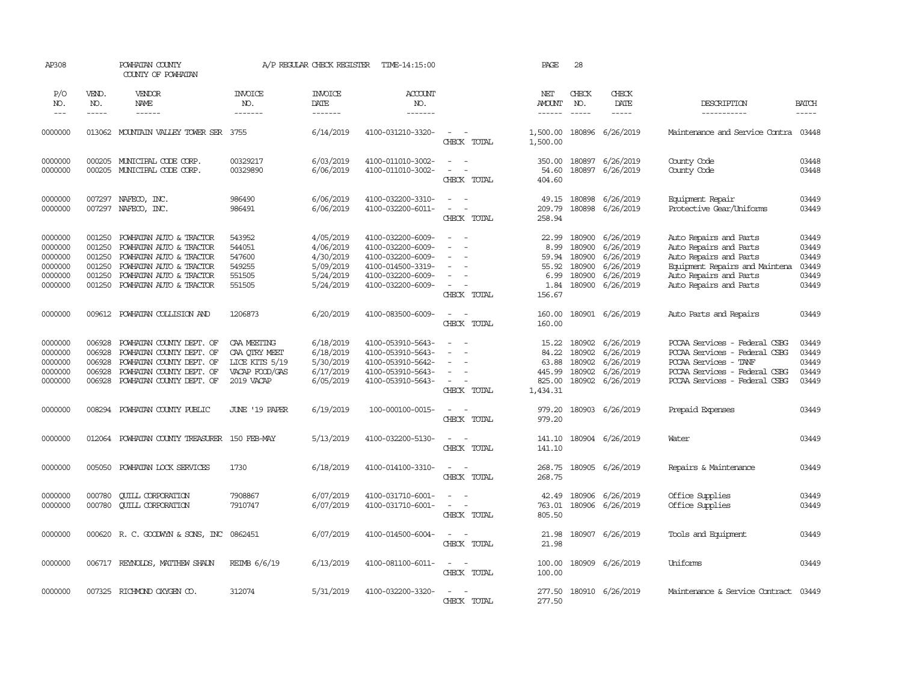AP308 POWHATAN COUNTY COUNTY OF POWHATAN A/P REGULAR CHECK REGISTER TIME-14:15:00 PAGE 28

| P/O NO. | VEND. NO. | VENDOR NAME | INVOICE NO. | INVOICE DATE | ACCOUNT NO. | | NET AMOUNT | CHECK NO. | CHECK DATE | DESCRIPTION | BATCH |
|---|---|---|---|---|---|---|---|---|---|---|---|
| 0000000 | 013062 | MOUNTAIN VALLEY TOWER SER | 3755 | 6/14/2019 | 4100-031210-3320- | - - | 1,500.00 | 180896 | 6/26/2019 | Maintenance and Service Contra | 03448 |
| | | | | | | CHECK TOTAL | 1,500.00 | | | | |
| 0000000 | 000205 | MUNICIPAL CODE CORP. | 00329217 | 6/03/2019 | 4100-011010-3002- | - - | 350.00 | 180897 | 6/26/2019 | County Code | 03448 |
| 0000000 | 000205 | MUNICIPAL CODE CORP. | 00329890 | 6/06/2019 | 4100-011010-3002- | - - | 54.60 | 180897 | 6/26/2019 | County Code | 03448 |
| | | | | | | CHECK TOTAL | 404.60 | | | | |
| 0000000 | 007297 | NAFECO, INC. | 986490 | 6/06/2019 | 4100-032200-3310- | - - | 49.15 | 180898 | 6/26/2019 | Equipment Repair | 03449 |
| 0000000 | 007297 | NAFECO, INC. | 986491 | 6/06/2019 | 4100-032200-6011- | - - | 209.79 | 180898 | 6/26/2019 | Protective Gear/Uniforms | 03449 |
| | | | | | | CHECK TOTAL | 258.94 | | | | |
| 0000000 | 001250 | POWHATAN AUTO & TRACTOR | 543952 | 4/05/2019 | 4100-032200-6009- | - - | 22.99 | 180900 | 6/26/2019 | Auto Repairs and Parts | 03449 |
| 0000000 | 001250 | POWHATAN AUTO & TRACTOR | 544051 | 4/06/2019 | 4100-032200-6009- | - - | 8.99 | 180900 | 6/26/2019 | Auto Repairs and Parts | 03449 |
| 0000000 | 001250 | POWHATAN AUTO & TRACTOR | 547600 | 4/30/2019 | 4100-032200-6009- | - - | 59.94 | 180900 | 6/26/2019 | Auto Repairs and Parts | 03449 |
| 0000000 | 001250 | POWHATAN AUTO & TRACTOR | 549255 | 5/09/2019 | 4100-014500-3319- | - - | 55.92 | 180900 | 6/26/2019 | Equipment Repairs and Maintena | 03449 |
| 0000000 | 001250 | POWHATAN AUTO & TRACTOR | 551505 | 5/24/2019 | 4100-032200-6009- | - - | 6.99 | 180900 | 6/26/2019 | Auto Repairs and Parts | 03449 |
| 0000000 | 001250 | POWHATAN AUTO & TRACTOR | 551505 | 5/24/2019 | 4100-032200-6009- | - - | 1.84 | 180900 | 6/26/2019 | Auto Repairs and Parts | 03449 |
| | | | | | | CHECK TOTAL | 156.67 | | | | |
| 0000000 | 009612 | POWHATAN COLLISION AND | 1206873 | 6/20/2019 | 4100-083500-6009- | - - | 160.00 | 180901 | 6/26/2019 | Auto Parts and Repairs | 03449 |
| | | | | | | CHECK TOTAL | 160.00 | | | | |
| 0000000 | 006928 | POWHATAN COUNTY DEPT. OF | CAA MEETING | 6/18/2019 | 4100-053910-5643- | - - | 15.22 | 180902 | 6/26/2019 | PCCAA Services - Federal CSBG | 03449 |
| 0000000 | 006928 | POWHATAN COUNTY DEPT. OF | CAA QTRY MEET | 6/18/2019 | 4100-053910-5643- | - - | 84.22 | 180902 | 6/26/2019 | PCCAA Services - Federal CSBG | 03449 |
| 0000000 | 006928 | POWHATAN COUNTY DEPT. OF | LICE KITS 5/19 | 5/30/2019 | 4100-053910-5642- | - - | 63.88 | 180902 | 6/26/2019 | PCCAA Services - TANF | 03449 |
| 0000000 | 006928 | POWHATAN COUNTY DEPT. OF | VACAP FOOD/GAS | 6/17/2019 | 4100-053910-5643- | - - | 445.99 | 180902 | 6/26/2019 | PCCAA Services - Federal CSBG | 03449 |
| 0000000 | 006928 | POWHATAN COUNTY DEPT. OF | 2019 VACAP | 6/05/2019 | 4100-053910-5643- | - - | 825.00 | 180902 | 6/26/2019 | PCCAA Services - Federal CSBG | 03449 |
| | | | | | | CHECK TOTAL | 1,434.31 | | | | |
| 0000000 | 008294 | POWHATAN COUNTY PUBLIC | JUNE '19 PAPER | 6/19/2019 | 100-000100-0015- | - - | 979.20 | 180903 | 6/26/2019 | Prepaid Expenses | 03449 |
| | | | | | | CHECK TOTAL | 979.20 | | | | |
| 0000000 | 012064 | POWHATAN COUNTY TREASURER | 150 FEB-MAY | 5/13/2019 | 4100-032200-5130- | - - | 141.10 | 180904 | 6/26/2019 | Water | 03449 |
| | | | | | | CHECK TOTAL | 141.10 | | | | |
| 0000000 | 005050 | POWHATAN LOCK SERVICES | 1730 | 6/18/2019 | 4100-014100-3310- | - - | 268.75 | 180905 | 6/26/2019 | Repairs & Maintenance | 03449 |
| | | | | | | CHECK TOTAL | 268.75 | | | | |
| 0000000 | 000780 | QUILL CORPORATION | 7908867 | 6/07/2019 | 4100-031710-6001- | - - | 42.49 | 180906 | 6/26/2019 | Office Supplies | 03449 |
| 0000000 | 000780 | QUILL CORPORATION | 7910747 | 6/07/2019 | 4100-031710-6001- | - - | 763.01 | 180906 | 6/26/2019 | Office Supplies | 03449 |
| | | | | | | CHECK TOTAL | 805.50 | | | | |
| 0000000 | 000620 | R. C. GOODWYN & SONS, INC | 0862451 | 6/07/2019 | 4100-014500-6004- | - - | 21.98 | 180907 | 6/26/2019 | Tools and Equipment | 03449 |
| | | | | | | CHECK TOTAL | 21.98 | | | | |
| 0000000 | 006717 | REYNOLDS, MATTHEW SHAUN | REIMB 6/6/19 | 6/13/2019 | 4100-081100-6011- | - - | 100.00 | 180909 | 6/26/2019 | Uniforms | 03449 |
| | | | | | | CHECK TOTAL | 100.00 | | | | |
| 0000000 | 007325 | RICHMOND OXYGEN CO. | 312074 | 5/31/2019 | 4100-032200-3320- | - - | 277.50 | 180910 | 6/26/2019 | Maintenance & Service Contract | 03449 |
| | | | | | | CHECK TOTAL | 277.50 | | | | |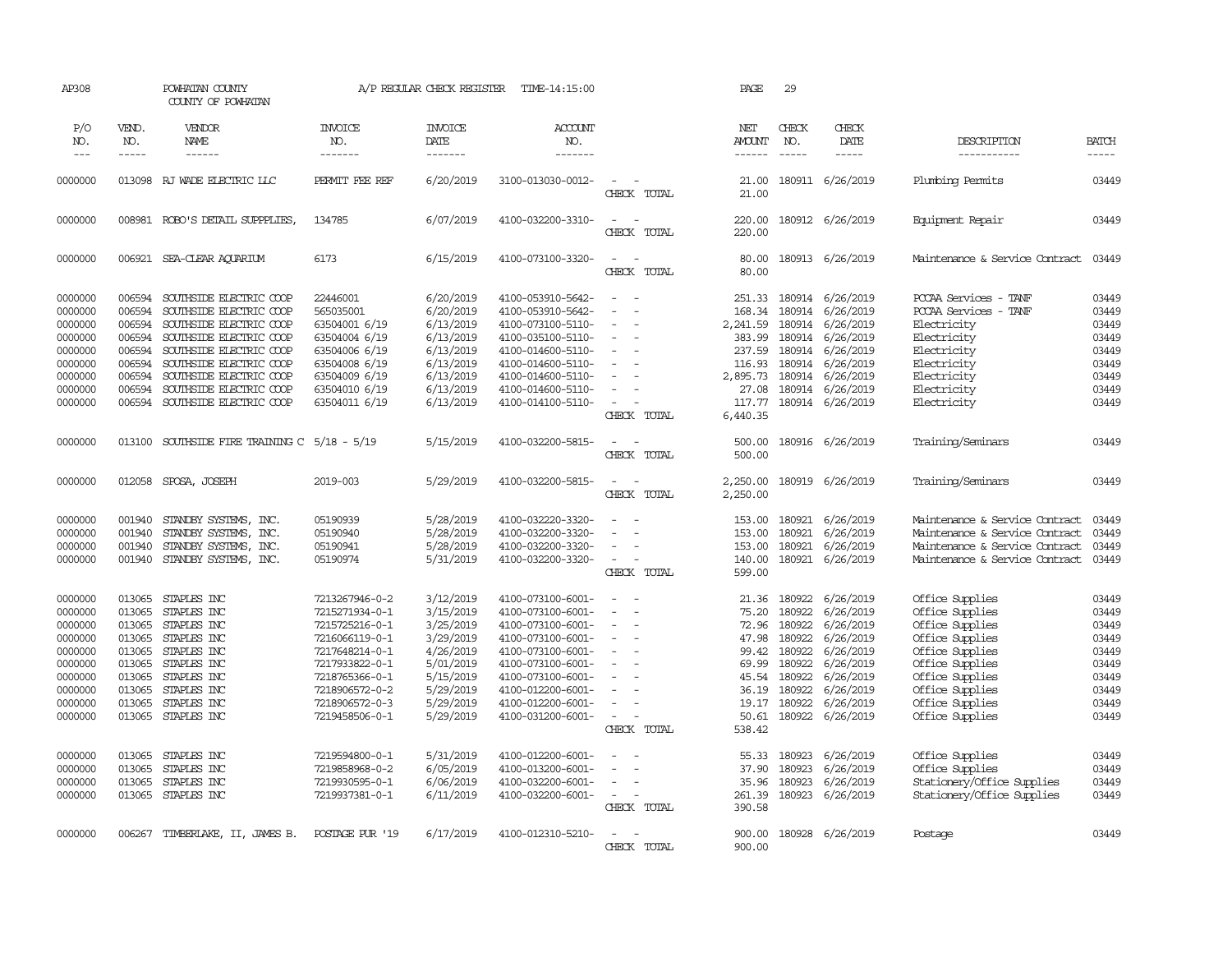AP308 POWHATAN COUNTY A/P REGULAR CHECK REGISTER TIME-14:15:00 PAGE 29

COUNTY OF POWHATAN

| P/O NO. | VEND. NO. | VENDOR NAME | INVOICE NO. | INVOICE DATE | ACCOUNT NO. | | NET AMOUNT | CHECK NO. | CHECK DATE | DESCRIPTION | BATCH |
|---|---|---|---|---|---|---|---|---|---|---|---|
| 0000000 | 013098 | RJ WADE ELECTRIC LLC | PERMIT FEE REF | 6/20/2019 | 4100-013030-0012- | - - | 21.00 | 180911 | 6/26/2019 | Plumbing Permits | 03449 |
| | | | | | | CHECK TOTAL | 21.00 | | | | |
| 0000000 | 008981 | ROBO'S DETAIL SUPPPLIES, | 134785 | 6/07/2019 | 4100-032200-3310- | - - | 220.00 | 180912 | 6/26/2019 | Equipment Repair | 03449 |
| | | | | | | CHECK TOTAL | 220.00 | | | | |
| 0000000 | 006921 | SEA-CLEAR AQUARIUM | 6173 | 6/15/2019 | 4100-073100-3320- | - - | 80.00 | 180913 | 6/26/2019 | Maintenance & Service Contract | 03449 |
| | | | | | | CHECK TOTAL | 80.00 | | | | |
| 0000000 | 006594 | SOUTHSIDE ELECTRIC COOP | 22446001 | 6/20/2019 | 4100-053910-5642- | - - | 251.33 | 180914 | 6/26/2019 | PCCAA Services - TANF | 03449 |
| 0000000 | 006594 | SOUTHSIDE ELECTRIC COOP | 565035001 | 6/20/2019 | 4100-053910-5642- | - - | 168.34 | 180914 | 6/26/2019 | PCCAA Services - TANF | 03449 |
| 0000000 | 006594 | SOUTHSIDE ELECTRIC COOP | 63504001 6/19 | 6/13/2019 | 4100-073100-5110- | - - | 2,241.59 | 180914 | 6/26/2019 | Electricity | 03449 |
| 0000000 | 006594 | SOUTHSIDE ELECTRIC COOP | 63504004 6/19 | 6/13/2019 | 4100-035100-5110- | - - | 383.99 | 180914 | 6/26/2019 | Electricity | 03449 |
| 0000000 | 006594 | SOUTHSIDE ELECTRIC COOP | 63504006 6/19 | 6/13/2019 | 4100-014600-5110- | - - | 237.59 | 180914 | 6/26/2019 | Electricity | 03449 |
| 0000000 | 006594 | SOUTHSIDE ELECTRIC COOP | 63504008 6/19 | 6/13/2019 | 4100-014600-5110- | - - | 116.93 | 180914 | 6/26/2019 | Electricity | 03449 |
| 0000000 | 006594 | SOUTHSIDE ELECTRIC COOP | 63504009 6/19 | 6/13/2019 | 4100-014600-5110- | - - | 2,895.73 | 180914 | 6/26/2019 | Electricity | 03449 |
| 0000000 | 006594 | SOUTHSIDE ELECTRIC COOP | 63504010 6/19 | 6/13/2019 | 4100-014600-5110- | - - | 27.08 | 180914 | 6/26/2019 | Electricity | 03449 |
| 0000000 | 006594 | SOUTHSIDE ELECTRIC COOP | 63504011 6/19 | 6/13/2019 | 4100-014100-5110- | - - | 117.77 | 180914 | 6/26/2019 | Electricity | 03449 |
| | | | | | | CHECK TOTAL | 6,440.35 | | | | |
| 0000000 | 013100 | SOUTHSIDE FIRE TRAINING C | 5/18 - 5/19 | 5/15/2019 | 4100-032200-5815- | - - | 500.00 | 180916 | 6/26/2019 | Training/Seminars | 03449 |
| | | | | | | CHECK TOTAL | 500.00 | | | | |
| 0000000 | 012058 | SPOSA, JOSEPH | 2019-003 | 5/29/2019 | 4100-032200-5815- | - - | 2,250.00 | 180919 | 6/26/2019 | Training/Seminars | 03449 |
| | | | | | | CHECK TOTAL | 2,250.00 | | | | |
| 0000000 | 001940 | STANDBY SYSTEMS, INC. | 05190939 | 5/28/2019 | 4100-032220-3320- | - - | 153.00 | 180921 | 6/26/2019 | Maintenance & Service Contract | 03449 |
| 0000000 | 001940 | STANDBY SYSTEMS, INC. | 05190940 | 5/28/2019 | 4100-032200-3320- | - - | 153.00 | 180921 | 6/26/2019 | Maintenance & Service Contract | 03449 |
| 0000000 | 001940 | STANDBY SYSTEMS, INC. | 05190941 | 5/28/2019 | 4100-032200-3320- | - - | 153.00 | 180921 | 6/26/2019 | Maintenance & Service Contract | 03449 |
| 0000000 | 001940 | STANDBY SYSTEMS, INC. | 05190974 | 5/31/2019 | 4100-032200-3320- | - - | 140.00 | 180921 | 6/26/2019 | Maintenance & Service Contract | 03449 |
| | | | | | | CHECK TOTAL | 599.00 | | | | |
| 0000000 | 013065 | STAPLES INC | 7213267946-0-2 | 3/12/2019 | 4100-073100-6001- | - - | 21.36 | 180922 | 6/26/2019 | Office Supplies | 03449 |
| 0000000 | 013065 | STAPLES INC | 7215271934-0-1 | 3/15/2019 | 4100-073100-6001- | - - | 75.20 | 180922 | 6/26/2019 | Office Supplies | 03449 |
| 0000000 | 013065 | STAPLES INC | 7215725216-0-1 | 3/25/2019 | 4100-073100-6001- | - - | 72.96 | 180922 | 6/26/2019 | Office Supplies | 03449 |
| 0000000 | 013065 | STAPLES INC | 7216066119-0-1 | 3/29/2019 | 4100-073100-6001- | - - | 47.98 | 180922 | 6/26/2019 | Office Supplies | 03449 |
| 0000000 | 013065 | STAPLES INC | 7217648214-0-1 | 4/26/2019 | 4100-073100-6001- | - - | 99.42 | 180922 | 6/26/2019 | Office Supplies | 03449 |
| 0000000 | 013065 | STAPLES INC | 7217933822-0-1 | 5/01/2019 | 4100-073100-6001- | - - | 69.99 | 180922 | 6/26/2019 | Office Supplies | 03449 |
| 0000000 | 013065 | STAPLES INC | 7218765366-0-1 | 5/15/2019 | 4100-073100-6001- | - - | 45.54 | 180922 | 6/26/2019 | Office Supplies | 03449 |
| 0000000 | 013065 | STAPLES INC | 7218906572-0-2 | 5/29/2019 | 4100-012200-6001- | - - | 36.19 | 180922 | 6/26/2019 | Office Supplies | 03449 |
| 0000000 | 013065 | STAPLES INC | 7218906572-0-3 | 5/29/2019 | 4100-012200-6001- | - - | 19.17 | 180922 | 6/26/2019 | Office Supplies | 03449 |
| 0000000 | 013065 | STAPLES INC | 7219458506-0-1 | 5/29/2019 | 4100-031200-6001- | - - | 50.61 | 180922 | 6/26/2019 | Office Supplies | 03449 |
| | | | | | | CHECK TOTAL | 538.42 | | | | |
| 0000000 | 013065 | STAPLES INC | 7219594800-0-1 | 5/31/2019 | 4100-012200-6001- | - - | 55.33 | 180923 | 6/26/2019 | Office Supplies | 03449 |
| 0000000 | 013065 | STAPLES INC | 7219858968-0-2 | 6/05/2019 | 4100-013200-6001- | - - | 37.90 | 180923 | 6/26/2019 | Office Supplies | 03449 |
| 0000000 | 013065 | STAPLES INC | 7219930595-0-1 | 6/06/2019 | 4100-032200-6001- | - - | 35.96 | 180923 | 6/26/2019 | Stationery/Office Supplies | 03449 |
| 0000000 | 013065 | STAPLES INC | 7219937381-0-1 | 6/11/2019 | 4100-032200-6001- | - - | 261.39 | 180923 | 6/26/2019 | Stationery/Office Supplies | 03449 |
| | | | | | | CHECK TOTAL | 390.58 | | | | |
| 0000000 | 006267 | TIMBERLAKE, II, JAMES B. | POSTAGE PUR '19 | 6/17/2019 | 4100-012310-5210- | - - | 900.00 | 180928 | 6/26/2019 | Postage | 03449 |
| | | | | | | CHECK TOTAL | 900.00 | | | | |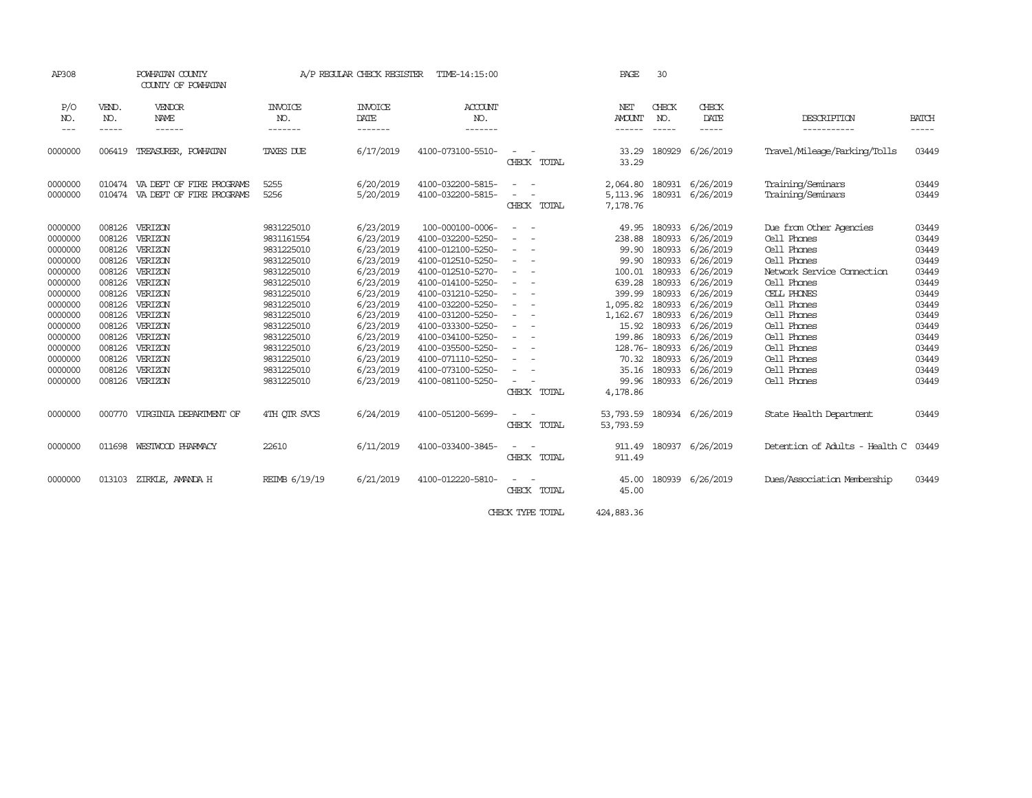AP308 POWHATAN COUNTY A/P REGULAR CHECK REGISTER TIME-14:15:00 PAGE 30

COUNTY OF POWHATAN

| P/O NO. | VEND. NO. | VENDOR NAME | INVOICE NO. | INVOICE DATE | ACCOUNT NO. | | NET AMOUNT | CHECK NO. | CHECK DATE | DESCRIPTION | BATCH |
|---|---|---|---|---|---|---|---|---|---|---|---|
| 0000000 | 006419 | TREASURER, POWHATAN | TAXES DUE | 6/17/2019 | 4100-073100-5510- | - - | 33.29 | 180929 | 6/26/2019 | Travel/Mileage/Parking/Tolls | 03449 |
| | | | | | | CHECK TOTAL | 33.29 | | | | |
| 0000000 | 010474 | VA DEPT OF FIRE PROGRAMS | 5255 | 6/20/2019 | 4100-032200-5815- | - - | 2,064.80 | 180931 | 6/26/2019 | Training/Seminars | 03449 |
| 0000000 | 010474 | VA DEPT OF FIRE PROGRAMS | 5256 | 5/20/2019 | 4100-032200-5815- | - - | 5,113.96 | 180931 | 6/26/2019 | Training/Seminars | 03449 |
| | | | | | | CHECK TOTAL | 7,178.76 | | | | |
| 0000000 | 008126 | VERIZON | 9831225010 | 6/23/2019 | 100-000100-0006- | - - | 49.95 | 180933 | 6/26/2019 | Due from Other Agencies | 03449 |
| 0000000 | 008126 | VERIZON | 9831161554 | 6/23/2019 | 4100-032200-5250- | - - | 238.88 | 180933 | 6/26/2019 | Cell Phones | 03449 |
| 0000000 | 008126 | VERIZON | 9831225010 | 6/23/2019 | 4100-012100-5250- | - - | 99.90 | 180933 | 6/26/2019 | Cell Phones | 03449 |
| 0000000 | 008126 | VERIZON | 9831225010 | 6/23/2019 | 4100-012510-5250- | - - | 99.90 | 180933 | 6/26/2019 | Cell Phones | 03449 |
| 0000000 | 008126 | VERIZON | 9831225010 | 6/23/2019 | 4100-012510-5270- | - - | 100.01 | 180933 | 6/26/2019 | Network Service Connection | 03449 |
| 0000000 | 008126 | VERIZON | 9831225010 | 6/23/2019 | 4100-014100-5250- | - - | 639.28 | 180933 | 6/26/2019 | Cell Phones | 03449 |
| 0000000 | 008126 | VERIZON | 9831225010 | 6/23/2019 | 4100-031210-5250- | - - | 399.99 | 180933 | 6/26/2019 | CELL PHONES | 03449 |
| 0000000 | 008126 | VERIZON | 9831225010 | 6/23/2019 | 4100-032200-5250- | - - | 1,095.82 | 180933 | 6/26/2019 | Cell Phones | 03449 |
| 0000000 | 008126 | VERIZON | 9831225010 | 6/23/2019 | 4100-031200-5250- | - - | 1,162.67 | 180933 | 6/26/2019 | Cell Phones | 03449 |
| 0000000 | 008126 | VERIZON | 9831225010 | 6/23/2019 | 4100-033300-5250- | - - | 15.92 | 180933 | 6/26/2019 | Cell Phones | 03449 |
| 0000000 | 008126 | VERIZON | 9831225010 | 6/23/2019 | 4100-034100-5250- | - - | 199.86 | 180933 | 6/26/2019 | Cell Phones | 03449 |
| 0000000 | 008126 | VERIZON | 9831225010 | 6/23/2019 | 4100-035500-5250- | - - | 128.76- | 180933 | 6/26/2019 | Cell Phones | 03449 |
| 0000000 | 008126 | VERIZON | 9831225010 | 6/23/2019 | 4100-071110-5250- | - - | 70.32 | 180933 | 6/26/2019 | Cell Phones | 03449 |
| 0000000 | 008126 | VERIZON | 9831225010 | 6/23/2019 | 4100-073100-5250- | - - | 35.16 | 180933 | 6/26/2019 | Cell Phones | 03449 |
| 0000000 | 008126 | VERIZON | 9831225010 | 6/23/2019 | 4100-081100-5250- | - - | 99.96 | 180933 | 6/26/2019 | Cell Phones | 03449 |
| | | | | | | CHECK TOTAL | 4,178.86 | | | | |
| 0000000 | 000770 | VIRGINIA DEPARTMENT OF | 4TH QTR SVCS | 6/24/2019 | 4100-051200-5699- | - - | 53,793.59 | 180934 | 6/26/2019 | State Health Department | 03449 |
| | | | | | | CHECK TOTAL | 53,793.59 | | | | |
| 0000000 | 011698 | WESTWOOD PHARMACY | 22610 | 6/11/2019 | 4100-033400-3845- | - - | 911.49 | 180937 | 6/26/2019 | Detention of Adults - Health C | 03449 |
| | | | | | | CHECK TOTAL | 911.49 | | | | |
| 0000000 | 013103 | ZIRKLE, AMANDA H | REIMB 6/19/19 | 6/21/2019 | 4100-012220-5810- | - - | 45.00 | 180939 | 6/26/2019 | Dues/Association Membership | 03449 |
| | | | | | | CHECK TOTAL | 45.00 | | | | |
| | | | | | | CHECK TYPE TOTAL | 424,883.36 | | | | |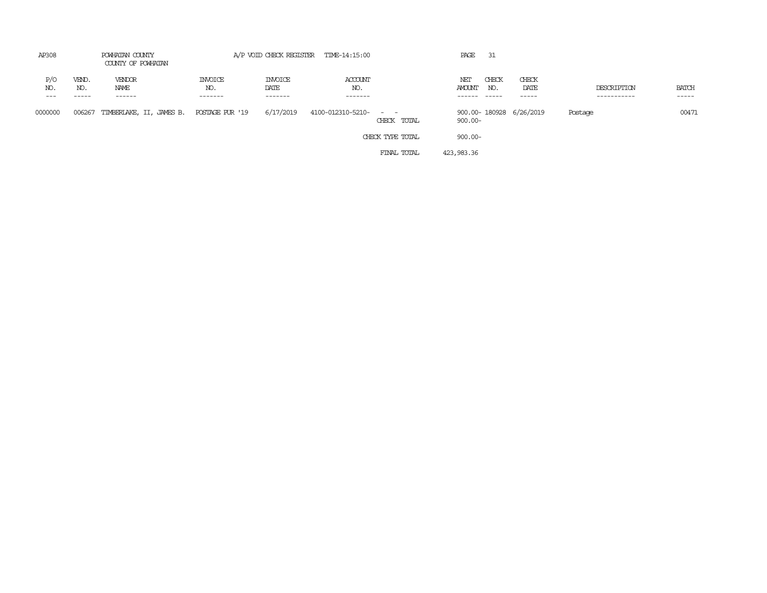AP308 POWHATAN COUNTY A/P VOID CHECK REGISTER TIME-14:15:00

COUNTY OF POWHATAN

| P/O NO. | VEND. NO. | VENDOR NAME | INVOICE NO. | INVOICE DATE | ACCOUNT NO. | | NET AMOUNT | CHECK NO. | CHECK DATE | DESCRIPTION | BATCH |
|---|---|---|---|---|---|---|---|---|---|---|---|
| 0000000 | 006267 | TIMBERLAKE, II, JAMES B. | POSTAGE PUR '19 | 6/17/2019 | 4100-012310-5210- | - - | 900.00- | 180928 | 6/26/2019 | Postage | 00471 |
| | | | | | | CHECK TOTAL | 900.00- | | | | |
| | | | | | | CHECK TYPE TOTAL | 900.00- | | | | |
| | | | | | | FINAL TOTAL | 423,983.36 | | | | |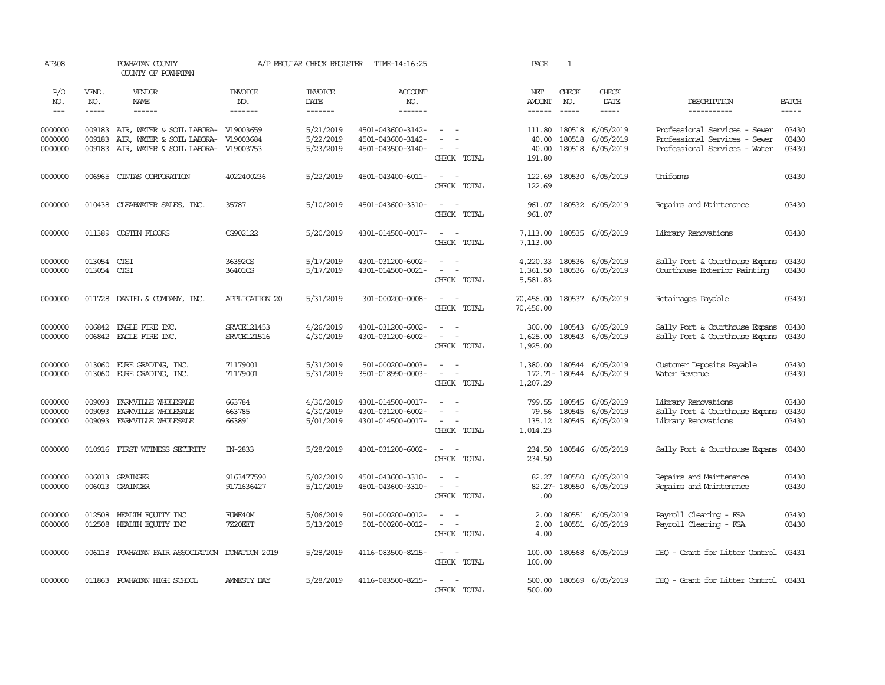AP308 POWHATAN COUNTY A/P REGULAR CHECK REGISTER TIME-14:16:25 PAGE 1

COUNTY OF POWHATAN

| P/O NO. | VEND. NO. | VENDOR NAME | INVOICE NO. | INVOICE DATE | ACCOUNT NO. | | NET AMOUNT | CHECK NO. | CHECK DATE | DESCRIPTION | BATCH |
|---|---|---|---|---|---|---|---|---|---|---|---|
| 0000000 | 009183 | AIR, WATER & SOIL LABORA- | V19003659 | 5/21/2019 | 4501-043600-3142- | - - | 111.80 | 180518 | 6/05/2019 | Professional Services - Sewer | 03430 |
| 0000000 | 009183 | AIR, WATER & SOIL LABORA- | V19003684 | 5/22/2019 | 4501-043600-3142- | - - | 40.00 | 180518 | 6/05/2019 | Professional Services - Sewer | 03430 |
| 0000000 | 009183 | AIR, WATER & SOIL LABORA- | V19003753 | 5/23/2019 | 4501-043500-3140- | - - | 40.00 | 180518 | 6/05/2019 | Professional Services - Water | 03430 |
| | | | | | | CHECK TOTAL | 191.80 | | | | |
| 0000000 | 006965 | CINTAS CORPORATION | 4022400236 | 5/22/2019 | 4501-043400-6011- | - - | 122.69 | 180530 | 6/05/2019 | Uniforms | 03430 |
| | | | | | | CHECK TOTAL | 122.69 | | | | |
| 0000000 | 010438 | CLEARWATER SALES, INC. | 35787 | 5/10/2019 | 4501-043600-3310- | - - | 961.07 | 180532 | 6/05/2019 | Repairs and Maintenance | 03430 |
| | | | | | | CHECK TOTAL | 961.07 | | | | |
| 0000000 | 011389 | COSTEN FLOORS | CG902122 | 5/20/2019 | 4301-014500-0017- | - - | 7,113.00 | 180535 | 6/05/2019 | Library Renovations | 03430 |
| | | | | | | CHECK TOTAL | 7,113.00 | | | | |
| 0000000 | 013054 | CTSI | 36392CS | 5/17/2019 | 4301-031200-6002- | - - | 4,220.33 | 180536 | 6/05/2019 | Sally Port & Courthouse Expans | 03430 |
| 0000000 | 013054 | CTSI | 36401CS | 5/17/2019 | 4301-014500-0021- | - - | 1,361.50 | 180536 | 6/05/2019 | Courthouse Exterior Painting | 03430 |
| | | | | | | CHECK TOTAL | 5,581.83 | | | | |
| 0000000 | 011728 | DANIEL & COMPANY, INC. | APPLICATION 20 | 5/31/2019 | 301-000200-0008- | - - | 70,456.00 | 180537 | 6/05/2019 | Retainages Payable | 03430 |
| | | | | | | CHECK TOTAL | 70,456.00 | | | | |
| 0000000 | 006842 | EAGLE FIRE INC. | SRVCE121453 | 4/26/2019 | 4301-031200-6002- | - - | 300.00 | 180543 | 6/05/2019 | Sally Port & Courthouse Expans | 03430 |
| 0000000 | 006842 | EAGLE FIRE INC. | SRVCE121516 | 4/30/2019 | 4301-031200-6002- | - - | 1,625.00 | 180543 | 6/05/2019 | Sally Port & Courthouse Expans | 03430 |
| | | | | | | CHECK TOTAL | 1,925.00 | | | | |
| 0000000 | 013060 | EURE GRADING, INC. | 71179001 | 5/31/2019 | 501-000200-0003- | - - | 1,380.00 | 180544 | 6/05/2019 | Customer Deposits Payable | 03430 |
| 0000000 | 013060 | EURE GRADING, INC. | 71179001 | 5/31/2019 | 3501-018990-0003- | - - | 172.71- | 180544 | 6/05/2019 | Water Revenue | 03430 |
| | | | | | | CHECK TOTAL | 1,207.29 | | | | |
| 0000000 | 009093 | FARMVILLE WHOLESALE | 663784 | 4/30/2019 | 4301-014500-0017- | - - | 799.55 | 180545 | 6/05/2019 | Library Renovations | 03430 |
| 0000000 | 009093 | FARMVILLE WHOLESALE | 663785 | 4/30/2019 | 4301-031200-6002- | - - | 79.56 | 180545 | 6/05/2019 | Sally Port & Courthouse Expans | 03430 |
| 0000000 | 009093 | FARMVILLE WHOLESALE | 663891 | 5/01/2019 | 4301-014500-0017- | - - | 135.12 | 180545 | 6/05/2019 | Library Renovations | 03430 |
| | | | | | | CHECK TOTAL | 1,014.23 | | | | |
| 0000000 | 010916 | FIRST WITNESS SECURITY | IN-2833 | 5/28/2019 | 4301-031200-6002- | - - | 234.50 | 180546 | 6/05/2019 | Sally Port & Courthouse Expans | 03430 |
| | | | | | | CHECK TOTAL | 234.50 | | | | |
| 0000000 | 006013 | GRAINGER | 9163477590 | 5/02/2019 | 4501-043600-3310- | - - | 82.27 | 180550 | 6/05/2019 | Repairs and Maintenance | 03430 |
| 0000000 | 006013 | GRAINGER | 9171636427 | 5/10/2019 | 4501-043600-3310- | - - | 82.27- | 180550 | 6/05/2019 | Repairs and Maintenance | 03430 |
| | | | | | | CHECK TOTAL | .00 | | | | |
| 0000000 | 012508 | HEALTH EQUITY INC | FUWE40M | 5/06/2019 | 501-000200-0012- | - - | 2.00 | 180551 | 6/05/2019 | Payroll Clearing - FSA | 03430 |
| 0000000 | 012508 | HEALTH EQUITY INC | 7Z20EET | 5/13/2019 | 501-000200-0012- | - - | 2.00 | 180551 | 6/05/2019 | Payroll Clearing - FSA | 03430 |
| | | | | | | CHECK TOTAL | 4.00 | | | | |
| 0000000 | 006118 | POWHATAN FAIR ASSOCIATION | DONATION 2019 | 5/28/2019 | 4116-083500-8215- | - - | 100.00 | 180568 | 6/05/2019 | DEQ - Grant for Litter Control | 03431 |
| | | | | | | CHECK TOTAL | 100.00 | | | | |
| 0000000 | 011863 | POWHATAN HIGH SCHOOL | AMNESTY DAY | 5/28/2019 | 4116-083500-8215- | - - | 500.00 | 180569 | 6/05/2019 | DEQ - Grant for Litter Control | 03431 |
| | | | | | | CHECK TOTAL | 500.00 | | | | |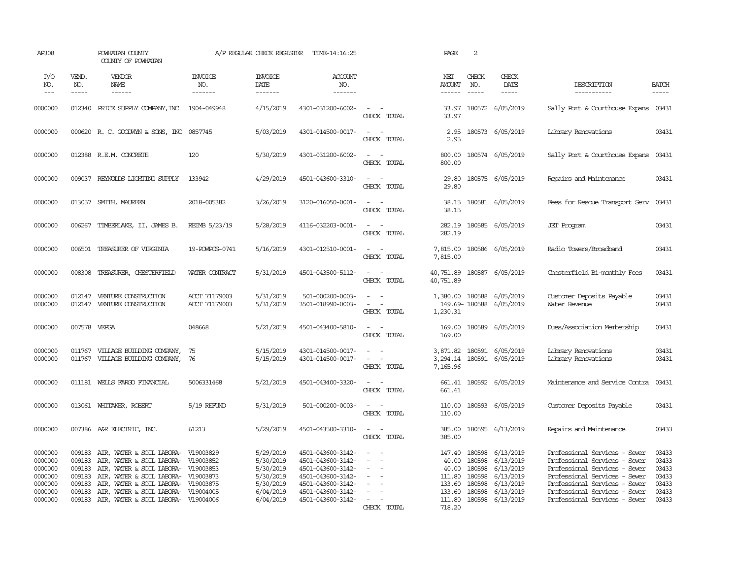AP308 POWHATAN COUNTY A/P REGULAR CHECK REGISTER TIME-14:16:25 PAGE 2
COUNTY OF POWHATAN

| P/O NO. | VEND. NO. | VENDOR NAME | INVOICE NO. | INVOICE DATE | ACCOUNT NO. | | NET AMOUNT | CHECK NO. | CHECK DATE | DESCRIPTION | BATCH |
|---|---|---|---|---|---|---|---|---|---|---|---|
| 0000000 | 012340 | PRICE SUPPLY COMPANY, INC | 1904-049948 | 4/15/2019 | 4301-031200-6002- | - - | 33.97 | 180572 | 6/05/2019 | Sally Port & Courthouse Expans | 03431 |
| | | | | | | CHECK TOTAL | 33.97 | | | | |
| 0000000 | 000620 | R. C. GOODWYN & SONS, INC | 0857745 | 5/03/2019 | 4301-014500-0017- | - - | 2.95 | 180573 | 6/05/2019 | Library Renovations | 03431 |
| | | | | | | CHECK TOTAL | 2.95 | | | | |
| 0000000 | 012388 | R.E.M. CONCRETE | 120 | 5/30/2019 | 4301-031200-6002- | - - | 800.00 | 180574 | 6/05/2019 | Sally Port & Courthouse Expans | 03431 |
| | | | | | | CHECK TOTAL | 800.00 | | | | |
| 0000000 | 009037 | REYNOLDS LIGHTING SUPPLY | 133942 | 4/29/2019 | 4501-043600-3310- | - - | 29.80 | 180575 | 6/05/2019 | Repairs and Maintenance | 03431 |
| | | | | | | CHECK TOTAL | 29.80 | | | | |
| 0000000 | 013057 | SMITH, MAUREEN | 2018-005382 | 3/26/2019 | 3120-016050-0001- | - - | 38.15 | 180581 | 6/05/2019 | Fees for Rescue Transport Serv | 03431 |
| | | | | | | CHECK TOTAL | 38.15 | | | | |
| 0000000 | 006267 | TIMBERLAKE, II, JAMES B. | REIMB 5/23/19 | 5/28/2019 | 4116-032203-0001- | - - | 282.19 | 180585 | 6/05/2019 | JET Program | 03431 |
| | | | | | | CHECK TOTAL | 282.19 | | | | |
| 0000000 | 006501 | TREASURER OF VIRGINIA | 19-POWPCS-0741 | 5/16/2019 | 4301-012510-0001- | - - | 7,815.00 | 180586 | 6/05/2019 | Radio Towers/Broadband | 03431 |
| | | | | | | CHECK TOTAL | 7,815.00 | | | | |
| 0000000 | 008308 | TREASURER, CHESTERFIELD | WATER CONTRACT | 5/31/2019 | 4501-043500-5112- | - - | 40,751.89 | 180587 | 6/05/2019 | Chesterfield Bi-monthly Fees | 03431 |
| | | | | | | CHECK TOTAL | 40,751.89 | | | | |
| 0000000 | 012147 | VENTURE CONSTRUCTION | ACCT 71179003 | 5/31/2019 | 501-000200-0003- | - - | 1,380.00 | 180588 | 6/05/2019 | Customer Deposits Payable | 03431 |
| 0000000 | 012147 | VENTURE CONSTRUCTION | ACCT 71179003 | 5/31/2019 | 3501-018990-0003- | - - | 149.69- | 180588 | 6/05/2019 | Water Revenue | 03431 |
| | | | | | | CHECK TOTAL | 1,230.31 | | | | |
| 0000000 | 007578 | VEPGA | 048668 | 5/21/2019 | 4501-043400-5810- | - - | 169.00 | 180589 | 6/05/2019 | Dues/Association Membership | 03431 |
| | | | | | | CHECK TOTAL | 169.00 | | | | |
| 0000000 | 011767 | VILLAGE BUILDING COMPANY, | 75 | 5/15/2019 | 4301-014500-0017- | - - | 3,871.82 | 180591 | 6/05/2019 | Library Renovations | 03431 |
| 0000000 | 011767 | VILLAGE BUILDING COMPANY, | 76 | 5/15/2019 | 4301-014500-0017- | - - | 3,294.14 | 180591 | 6/05/2019 | Library Renovations | 03431 |
| | | | | | | CHECK TOTAL | 7,165.96 | | | | |
| 0000000 | 011181 | WELLS FARGO FINANCIAL | 5006331468 | 5/21/2019 | 4501-043400-3320- | - - | 661.41 | 180592 | 6/05/2019 | Maintenance and Service Contra | 03431 |
| | | | | | | CHECK TOTAL | 661.41 | | | | |
| 0000000 | 013061 | WHITAKER, ROBERT | 5/19 REFUND | 5/31/2019 | 501-000200-0003- | - - | 110.00 | 180593 | 6/05/2019 | Customer Deposits Payable | 03431 |
| | | | | | | CHECK TOTAL | 110.00 | | | | |
| 0000000 | 007386 | A&R ELECTRIC, INC. | 61213 | 5/29/2019 | 4501-043500-3310- | - - | 385.00 | 180595 | 6/13/2019 | Repairs and Maintenance | 03433 |
| | | | | | | CHECK TOTAL | 385.00 | | | | |
| 0000000 | 009183 | AIR, WATER & SOIL LABORA- | V19003829 | 5/29/2019 | 4501-043600-3142- | - - | 147.40 | 180598 | 6/13/2019 | Professional Services - Sewer | 03433 |
| 0000000 | 009183 | AIR, WATER & SOIL LABORA- | V19003852 | 5/30/2019 | 4501-043600-3142- | - - | 40.00 | 180598 | 6/13/2019 | Professional Services - Sewer | 03433 |
| 0000000 | 009183 | AIR, WATER & SOIL LABORA- | V19003853 | 5/30/2019 | 4501-043600-3142- | - - | 40.00 | 180598 | 6/13/2019 | Professional Services - Sewer | 03433 |
| 0000000 | 009183 | AIR, WATER & SOIL LABORA- | V19003873 | 5/30/2019 | 4501-043600-3142- | - - | 111.80 | 180598 | 6/13/2019 | Professional Services - Sewer | 03433 |
| 0000000 | 009183 | AIR, WATER & SOIL LABORA- | V19003875 | 5/30/2019 | 4501-043600-3142- | - - | 133.60 | 180598 | 6/13/2019 | Professional Services - Sewer | 03433 |
| 0000000 | 009183 | AIR, WATER & SOIL LABORA- | V19004005 | 6/04/2019 | 4501-043600-3142- | - - | 133.60 | 180598 | 6/13/2019 | Professional Services - Sewer | 03433 |
| 0000000 | 009183 | AIR, WATER & SOIL LABORA- | V19004006 | 6/04/2019 | 4501-043600-3142- | - - | 111.80 | 180598 | 6/13/2019 | Professional Services - Sewer | 03433 |
| | | | | | | CHECK TOTAL | 718.20 | | | | |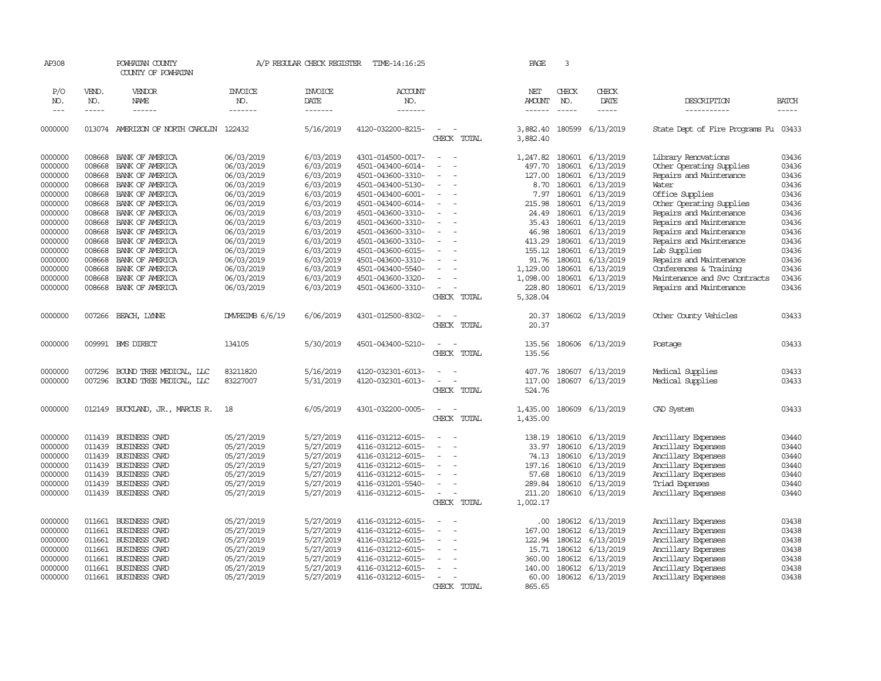AP308 POWHATAN COUNTY A/P REGULAR CHECK REGISTER TIME-14:16:25 PAGE 3

COUNTY OF POWHATAN

| P/O NO. | VEND. NO. | VENDOR NAME | INVOICE NO. | INVOICE DATE | ACCOUNT NO. | | NET AMOUNT | CHECK NO. | CHECK DATE | DESCRIPTION | BATCH |
|---|---|---|---|---|---|---|---|---|---|---|---|
| 0000000 | 013074 | AMERIZON OF NORTH CAROLIN | 122432 | 5/16/2019 | 4120-032200-8215- | - - | 3,882.40 | 180599 | 6/13/2019 | State Dept of Fire Programs Fu | 03433 |
| | | | | | | CHECK TOTAL | 3,882.40 | | | | |
| 0000000 | 008668 | BANK OF AMERICA | 06/03/2019 | 6/03/2019 | 4301-014500-0017- | - - | 1,247.82 | 180601 | 6/13/2019 | Library Renovations | 03436 |
| 0000000 | 008668 | BANK OF AMERICA | 06/03/2019 | 6/03/2019 | 4501-043400-6014- | - - | 497.70 | 180601 | 6/13/2019 | Other Operating Supplies | 03436 |
| 0000000 | 008668 | BANK OF AMERICA | 06/03/2019 | 6/03/2019 | 4501-043600-3310- | - - | 127.00 | 180601 | 6/13/2019 | Repairs and Maintenance | 03436 |
| 0000000 | 008668 | BANK OF AMERICA | 06/03/2019 | 6/03/2019 | 4501-043400-5130- | - - | 8.70 | 180601 | 6/13/2019 | Water | 03436 |
| 0000000 | 008668 | BANK OF AMERICA | 06/03/2019 | 6/03/2019 | 4501-043400-6001- | - - | 7.97 | 180601 | 6/13/2019 | Office Supplies | 03436 |
| 0000000 | 008668 | BANK OF AMERICA | 06/03/2019 | 6/03/2019 | 4501-043400-6014- | - - | 215.98 | 180601 | 6/13/2019 | Other Operating Supplies | 03436 |
| 0000000 | 008668 | BANK OF AMERICA | 06/03/2019 | 6/03/2019 | 4501-043600-3310- | - - | 24.49 | 180601 | 6/13/2019 | Repairs and Maintenance | 03436 |
| 0000000 | 008668 | BANK OF AMERICA | 06/03/2019 | 6/03/2019 | 4501-043600-3310- | - - | 35.43 | 180601 | 6/13/2019 | Repairs and Maintenance | 03436 |
| 0000000 | 008668 | BANK OF AMERICA | 06/03/2019 | 6/03/2019 | 4501-043600-3310- | - - | 46.98 | 180601 | 6/13/2019 | Repairs and Maintenance | 03436 |
| 0000000 | 008668 | BANK OF AMERICA | 06/03/2019 | 6/03/2019 | 4501-043600-3310- | - - | 413.29 | 180601 | 6/13/2019 | Repairs and Maintenance | 03436 |
| 0000000 | 008668 | BANK OF AMERICA | 06/03/2019 | 6/03/2019 | 4501-043600-6015- | - - | 155.12 | 180601 | 6/13/2019 | Lab Supplies | 03436 |
| 0000000 | 008668 | BANK OF AMERICA | 06/03/2019 | 6/03/2019 | 4501-043600-3310- | - - | 91.76 | 180601 | 6/13/2019 | Repairs and Maintenance | 03436 |
| 0000000 | 008668 | BANK OF AMERICA | 06/03/2019 | 6/03/2019 | 4501-043400-5540- | - - | 1,129.00 | 180601 | 6/13/2019 | Conferences & Training | 03436 |
| 0000000 | 008668 | BANK OF AMERICA | 06/03/2019 | 6/03/2019 | 4501-043600-3320- | - - | 1,098.00 | 180601 | 6/13/2019 | Maintenance and Svc Contracts | 03436 |
| 0000000 | 008668 | BANK OF AMERICA | 06/03/2019 | 6/03/2019 | 4501-043600-3310- | - - | 228.80 | 180601 | 6/13/2019 | Repairs and Maintenance | 03436 |
| | | | | | | CHECK TOTAL | 5,328.04 | | | | |
| 0000000 | 007266 | BEACH, LYNNE | DMVREIMB 6/6/19 | 6/06/2019 | 4301-012500-8302- | - - | 20.37 | 180602 | 6/13/2019 | Other County Vehicles | 03433 |
| | | | | | | CHECK TOTAL | 20.37 | | | | |
| 0000000 | 009991 | BMS DIRECT | 134105 | 5/30/2019 | 4501-043400-5210- | - - | 135.56 | 180606 | 6/13/2019 | Postage | 03433 |
| | | | | | | CHECK TOTAL | 135.56 | | | | |
| 0000000 | 007296 | BOUND TREE MEDICAL, LLC | 83211820 | 5/16/2019 | 4120-032301-6013- | - - | 407.76 | 180607 | 6/13/2019 | Medical Supplies | 03433 |
| 0000000 | 007296 | BOUND TREE MEDICAL, LLC | 83227007 | 5/31/2019 | 4120-032301-6013- | - - | 117.00 | 180607 | 6/13/2019 | Medical Supplies | 03433 |
| | | | | | | CHECK TOTAL | 524.76 | | | | |
| 0000000 | 012149 | BUCKLAND, JR., MARCUS R. | 18 | 6/05/2019 | 4301-032200-0005- | - - | 1,435.00 | 180609 | 6/13/2019 | CAD System | 03433 |
| | | | | | | CHECK TOTAL | 1,435.00 | | | | |
| 0000000 | 011439 | BUSINESS CARD | 05/27/2019 | 5/27/2019 | 4116-031212-6015- | - - | 138.19 | 180610 | 6/13/2019 | Ancillary Expenses | 03440 |
| 0000000 | 011439 | BUSINESS CARD | 05/27/2019 | 5/27/2019 | 4116-031212-6015- | - - | 33.97 | 180610 | 6/13/2019 | Ancillary Expenses | 03440 |
| 0000000 | 011439 | BUSINESS CARD | 05/27/2019 | 5/27/2019 | 4116-031212-6015- | - - | 74.13 | 180610 | 6/13/2019 | Ancillary Expenses | 03440 |
| 0000000 | 011439 | BUSINESS CARD | 05/27/2019 | 5/27/2019 | 4116-031212-6015- | - - | 197.16 | 180610 | 6/13/2019 | Ancillary Expenses | 03440 |
| 0000000 | 011439 | BUSINESS CARD | 05/27/2019 | 5/27/2019 | 4116-031212-6015- | - - | 57.68 | 180610 | 6/13/2019 | Ancillary Expenses | 03440 |
| 0000000 | 011439 | BUSINESS CARD | 05/27/2019 | 5/27/2019 | 4116-031201-5540- | - - | 289.84 | 180610 | 6/13/2019 | Triad Expenses | 03440 |
| 0000000 | 011439 | BUSINESS CARD | 05/27/2019 | 5/27/2019 | 4116-031212-6015- | - - | 211.20 | 180610 | 6/13/2019 | Ancillary Expenses | 03440 |
| | | | | | | CHECK TOTAL | 1,002.17 | | | | |
| 0000000 | 011661 | BUSINESS CARD | 05/27/2019 | 5/27/2019 | 4116-031212-6015- | - - | .00 | 180612 | 6/13/2019 | Ancillary Expenses | 03438 |
| 0000000 | 011661 | BUSINESS CARD | 05/27/2019 | 5/27/2019 | 4116-031212-6015- | - - | 167.00 | 180612 | 6/13/2019 | Ancillary Expenses | 03438 |
| 0000000 | 011661 | BUSINESS CARD | 05/27/2019 | 5/27/2019 | 4116-031212-6015- | - - | 122.94 | 180612 | 6/13/2019 | Ancillary Expenses | 03438 |
| 0000000 | 011661 | BUSINESS CARD | 05/27/2019 | 5/27/2019 | 4116-031212-6015- | - - | 15.71 | 180612 | 6/13/2019 | Ancillary Expenses | 03438 |
| 0000000 | 011661 | BUSINESS CARD | 05/27/2019 | 5/27/2019 | 4116-031212-6015- | - - | 360.00 | 180612 | 6/13/2019 | Ancillary Expenses | 03438 |
| 0000000 | 011661 | BUSINESS CARD | 05/27/2019 | 5/27/2019 | 4116-031212-6015- | - - | 140.00 | 180612 | 6/13/2019 | Ancillary Expenses | 03438 |
| 0000000 | 011661 | BUSINESS CARD | 05/27/2019 | 5/27/2019 | 4116-031212-6015- | - - | 60.00 | 180612 | 6/13/2019 | Ancillary Expenses | 03438 |
| | | | | | | CHECK TOTAL | 865.65 | | | | |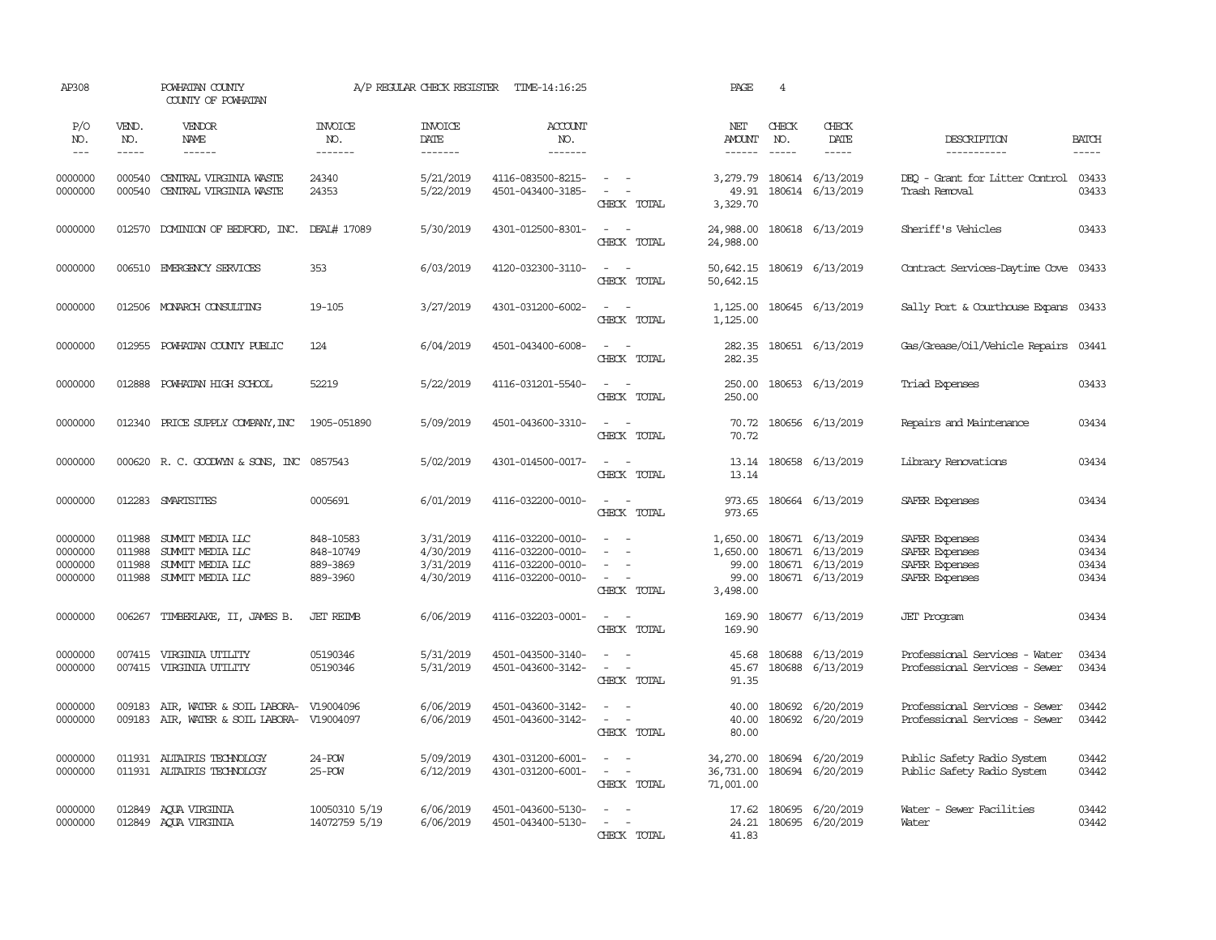AP308 POWHATAN COUNTY A/P REGULAR CHECK REGISTER TIME-14:16:25 PAGE 4

COUNTY OF POWHATAN

| P/O NO. | VEND. NO. | VENDOR NAME | INVOICE NO. | INVOICE DATE | ACCOUNT NO. | | NET AMOUNT | CHECK NO. | CHECK DATE | DESCRIPTION | BATCH |
|---|---|---|---|---|---|---|---|---|---|---|---|
| 0000000 | 000540 | CENTRAL VIRGINIA WASTE | 24340 | 5/21/2019 | 4116-083500-8215- | - - | 3,279.79 | 180614 | 6/13/2019 | DEQ - Grant for Litter Control | 03433 |
| 0000000 | 000540 | CENTRAL VIRGINIA WASTE | 24353 | 5/22/2019 | 4501-043400-3185- | - - | 49.91 | 180614 | 6/13/2019 | Trash Removal | 03433 |
| | | | | | | CHECK TOTAL | 3,329.70 | | | | |
| 0000000 | 012570 | DOMINION OF BEDFORD, INC. | DEAL# 17089 | 5/30/2019 | 4301-012500-8301- | - - | 24,988.00 | 180618 | 6/13/2019 | Sheriff's Vehicles | 03433 |
| | | | | | | CHECK TOTAL | 24,988.00 | | | | |
| 0000000 | 006510 | EMERGENCY SERVICES | 353 | 6/03/2019 | 4120-032300-3110- | - - | 50,642.15 | 180619 | 6/13/2019 | Contract Services-Daytime Cove | 03433 |
| | | | | | | CHECK TOTAL | 50,642.15 | | | | |
| 0000000 | 012506 | MONARCH CONSULTING | 19-105 | 3/27/2019 | 4301-031200-6002- | - - | 1,125.00 | 180645 | 6/13/2019 | Sally Port & Courthouse Expans | 03433 |
| | | | | | | CHECK TOTAL | 1,125.00 | | | | |
| 0000000 | 012955 | POWHATAN COUNTY PUBLIC | 124 | 6/04/2019 | 4501-043400-6008- | - - | 282.35 | 180651 | 6/13/2019 | Gas/Grease/Oil/Vehicle Repairs | 03441 |
| | | | | | | CHECK TOTAL | 282.35 | | | | |
| 0000000 | 012888 | POWHATAN HIGH SCHOOL | 52219 | 5/22/2019 | 4116-031201-5540- | - - | 250.00 | 180653 | 6/13/2019 | Triad Expenses | 03433 |
| | | | | | | CHECK TOTAL | 250.00 | | | | |
| 0000000 | 012340 | PRICE SUPPLY COMPANY,INC | 1905-051890 | 5/09/2019 | 4501-043600-3310- | - - | 70.72 | 180656 | 6/13/2019 | Repairs and Maintenance | 03434 |
| | | | | | | CHECK TOTAL | 70.72 | | | | |
| 0000000 | 000620 | R. C. GOODWYN & SONS, INC | 0857543 | 5/02/2019 | 4301-014500-0017- | - - | 13.14 | 180658 | 6/13/2019 | Library Renovations | 03434 |
| | | | | | | CHECK TOTAL | 13.14 | | | | |
| 0000000 | 012283 | SMARTSITES | 0005691 | 6/01/2019 | 4116-032200-0010- | - - | 973.65 | 180664 | 6/13/2019 | SAFER Expenses | 03434 |
| | | | | | | CHECK TOTAL | 973.65 | | | | |
| 0000000 | 011988 | SUMMIT MEDIA LLC | 848-10583 | 3/31/2019 | 4116-032200-0010- | - - | 1,650.00 | 180671 | 6/13/2019 | SAFER Expenses | 03434 |
| 0000000 | 011988 | SUMMIT MEDIA LLC | 848-10749 | 4/30/2019 | 4116-032200-0010- | - - | 1,650.00 | 180671 | 6/13/2019 | SAFER Expenses | 03434 |
| 0000000 | 011988 | SUMMIT MEDIA LLC | 889-3869 | 3/31/2019 | 4116-032200-0010- | - - | 99.00 | 180671 | 6/13/2019 | SAFER Expenses | 03434 |
| 0000000 | 011988 | SUMMIT MEDIA LLC | 889-3960 | 4/30/2019 | 4116-032200-0010- | - - | 99.00 | 180671 | 6/13/2019 | SAFER Expenses | 03434 |
| | | | | | | CHECK TOTAL | 3,498.00 | | | | |
| 0000000 | 006267 | TIMBERLAKE, II, JAMES B. | JET REIMB | 6/06/2019 | 4116-032203-0001- | - - | 169.90 | 180677 | 6/13/2019 | JET Program | 03434 |
| | | | | | | CHECK TOTAL | 169.90 | | | | |
| 0000000 | 007415 | VIRGINIA UTILITY | 05190346 | 5/31/2019 | 4501-043500-3140- | - - | 45.68 | 180688 | 6/13/2019 | Professional Services - Water | 03434 |
| 0000000 | 007415 | VIRGINIA UTILITY | 05190346 | 5/31/2019 | 4501-043600-3142- | - - | 45.67 | 180688 | 6/13/2019 | Professional Services - Sewer | 03434 |
| | | | | | | CHECK TOTAL | 91.35 | | | | |
| 0000000 | 009183 | AIR, WATER & SOIL LABORA- | V19004096 | 6/06/2019 | 4501-043600-3142- | - - | 40.00 | 180692 | 6/20/2019 | Professional Services - Sewer | 03442 |
| 0000000 | 009183 | AIR, WATER & SOIL LABORA- | V19004097 | 6/06/2019 | 4501-043600-3142- | - - | 40.00 | 180692 | 6/20/2019 | Professional Services - Sewer | 03442 |
| | | | | | | CHECK TOTAL | 80.00 | | | | |
| 0000000 | 011931 | ALTAIRIS TECHNOLOGY | 24-POW | 5/09/2019 | 4301-031200-6001- | - - | 34,270.00 | 180694 | 6/20/2019 | Public Safety Radio System | 03442 |
| 0000000 | 011931 | ALTAIRIS TECHNOLOGY | 25-POW | 6/12/2019 | 4301-031200-6001- | - - | 36,731.00 | 180694 | 6/20/2019 | Public Safety Radio System | 03442 |
| | | | | | | CHECK TOTAL | 71,001.00 | | | | |
| 0000000 | 012849 | AQUA VIRGINIA | 10050310 5/19 | 6/06/2019 | 4501-043600-5130- | - - | 17.62 | 180695 | 6/20/2019 | Water - Sewer Facilities | 03442 |
| 0000000 | 012849 | AQUA VIRGINIA | 14072759 5/19 | 6/06/2019 | 4501-043400-5130- | - - | 24.21 | 180695 | 6/20/2019 | Water | 03442 |
| | | | | | | CHECK TOTAL | 41.83 | | | | |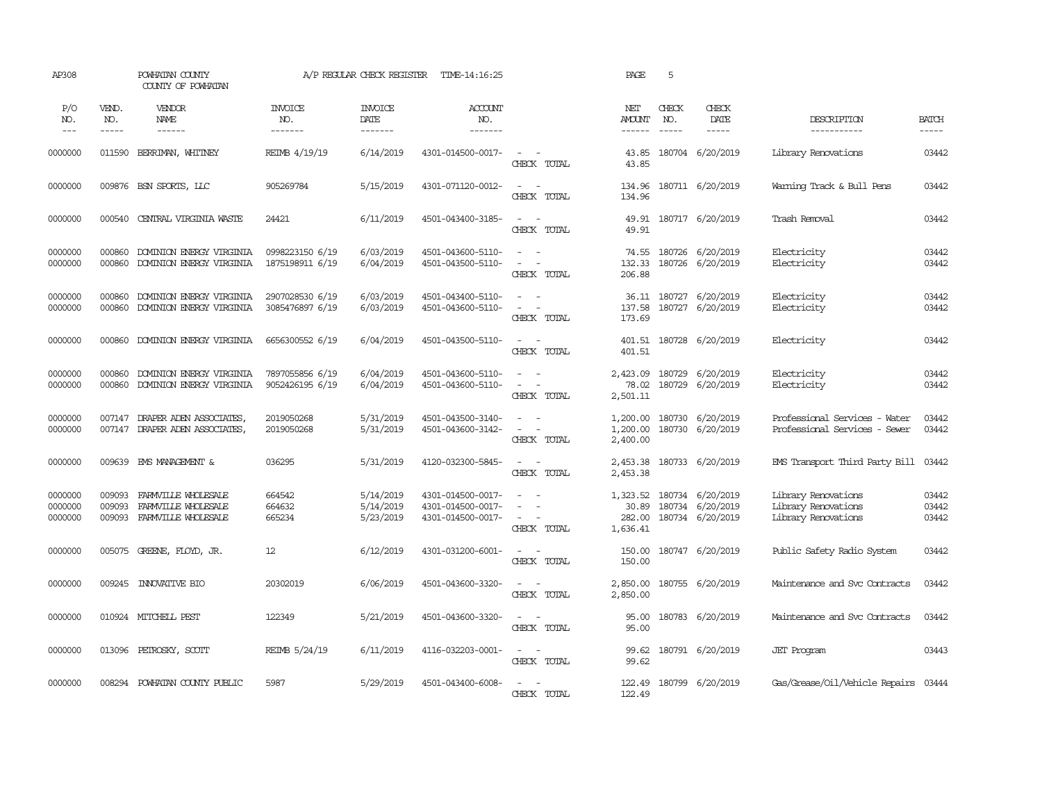AP308 POWHATAN COUNTY A/P REGULAR CHECK REGISTER TIME-14:16:25 PAGE 5
COUNTY OF POWHATAN

| P/O NO. | VEND. NO. | VENDOR NAME | INVOICE NO. | INVOICE DATE | ACCOUNT NO. | | NET AMOUNT | CHECK NO. | CHECK DATE | DESCRIPTION | BATCH |
|---|---|---|---|---|---|---|---|---|---|---|---|
| 0000000 | 011590 | BERRIMAN, WHITNEY | REIMB 4/19/19 | 6/14/2019 | 4301-014500-0017- | - - | 43.85 | 180704 | 6/20/2019 | Library Renovations | 03442 |
| | | | | | | CHECK TOTAL | 43.85 | | | | |
| 0000000 | 009876 | BSN SPORTS, LLC | 905269784 | 5/15/2019 | 4301-071120-0012- | - - | 134.96 | 180711 | 6/20/2019 | Warning Track & Bull Pens | 03442 |
| | | | | | | CHECK TOTAL | 134.96 | | | | |
| 0000000 | 000540 | CENTRAL VIRGINIA WASTE | 24421 | 6/11/2019 | 4501-043400-3185- | - - | 49.91 | 180717 | 6/20/2019 | Trash Removal | 03442 |
| | | | | | | CHECK TOTAL | 49.91 | | | | |
| 0000000 | 000860 | DOMINION ENERGY VIRGINIA | 0998223150 6/19 | 6/03/2019 | 4501-043600-5110- | - - | 74.55 | 180726 | 6/20/2019 | Electricity | 03442 |
| 0000000 | 000860 | DOMINION ENERGY VIRGINIA | 1875198911 6/19 | 6/04/2019 | 4501-043500-5110- | - - | 132.33 | 180726 | 6/20/2019 | Electricity | 03442 |
| | | | | | | CHECK TOTAL | 206.88 | | | | |
| 0000000 | 000860 | DOMINION ENERGY VIRGINIA | 2907028530 6/19 | 6/03/2019 | 4501-043400-5110- | - - | 36.11 | 180727 | 6/20/2019 | Electricity | 03442 |
| 0000000 | 000860 | DOMINION ENERGY VIRGINIA | 3085476897 6/19 | 6/03/2019 | 4501-043600-5110- | - - | 137.58 | 180727 | 6/20/2019 | Electricity | 03442 |
| | | | | | | CHECK TOTAL | 173.69 | | | | |
| 0000000 | 000860 | DOMINION ENERGY VIRGINIA | 6656300552 6/19 | 6/04/2019 | 4501-043500-5110- | - - | 401.51 | 180728 | 6/20/2019 | Electricity | 03442 |
| | | | | | | CHECK TOTAL | 401.51 | | | | |
| 0000000 | 000860 | DOMINION ENERGY VIRGINIA | 7897055856 6/19 | 6/04/2019 | 4501-043600-5110- | - - | 2,423.09 | 180729 | 6/20/2019 | Electricity | 03442 |
| 0000000 | 000860 | DOMINION ENERGY VIRGINIA | 9052426195 6/19 | 6/04/2019 | 4501-043600-5110- | - - | 78.02 | 180729 | 6/20/2019 | Electricity | 03442 |
| | | | | | | CHECK TOTAL | 2,501.11 | | | | |
| 0000000 | 007147 | DRAPER ADEN ASSOCIATES, | 2019050268 | 5/31/2019 | 4501-043500-3140- | - - | 1,200.00 | 180730 | 6/20/2019 | Professional Services - Water | 03442 |
| 0000000 | 007147 | DRAPER ADEN ASSOCIATES, | 2019050268 | 5/31/2019 | 4501-043600-3142- | - - | 1,200.00 | 180730 | 6/20/2019 | Professional Services - Sewer | 03442 |
| | | | | | | CHECK TOTAL | 2,400.00 | | | | |
| 0000000 | 009639 | EMS MANAGEMENT & | 036295 | 5/31/2019 | 4120-032300-5845- | - - | 2,453.38 | 180733 | 6/20/2019 | EMS Transport Third Party Bill | 03442 |
| | | | | | | CHECK TOTAL | 2,453.38 | | | | |
| 0000000 | 009093 | FARMVILLE WHOLESALE | 664542 | 5/14/2019 | 4301-014500-0017- | - - | 1,323.52 | 180734 | 6/20/2019 | Library Renovations | 03442 |
| 0000000 | 009093 | FARMVILLE WHOLESALE | 664632 | 5/14/2019 | 4301-014500-0017- | - - | 30.89 | 180734 | 6/20/2019 | Library Renovations | 03442 |
| 0000000 | 009093 | FARMVILLE WHOLESALE | 665234 | 5/23/2019 | 4301-014500-0017- | - - | 282.00 | 180734 | 6/20/2019 | Library Renovations | 03442 |
| | | | | | | CHECK TOTAL | 1,636.41 | | | | |
| 0000000 | 005075 | GREENE, FLOYD, JR. | 12 | 6/12/2019 | 4301-031200-6001- | - - | 150.00 | 180747 | 6/20/2019 | Public Safety Radio System | 03442 |
| | | | | | | CHECK TOTAL | 150.00 | | | | |
| 0000000 | 009245 | INNOVATIVE BIO | 20302019 | 6/06/2019 | 4501-043600-3320- | - - | 2,850.00 | 180755 | 6/20/2019 | Maintenance and Svc Contracts | 03442 |
| | | | | | | CHECK TOTAL | 2,850.00 | | | | |
| 0000000 | 010924 | MITCHELL PEST | 122349 | 5/21/2019 | 4501-043600-3320- | - - | 95.00 | 180783 | 6/20/2019 | Maintenance and Svc Contracts | 03442 |
| | | | | | | CHECK TOTAL | 95.00 | | | | |
| 0000000 | 013096 | PETROSKY, SCOTT | REIMB 5/24/19 | 6/11/2019 | 4116-032203-0001- | - - | 99.62 | 180791 | 6/20/2019 | JET Program | 03443 |
| | | | | | | CHECK TOTAL | 99.62 | | | | |
| 0000000 | 008294 | POWHATAN COUNTY PUBLIC | 5987 | 5/29/2019 | 4501-043400-6008- | - - | 122.49 | 180799 | 6/20/2019 | Gas/Grease/Oil/Vehicle Repairs | 03444 |
| | | | | | | CHECK TOTAL | 122.49 | | | | |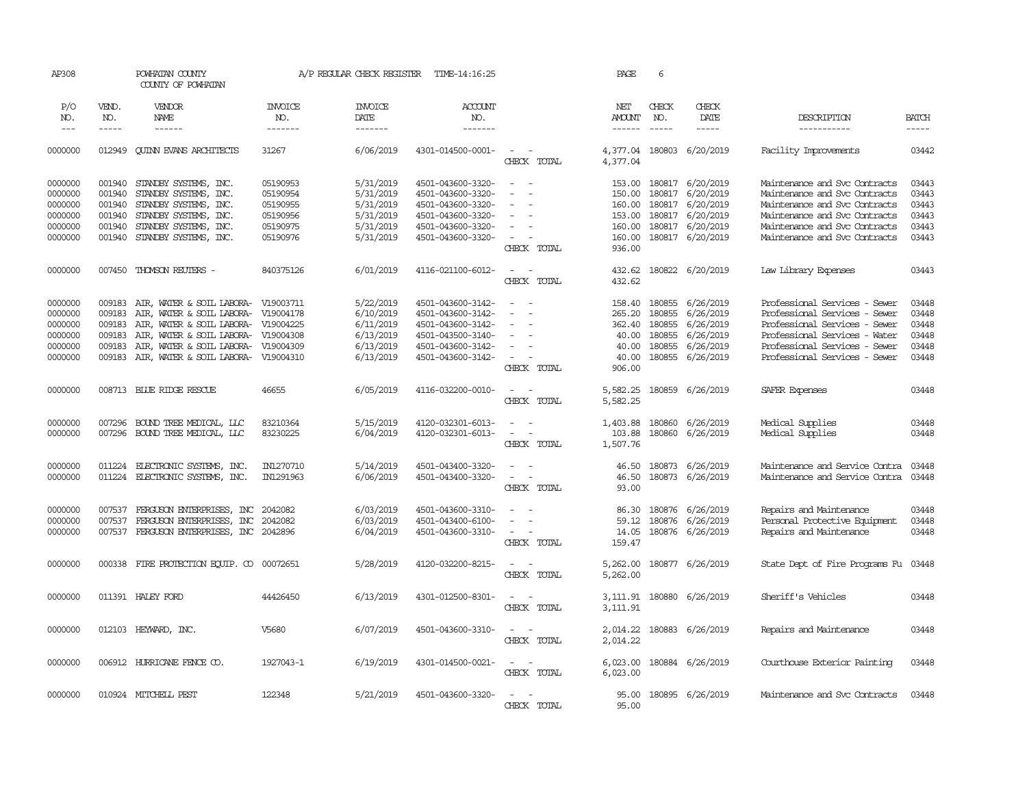AP308 POWHATAN COUNTY A/P REGULAR CHECK REGISTER TIME-14:16:25 PAGE 6

COUNTY OF POWHATAN

| P/O NO. | VEND. NO. | VENDOR NAME | INVOICE NO. | INVOICE DATE | ACCOUNT NO. | | NET AMOUNT | CHECK NO. | CHECK DATE | DESCRIPTION | BATCH |
|---|---|---|---|---|---|---|---|---|---|---|---|
| --- | ----- | ------ | ------- | ------- | ------- | | ------ | ----- | ----- | ----------- | ----- |
| 0000000 | 012949 | QUINN EVANS ARCHITECTS | 31267 | 6/06/2019 | 4301-014500-0001- | - - | 4,377.04 | 180803 | 6/20/2019 | Facility Improvements | 03442 |
| | | | | | | CHECK TOTAL | 4,377.04 | | | | |
| 0000000 | 001940 | STANDBY SYSTEMS, INC. | 05190953 | 5/31/2019 | 4501-043600-3320- | - - | 153.00 | 180817 | 6/20/2019 | Maintenance and Svc Contracts | 03443 |
| 0000000 | 001940 | STANDBY SYSTEMS, INC. | 05190954 | 5/31/2019 | 4501-043600-3320- | - - | 150.00 | 180817 | 6/20/2019 | Maintenance and Svc Contracts | 03443 |
| 0000000 | 001940 | STANDBY SYSTEMS, INC. | 05190955 | 5/31/2019 | 4501-043600-3320- | - - | 160.00 | 180817 | 6/20/2019 | Maintenance and Svc Contracts | 03443 |
| 0000000 | 001940 | STANDBY SYSTEMS, INC. | 05190956 | 5/31/2019 | 4501-043600-3320- | - - | 153.00 | 180817 | 6/20/2019 | Maintenance and Svc Contracts | 03443 |
| 0000000 | 001940 | STANDBY SYSTEMS, INC. | 05190975 | 5/31/2019 | 4501-043600-3320- | - - | 160.00 | 180817 | 6/20/2019 | Maintenance and Svc Contracts | 03443 |
| 0000000 | 001940 | STANDBY SYSTEMS, INC. | 05190976 | 5/31/2019 | 4501-043600-3320- | - - | 160.00 | 180817 | 6/20/2019 | Maintenance and Svc Contracts | 03443 |
| | | | | | | CHECK TOTAL | 936.00 | | | | |
| 0000000 | 007450 | THOMSON REUTERS - | 840375126 | 6/01/2019 | 4116-021100-6012- | - - | 432.62 | 180822 | 6/20/2019 | Law Library Expenses | 03443 |
| | | | | | | CHECK TOTAL | 432.62 | | | | |
| 0000000 | 009183 | AIR, WATER & SOIL LABORA- | V19003711 | 5/22/2019 | 4501-043600-3142- | - - | 158.40 | 180855 | 6/26/2019 | Professional Services - Sewer | 03448 |
| 0000000 | 009183 | AIR, WATER & SOIL LABORA- | V19004178 | 6/10/2019 | 4501-043600-3142- | - - | 265.20 | 180855 | 6/26/2019 | Professional Services - Sewer | 03448 |
| 0000000 | 009183 | AIR, WATER & SOIL LABORA- | V19004225 | 6/11/2019 | 4501-043600-3142- | - - | 362.40 | 180855 | 6/26/2019 | Professional Services - Sewer | 03448 |
| 0000000 | 009183 | AIR, WATER & SOIL LABORA- | V19004308 | 6/13/2019 | 4501-043500-3140- | - - | 40.00 | 180855 | 6/26/2019 | Professional Services - Water | 03448 |
| 0000000 | 009183 | AIR, WATER & SOIL LABORA- | V19004309 | 6/13/2019 | 4501-043600-3142- | - - | 40.00 | 180855 | 6/26/2019 | Professional Services - Sewer | 03448 |
| 0000000 | 009183 | AIR, WATER & SOIL LABORA- | V19004310 | 6/13/2019 | 4501-043600-3142- | - - | 40.00 | 180855 | 6/26/2019 | Professional Services - Sewer | 03448 |
| | | | | | | CHECK TOTAL | 906.00 | | | | |
| 0000000 | 008713 | BLUE RIDGE RESCUE | 46655 | 6/05/2019 | 4116-032200-0010- | - - | 5,582.25 | 180859 | 6/26/2019 | SAFER Expenses | 03448 |
| | | | | | | CHECK TOTAL | 5,582.25 | | | | |
| 0000000 | 007296 | BOUND TREE MEDICAL, LLC | 83210364 | 5/15/2019 | 4120-032301-6013- | - - | 1,403.88 | 180860 | 6/26/2019 | Medical Supplies | 03448 |
| 0000000 | 007296 | BOUND TREE MEDICAL, LLC | 83230225 | 6/04/2019 | 4120-032301-6013- | - - | 103.88 | 180860 | 6/26/2019 | Medical Supplies | 03448 |
| | | | | | | CHECK TOTAL | 1,507.76 | | | | |
| 0000000 | 011224 | ELECTRONIC SYSTEMS, INC. | IN1270710 | 5/14/2019 | 4501-043400-3320- | - - | 46.50 | 180873 | 6/26/2019 | Maintenance and Service Contra | 03448 |
| 0000000 | 011224 | ELECTRONIC SYSTEMS, INC. | IN1291963 | 6/06/2019 | 4501-043400-3320- | - - | 46.50 | 180873 | 6/26/2019 | Maintenance and Service Contra | 03448 |
| | | | | | | CHECK TOTAL | 93.00 | | | | |
| 0000000 | 007537 | FERGUSON ENTERPRISES, INC | 2042082 | 6/03/2019 | 4501-043600-3310- | - - | 86.30 | 180876 | 6/26/2019 | Repairs and Maintenance | 03448 |
| 0000000 | 007537 | FERGUSON ENTERPRISES, INC | 2042082 | 6/03/2019 | 4501-043400-6100- | - - | 59.12 | 180876 | 6/26/2019 | Personal Protective Equipment | 03448 |
| 0000000 | 007537 | FERGUSON ENTERPRISES, INC | 2042896 | 6/04/2019 | 4501-043600-3310- | - - | 14.05 | 180876 | 6/26/2019 | Repairs and Maintenance | 03448 |
| | | | | | | CHECK TOTAL | 159.47 | | | | |
| 0000000 | 000338 | FIRE PROTECTION EQUIP. CO | 00072651 | 5/28/2019 | 4120-032200-8215- | - - | 5,262.00 | 180877 | 6/26/2019 | State Dept of Fire Programs Fu | 03448 |
| | | | | | | CHECK TOTAL | 5,262.00 | | | | |
| 0000000 | 011391 | HALEY FORD | 44426450 | 6/13/2019 | 4301-012500-8301- | - - | 3,111.91 | 180880 | 6/26/2019 | Sheriff's Vehicles | 03448 |
| | | | | | | CHECK TOTAL | 3,111.91 | | | | |
| 0000000 | 012103 | HEYWARD, INC. | V5680 | 6/07/2019 | 4501-043600-3310- | - - | 2,014.22 | 180883 | 6/26/2019 | Repairs and Maintenance | 03448 |
| | | | | | | CHECK TOTAL | 2,014.22 | | | | |
| 0000000 | 006912 | HURRICANE FENCE CO. | 1927043-1 | 6/19/2019 | 4301-014500-0021- | - - | 6,023.00 | 180884 | 6/26/2019 | Courthouse Exterior Painting | 03448 |
| | | | | | | CHECK TOTAL | 6,023.00 | | | | |
| 0000000 | 010924 | MITCHELL PEST | 122348 | 5/21/2019 | 4501-043600-3320- | - - | 95.00 | 180895 | 6/26/2019 | Maintenance and Svc Contracts | 03448 |
| | | | | | | CHECK TOTAL | 95.00 | | | | |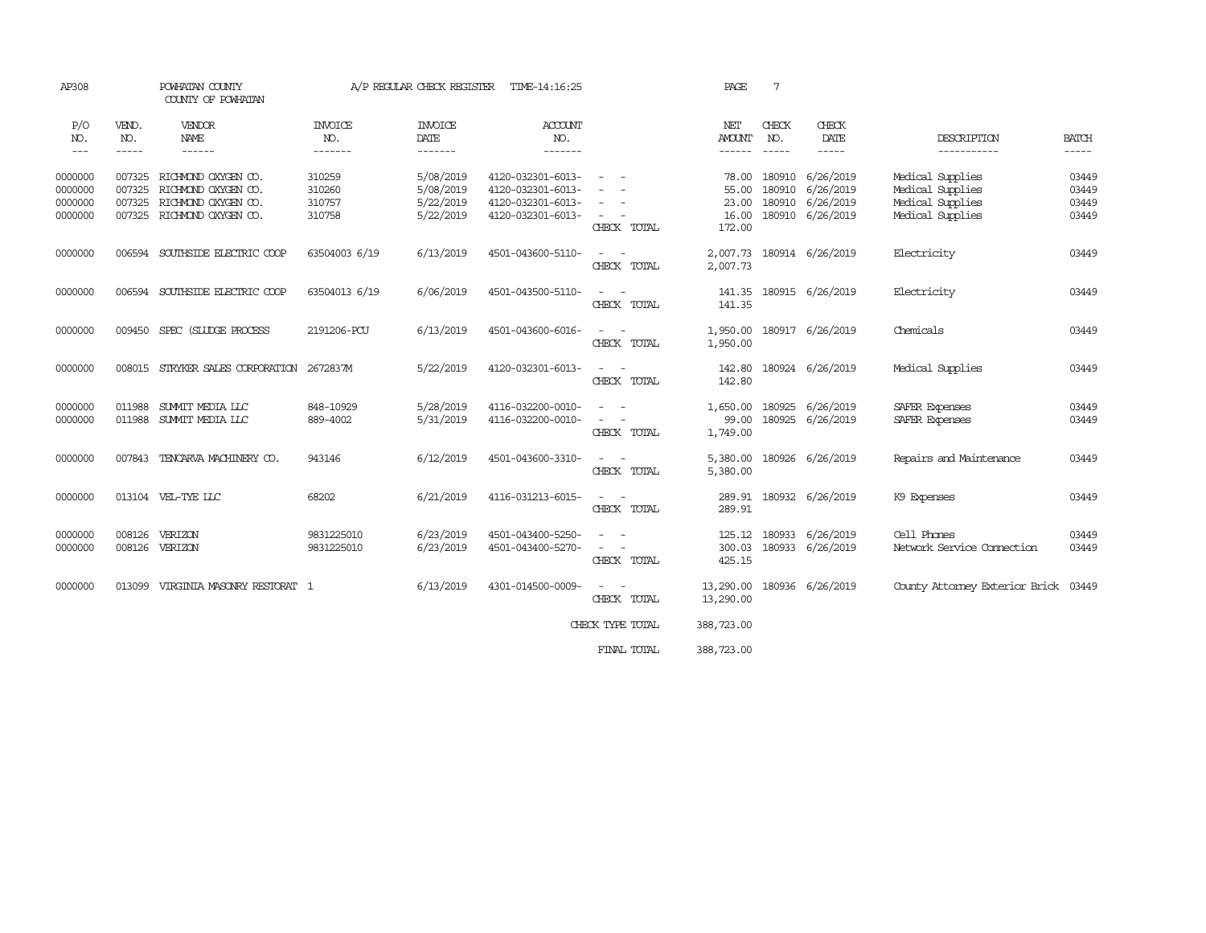AP308 POWHATAN COUNTY A/P REGULAR CHECK REGISTER TIME-14:16:25 PAGE 7

COUNTY OF POWHATAN

| P/O NO. | VEND. NO. | VENDOR NAME | INVOICE NO. | INVOICE DATE | ACCOUNT NO. | | NET AMOUNT | CHECK NO. | CHECK DATE | DESCRIPTION | BATCH |
|---|---|---|---|---|---|---|---|---|---|---|---|
| --- | ----- | ------ | ------- | ------- | ------- | | ------ | ----- | ----- | ----------- | ----- |
| 0000000 | 007325 | RICHMOND OXYGEN CO. | 310259 | 5/08/2019 | 4120-032301-6013- | - - | 78.00 | 180910 | 6/26/2019 | Medical Supplies | 03449 |
| 0000000 | 007325 | RICHMOND OXYGEN CO. | 310260 | 5/08/2019 | 4120-032301-6013- | - - | 55.00 | 180910 | 6/26/2019 | Medical Supplies | 03449 |
| 0000000 | 007325 | RICHMOND OXYGEN CO. | 310757 | 5/22/2019 | 4120-032301-6013- | - - | 23.00 | 180910 | 6/26/2019 | Medical Supplies | 03449 |
| 0000000 | 007325 | RICHMOND OXYGEN CO. | 310758 | 5/22/2019 | 4120-032301-6013- | - - | 16.00 | 180910 | 6/26/2019 | Medical Supplies | 03449 |
| | | | | | | CHECK TOTAL | 172.00 | | | | |
| 0000000 | 006594 | SOUTHSIDE ELECTRIC COOP | 63504003 6/19 | 6/13/2019 | 4501-043600-5110- | - - | 2,007.73 | 180914 | 6/26/2019 | Electricity | 03449 |
| | | | | | | CHECK TOTAL | 2,007.73 | | | | |
| 0000000 | 006594 | SOUTHSIDE ELECTRIC COOP | 63504013 6/19 | 6/06/2019 | 4501-043500-5110- | - - | 141.35 | 180915 | 6/26/2019 | Electricity | 03449 |
| | | | | | | CHECK TOTAL | 141.35 | | | | |
| 0000000 | 009450 | SPEC (SLUDGE PROCESS | 2191206-PCU | 6/13/2019 | 4501-043600-6016- | - - | 1,950.00 | 180917 | 6/26/2019 | Chemicals | 03449 |
| | | | | | | CHECK TOTAL | 1,950.00 | | | | |
| 0000000 | 008015 | STRYKER SALES CORPORATION | 2672837M | 5/22/2019 | 4120-032301-6013- | - - | 142.80 | 180924 | 6/26/2019 | Medical Supplies | 03449 |
| | | | | | | CHECK TOTAL | 142.80 | | | | |
| 0000000 | 011988 | SUMMIT MEDIA LLC | 848-10929 | 5/28/2019 | 4116-032200-0010- | - - | 1,650.00 | 180925 | 6/26/2019 | SAFER Expenses | 03449 |
| 0000000 | 011988 | SUMMIT MEDIA LLC | 889-4002 | 5/31/2019 | 4116-032200-0010- | - - | 99.00 | 180925 | 6/26/2019 | SAFER Expenses | 03449 |
| | | | | | | CHECK TOTAL | 1,749.00 | | | | |
| 0000000 | 007843 | TENCARVA MACHINERY CO. | 943146 | 6/12/2019 | 4501-043600-3310- | - - | 5,380.00 | 180926 | 6/26/2019 | Repairs and Maintenance | 03449 |
| | | | | | | CHECK TOTAL | 5,380.00 | | | | |
| 0000000 | 013104 | VEL-TYE LLC | 68202 | 6/21/2019 | 4116-031213-6015- | - - | 289.91 | 180932 | 6/26/2019 | K9 Expenses | 03449 |
| | | | | | | CHECK TOTAL | 289.91 | | | | |
| 0000000 | 008126 | VERIZON | 9831225010 | 6/23/2019 | 4501-043400-5250- | - - | 125.12 | 180933 | 6/26/2019 | Cell Phones | 03449 |
| 0000000 | 008126 | VERIZON | 9831225010 | 6/23/2019 | 4501-043400-5270- | - - | 300.03 | 180933 | 6/26/2019 | Network Service Connection | 03449 |
| | | | | | | CHECK TOTAL | 425.15 | | | | |
| 0000000 | 013099 | VIRGINIA MASONRY RESTORAT | 1 | 6/13/2019 | 4301-014500-0009- | - - | 13,290.00 | 180936 | 6/26/2019 | County Attorney Exterior Brick | 03449 |
| | | | | | | CHECK TOTAL | 13,290.00 | | | | |
| | | | | | | CHECK TYPE TOTAL | 388,723.00 | | | | |
| | | | | | | FINAL TOTAL | 388,723.00 | | | | |